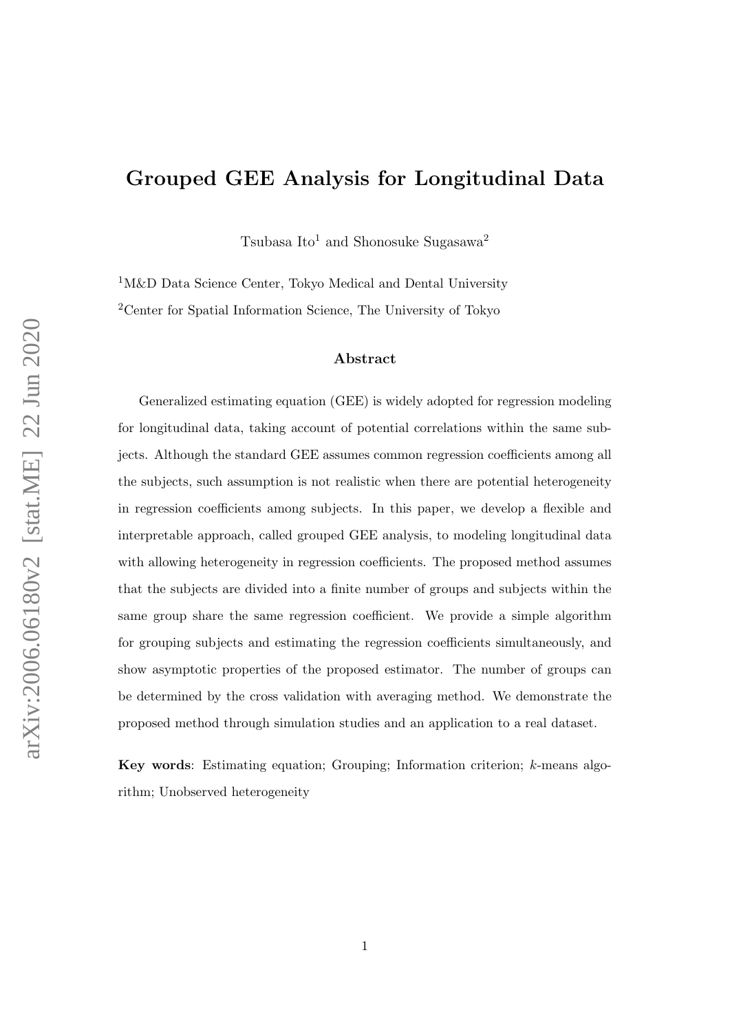# Grouped GEE Analysis for Longitudinal Data

Tsubasa Ito[1] and Shonosuke Sugasawa[2]

[1]M&D Data Science Center, Tokyo Medical and Dental University

[2]Center for Spatial Information Science, The University of Tokyo

## Abstract

Generalized estimating equation (GEE) is widely adopted for regression modeling for longitudinal data, taking account of potential correlations within the same subjects. Although the standard GEE assumes common regression coefficients among all the subjects, such assumption is not realistic when there are potential heterogeneity in regression coefficients among subjects. In this paper, we develop a flexible and interpretable approach, called grouped GEE analysis, to modeling longitudinal data with allowing heterogeneity in regression coefficients. The proposed method assumes that the subjects are divided into a finite number of groups and subjects within the same group share the same regression coefficient. We provide a simple algorithm for grouping subjects and estimating the regression coefficients simultaneously, and show asymptotic properties of the proposed estimator. The number of groups can be determined by the cross validation with averaging method. We demonstrate the proposed method through simulation studies and an application to a real dataset.

**Key words**: Estimating equation; Grouping; Information criterion; $k$-means algorithm; Unobserved heterogeneity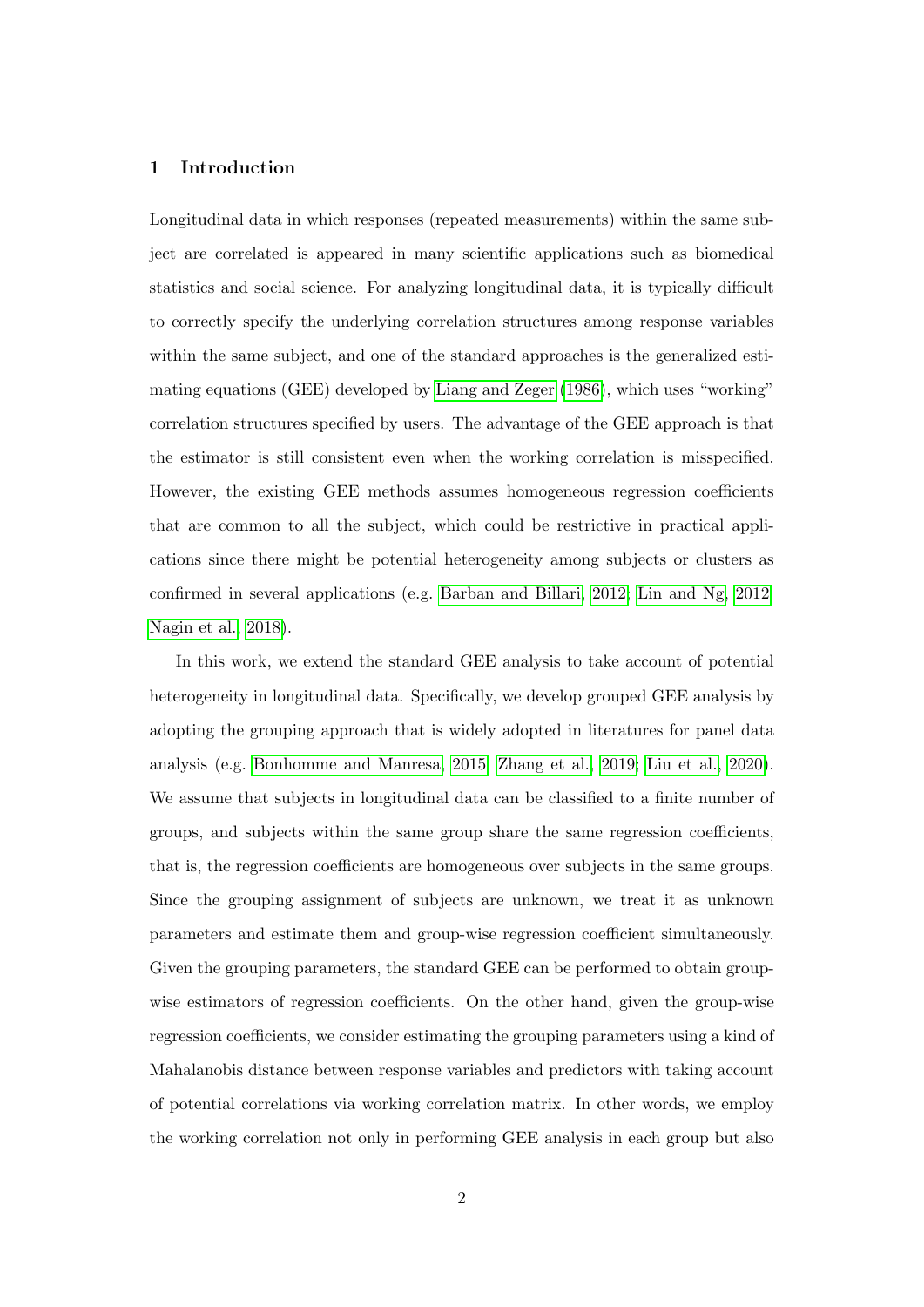## 1 Introduction

Longitudinal data in which responses (repeated measurements) within the same subject are correlated is appeared in many scientific applications such as biomedical statistics and social science. For analyzing longitudinal data, it is typically difficult to correctly specify the underlying correlation structures among response variables within the same subject, and one of the standard approaches is the generalized estimating equations (GEE) developed by Liang and Zeger (1986), which uses "working" correlation structures specified by users. The advantage of the GEE approach is that the estimator is still consistent even when the working correlation is misspecified. However, the existing GEE methods assumes homogeneous regression coefficients that are common to all the subject, which could be restrictive in practical applications since there might be potential heterogeneity among subjects or clusters as confirmed in several applications (e.g. Barban and Billari, 2012; Lin and Ng, 2012; Nagin et al., 2018).

In this work, we extend the standard GEE analysis to take account of potential heterogeneity in longitudinal data. Specifically, we develop grouped GEE analysis by adopting the grouping approach that is widely adopted in literatures for panel data analysis (e.g. Bonhomme and Manresa, 2015; Zhang et al., 2019; Liu et al., 2020). We assume that subjects in longitudinal data can be classified to a finite number of groups, and subjects within the same group share the same regression coefficients, that is, the regression coefficients are homogeneous over subjects in the same groups. Since the grouping assignment of subjects are unknown, we treat it as unknown parameters and estimate them and group-wise regression coefficient simultaneously. Given the grouping parameters, the standard GEE can be performed to obtain group-wise estimators of regression coefficients. On the other hand, given the group-wise regression coefficients, we consider estimating the grouping parameters using a kind of Mahalanobis distance between response variables and predictors with taking account of potential correlations via working correlation matrix. In other words, we employ the working correlation not only in performing GEE analysis in each group but also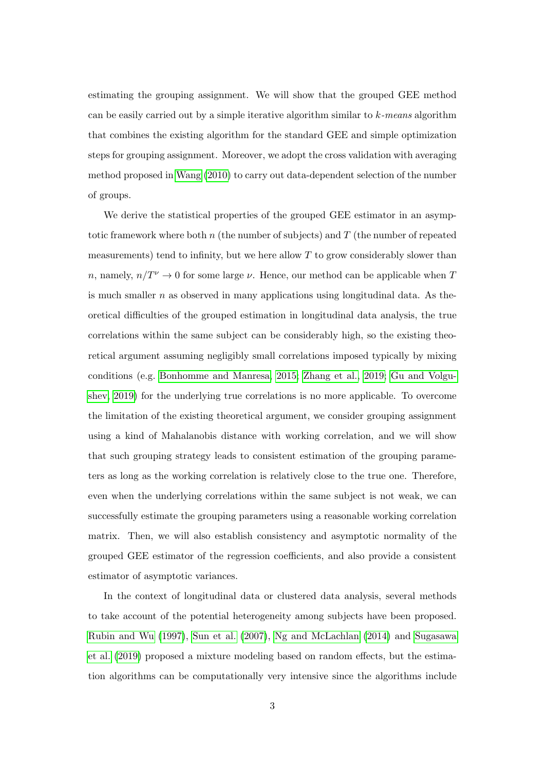estimating the grouping assignment. We will show that the grouped GEE method can be easily carried out by a simple iterative algorithm similar to *k-means* algorithm that combines the existing algorithm for the standard GEE and simple optimization steps for grouping assignment. Moreover, we adopt the cross validation with averaging method proposed in Wang (2010) to carry out data-dependent selection of the number of groups.

We derive the statistical properties of the grouped GEE estimator in an asymptotic framework where both $n$ (the number of subjects) and $T$ (the number of repeated measurements) tend to infinity, but we here allow $T$ to grow considerably slower than $n$, namely, $n/T^{\nu} \to 0$ for some large $\nu$. Hence, our method can be applicable when $T$ is much smaller $n$ as observed in many applications using longitudinal data. As theoretical difficulties of the grouped estimation in longitudinal data analysis, the true correlations within the same subject can be considerably high, so the existing theoretical argument assuming negligibly small correlations imposed typically by mixing conditions (e.g. Bonhomme and Manresa, 2015; Zhang et al., 2019; Gu and Volgushev, 2019) for the underlying true correlations is no more applicable. To overcome the limitation of the existing theoretical argument, we consider grouping assignment using a kind of Mahalanobis distance with working correlation, and we will show that such grouping strategy leads to consistent estimation of the grouping parameters as long as the working correlation is relatively close to the true one. Therefore, even when the underlying correlations within the same subject is not weak, we can successfully estimate the grouping parameters using a reasonable working correlation matrix. Then, we will also establish consistency and asymptotic normality of the grouped GEE estimator of the regression coefficients, and also provide a consistent estimator of asymptotic variances.

In the context of longitudinal data or clustered data analysis, several methods to take account of the potential heterogeneity among subjects have been proposed. Rubin and Wu (1997), Sun et al. (2007), Ng and McLachlan (2014) and Sugasawa et al. (2019) proposed a mixture modeling based on random effects, but the estimation algorithms can be computationally very intensive since the algorithms include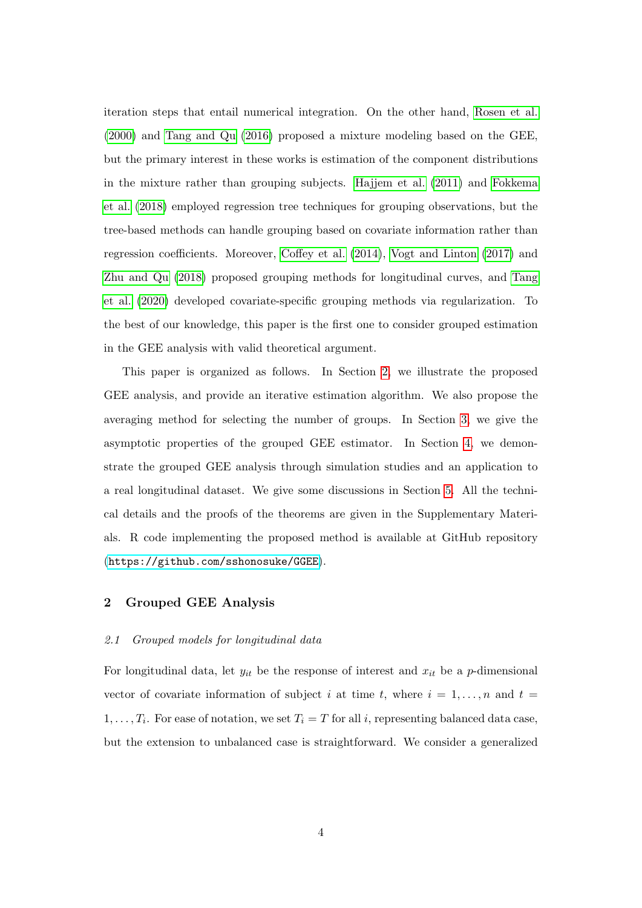iteration steps that entail numerical integration. On the other hand, Rosen et al. (2000) and Tang and Qu (2016) proposed a mixture modeling based on the GEE, but the primary interest in these works is estimation of the component distributions in the mixture rather than grouping subjects. Hajjem et al. (2011) and Fokkema et al. (2018) employed regression tree techniques for grouping observations, but the tree-based methods can handle grouping based on covariate information rather than regression coefficients. Moreover, Coffey et al. (2014), Vogt and Linton (2017) and Zhu and Qu (2018) proposed grouping methods for longitudinal curves, and Tang et al. (2020) developed covariate-specific grouping methods via regularization. To the best of our knowledge, this paper is the first one to consider grouped estimation in the GEE analysis with valid theoretical argument.

This paper is organized as follows. In Section 2, we illustrate the proposed GEE analysis, and provide an iterative estimation algorithm. We also propose the averaging method for selecting the number of groups. In Section 3, we give the asymptotic properties of the grouped GEE estimator. In Section 4, we demonstrate the grouped GEE analysis through simulation studies and an application to a real longitudinal dataset. We give some discussions in Section 5. All the technical details and the proofs of the theorems are given in the Supplementary Materials. R code implementing the proposed method is available at GitHub repository (https://github.com/sshonosuke/GGEE).

## 2 Grouped GEE Analysis

### *2.1 Grouped models for longitudinal data*

For longitudinal data, let $y_{it}$ be the response of interest and $x_{it}$ be a $p$-dimensional vector of covariate information of subject $i$ at time $t$, where $i = 1, \dots, n$ and $t = 1, \dots, T_i$. For ease of notation, we set $T_i = T$ for all $i$, representing balanced data case, but the extension to unbalanced case is straightforward. We consider a generalized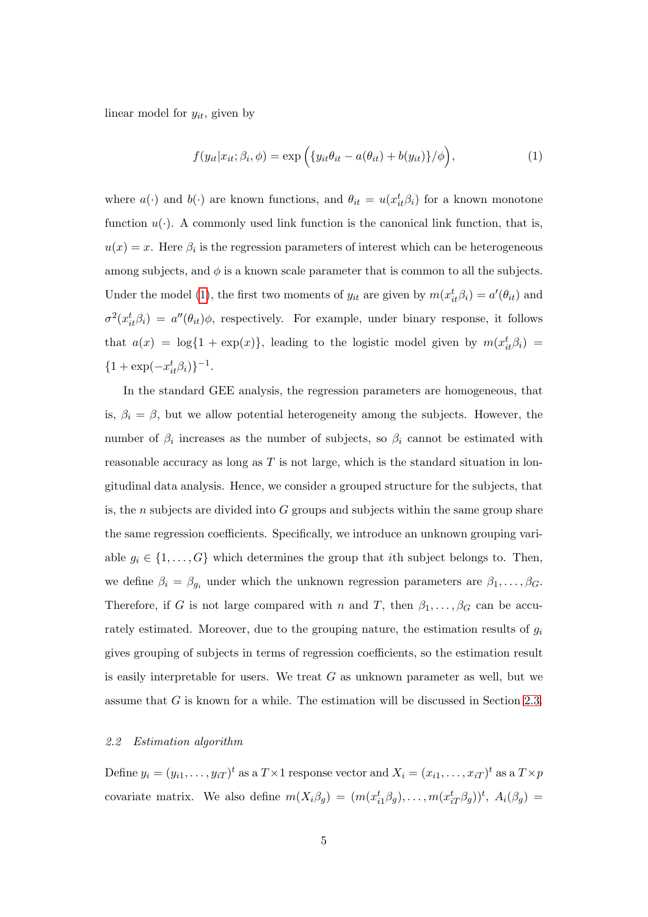linear model for $y_{it}$, given by

$$f(y_{it}|x_{it};\beta_i,\phi) = \exp\Big(\{y_{it}\theta_{it} - a(\theta_{it}) + b(y_{it})\}/\phi\Big), \tag{1}$$

where $a(\cdot)$ and $b(\cdot)$ are known functions, and $\theta_{it} = u(x_{it}^t\beta_i)$ for a known monotone function $u(\cdot)$. A commonly used link function is the canonical link function, that is, $u(x) = x$. Here $\beta_i$ is the regression parameters of interest which can be heterogeneous among subjects, and $\phi$ is a known scale parameter that is common to all the subjects. Under the model (1), the first two moments of $y_{it}$ are given by $m(x_{it}^t\beta_i) = a'(\theta_{it})$ and $\sigma^2(x_{it}^t\beta_i) = a''(\theta_{it})\phi$, respectively. For example, under binary response, it follows that $a(x) = \log\{1+\exp(x)\}$, leading to the logistic model given by $m(x_{it}^t\beta_i) = \{1+\exp(-x_{it}^t\beta_i)\}^{-1}$.

In the standard GEE analysis, the regression parameters are homogeneous, that is, $\beta_i = \beta$, but we allow potential heterogeneity among the subjects. However, the number of $\beta_i$ increases as the number of subjects, so $\beta_i$ cannot be estimated with reasonable accuracy as long as $T$ is not large, which is the standard situation in longitudinal data analysis. Hence, we consider a grouped structure for the subjects, that is, the $n$ subjects are divided into $G$ groups and subjects within the same group share the same regression coefficients. Specifically, we introduce an unknown grouping variable $g_i \in \{1,\ldots,G\}$ which determines the group that $i$th subject belongs to. Then, we define $\beta_i = \beta_{g_i}$ under which the unknown regression parameters are $\beta_1,\ldots,\beta_G$. Therefore, if $G$ is not large compared with $n$ and $T$, then $\beta_1,\ldots,\beta_G$ can be accurately estimated. Moreover, due to the grouping nature, the estimation results of $g_i$ gives grouping of subjects in terms of regression coefficients, so the estimation result is easily interpretable for users. We treat $G$ as unknown parameter as well, but we assume that $G$ is known for a while. The estimation will be discussed in Section 2.3.

### *2.2 Estimation algorithm*

Define $y_i = (y_{i1},\ldots,y_{iT})^t$ as a $T\times 1$ response vector and $X_i = (x_{i1},\ldots,x_{iT})^t$ as a $T\times p$ covariate matrix. We also define $m(X_i\beta_g) = (m(x_{i1}^t\beta_g),\ldots,m(x_{iT}^t\beta_g))^t$, $A_i(\beta_g) =$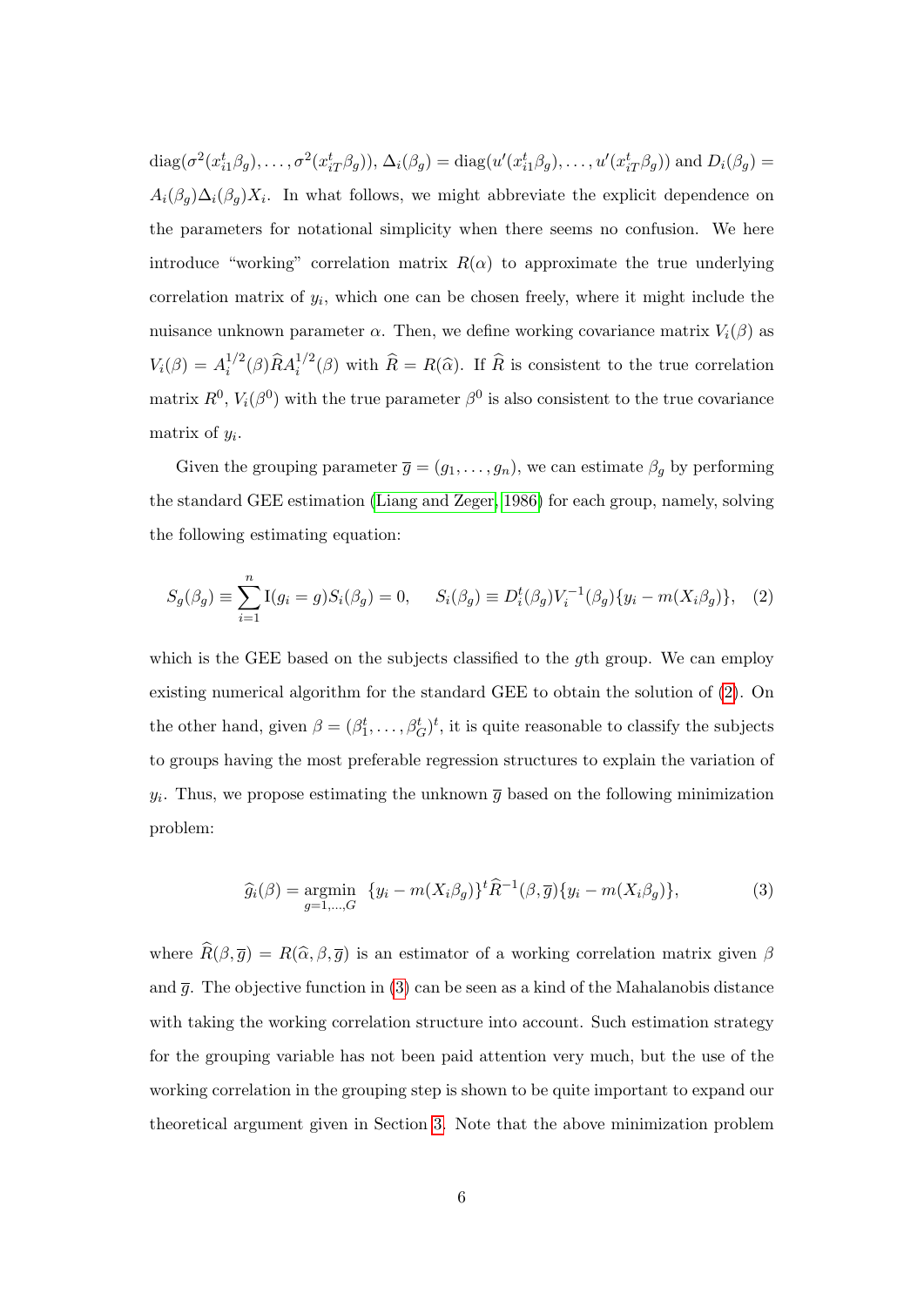$\text{diag}(\sigma^2(x_{i1}^t\beta_g), \ldots, \sigma^2(x_{iT}^t\beta_g))$, $\Delta_i(\beta_g) = \text{diag}(u'(x_{i1}^t\beta_g), \ldots, u'(x_{iT}^t\beta_g))$ and $D_i(\beta_g) = A_i(\beta_g)\Delta_i(\beta_g)X_i$. In what follows, we might abbreviate the explicit dependence on the parameters for notational simplicity when there seems no confusion. We here introduce "working" correlation matrix $R(\alpha)$ to approximate the true underlying correlation matrix of $y_i$, which one can be chosen freely, where it might include the nuisance unknown parameter $\alpha$. Then, we define working covariance matrix $V_i(\beta)$ as $V_i(\beta) = A_i^{1/2}(\beta)\widehat{R}A_i^{1/2}(\beta)$ with $\widehat{R} = R(\widehat{\alpha})$. If $\widehat{R}$ is consistent to the true correlation matrix $R^0$, $V_i(\beta^0)$ with the true parameter $\beta^0$ is also consistent to the true covariance matrix of $y_i$.

Given the grouping parameter $\overline{g} = (g_1, \ldots, g_n)$, we can estimate $\beta_g$ by performing the standard GEE estimation (Liang and Zeger, 1986) for each group, namely, solving the following estimating equation:

$$
S_g(\beta_g) \equiv \sum_{i=1}^{n} \text{I}(g_i = g)S_i(\beta_g) = 0, \quad S_i(\beta_g) \equiv D_i^t(\beta_g)V_i^{-1}(\beta_g)\{y_i - m(X_i\beta_g)\}, \quad (2)
$$

which is the GEE based on the subjects classified to the $g$th group. We can employ existing numerical algorithm for the standard GEE to obtain the solution of (2). On the other hand, given $\beta = (\beta_1^t, \ldots, \beta_G^t)^t$, it is quite reasonable to classify the subjects to groups having the most preferable regression structures to explain the variation of $y_i$. Thus, we propose estimating the unknown $\overline{g}$ based on the following minimization problem:

$$
\widehat{g}_i(\beta) = \underset{g=1,\ldots,G}{\text{argmin}} \ \{y_i - m(X_i\beta_g)\}^t\widehat{R}^{-1}(\beta, \overline{g})\{y_i - m(X_i\beta_g)\}, \quad (3)
$$

where $\widehat{R}(\beta, \overline{g}) = R(\widehat{\alpha}, \beta, \overline{g})$ is an estimator of a working correlation matrix given $\beta$ and $\overline{g}$. The objective function in (3) can be seen as a kind of the Mahalanobis distance with taking the working correlation structure into account. Such estimation strategy for the grouping variable has not been paid attention very much, but the use of the working correlation in the grouping step is shown to be quite important to expand our theoretical argument given in Section 3. Note that the above minimization problem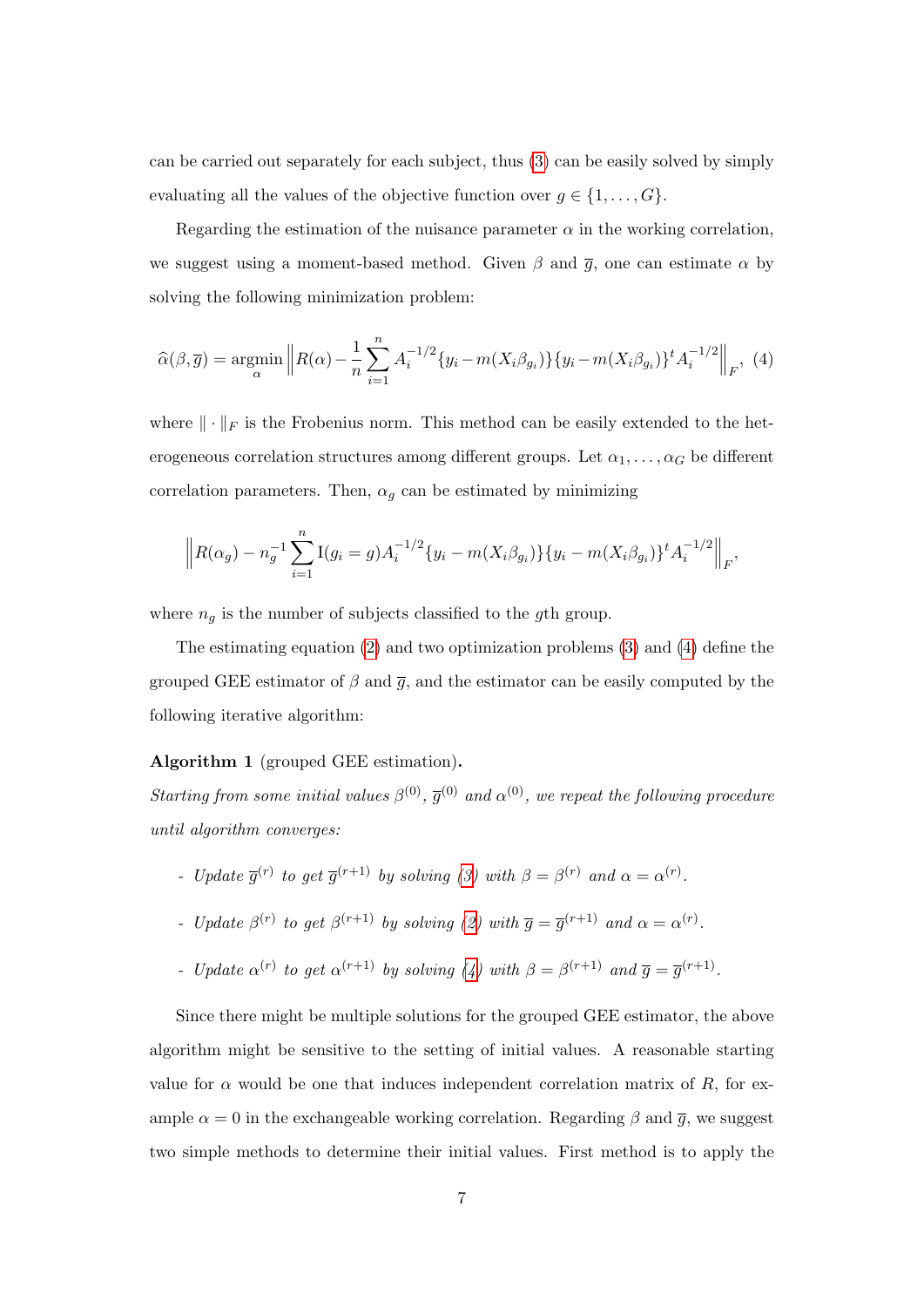can be carried out separately for each subject, thus (3) can be easily solved by simply evaluating all the values of the objective function over $g \in \{1, \dots, G\}$.

Regarding the estimation of the nuisance parameter $\alpha$ in the working correlation, we suggest using a moment-based method. Given $\beta$ and $\overline{g}$, one can estimate $\alpha$ by solving the following minimization problem:

$$\widehat{\alpha}(\beta, \overline{g}) = \underset{\alpha}{\text{argmin}} \left\| R(\alpha) - \frac{1}{n} \sum_{i=1}^{n} A_i^{-1/2} \{y_i - m(X_i \beta_{g_i})\}\{y_i - m(X_i \beta_{g_i})\}^t A_i^{-1/2} \right\|_F, \quad (4)$$

where $\| \cdot \|_F$ is the Frobenius norm. This method can be easily extended to the heterogeneous correlation structures among different groups. Let $\alpha_1, \dots, \alpha_G$ be different correlation parameters. Then, $\alpha_g$ can be estimated by minimizing

$$\left\| R(\alpha_g) - n_g^{-1} \sum_{i=1}^{n} \mathrm{I}(g_i = g) A_i^{-1/2} \{y_i - m(X_i \beta_{g_i})\}\{y_i - m(X_i \beta_{g_i})\}^t A_i^{-1/2} \right\|_F,$$

where $n_g$ is the number of subjects classified to the $g$th group.

The estimating equation (2) and two optimization problems (3) and (4) define the grouped GEE estimator of $\beta$ and $\overline{g}$, and the estimator can be easily computed by the following iterative algorithm:

**Algorithm 1** (grouped GEE estimation)**.**
*Starting from some initial values $\beta^{(0)}$, $\overline{g}^{(0)}$ and $\alpha^{(0)}$, we repeat the following procedure until algorithm converges:*

- *Update $\overline{g}^{(r)}$ to get $\overline{g}^{(r+1)}$ by solving (3) with $\beta = \beta^{(r)}$ and $\alpha = \alpha^{(r)}$.*
- *Update $\beta^{(r)}$ to get $\beta^{(r+1)}$ by solving (2) with $\overline{g} = \overline{g}^{(r+1)}$ and $\alpha = \alpha^{(r)}$.*
- *Update $\alpha^{(r)}$ to get $\alpha^{(r+1)}$ by solving (4) with $\beta = \beta^{(r+1)}$ and $\overline{g} = \overline{g}^{(r+1)}$.*

Since there might be multiple solutions for the grouped GEE estimator, the above algorithm might be sensitive to the setting of initial values. A reasonable starting value for $\alpha$ would be one that induces independent correlation matrix of $R$, for example $\alpha = 0$ in the exchangeable working correlation. Regarding $\beta$ and $\overline{g}$, we suggest two simple methods to determine their initial values. First method is to apply the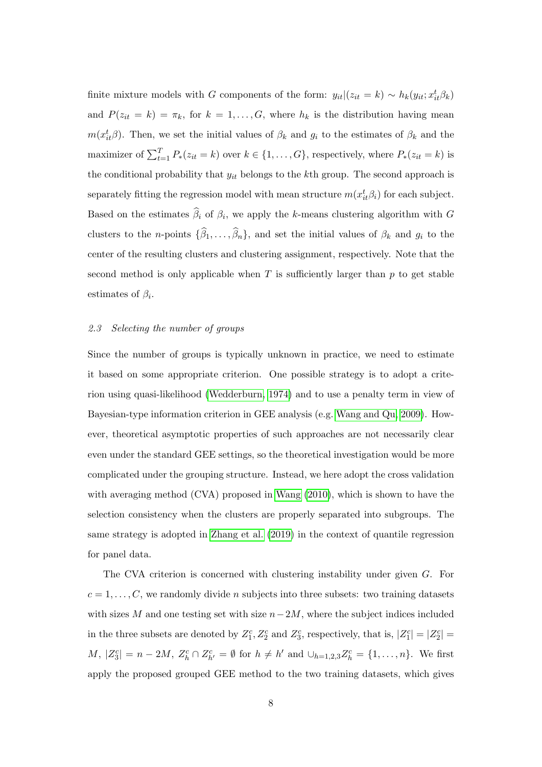finite mixture models with $G$ components of the form: $y_{it}|(z_{it} = k) \sim h_k(y_{it}; x_{it}^t \beta_k)$ and $P(z_{it} = k) = \pi_k$, for $k = 1, \ldots, G$, where $h_k$ is the distribution having mean $m(x_{it}^t \beta)$. Then, we set the initial values of $\beta_k$ and $g_i$ to the estimates of $\beta_k$ and the maximizer of $\sum_{t=1}^T P_*(z_{it} = k)$ over $k \in \{1, \ldots, G\}$, respectively, where $P_*(z_{it} = k)$ is the conditional probability that $y_{it}$ belongs to the $k$th group. The second approach is separately fitting the regression model with mean structure $m(x_{it}^t \beta_i)$ for each subject. Based on the estimates $\widehat{\beta}_i$ of $\beta_i$, we apply the $k$-means clustering algorithm with $G$ clusters to the $n$-points $\{\widehat{\beta}_1, \ldots, \widehat{\beta}_n\}$, and set the initial values of $\beta_k$ and $g_i$ to the center of the resulting clusters and clustering assignment, respectively. Note that the second method is only applicable when $T$ is sufficiently larger than $p$ to get stable estimates of $\beta_i$.

### *2.3 Selecting the number of groups*

Since the number of groups is typically unknown in practice, we need to estimate it based on some appropriate criterion. One possible strategy is to adopt a criterion using quasi-likelihood (Wedderburn, 1974) and to use a penalty term in view of Bayesian-type information criterion in GEE analysis (e.g. Wang and Qu, 2009). However, theoretical asymptotic properties of such approaches are not necessarily clear even under the standard GEE settings, so the theoretical investigation would be more complicated under the grouping structure. Instead, we here adopt the cross validation with averaging method (CVA) proposed in Wang (2010), which is shown to have the selection consistency when the clusters are properly separated into subgroups. The same strategy is adopted in Zhang et al. (2019) in the context of quantile regression for panel data.

The CVA criterion is concerned with clustering instability under given $G$. For $c = 1, \ldots, C$, we randomly divide $n$ subjects into three subsets: two training datasets with sizes $M$ and one testing set with size $n - 2M$, where the subject indices included in the three subsets are denoted by $Z_1^c, Z_2^c$ and $Z_3^c$, respectively, that is, $|Z_1^c| = |Z_2^c| = M$, $|Z_3^c| = n - 2M$, $Z_h^c \cap Z_{h'}^c = \emptyset$ for $h \neq h'$ and $\cup_{h=1,2,3} Z_h^c = \{1, \ldots, n\}$. We first apply the proposed grouped GEE method to the two training datasets, which gives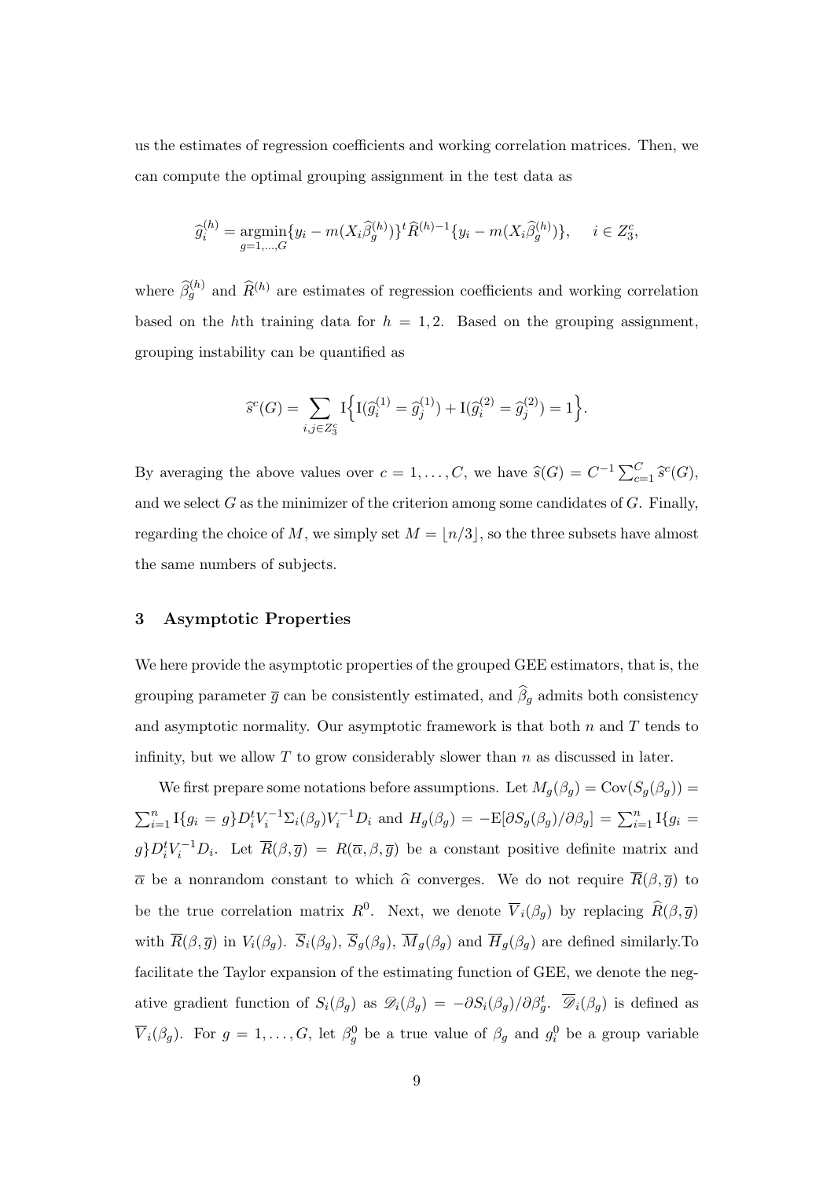us the estimates of regression coefficients and working correlation matrices. Then, we can compute the optimal grouping assignment in the test data as

$$\widehat{g}_i^{(h)} = \underset{g=1,\ldots,G}{\operatorname{argmin}} \{y_i - m(X_i \widehat{\beta}_g^{(h)})\}^t \widehat{R}^{(h)-1} \{y_i - m(X_i \widehat{\beta}_g^{(h)})\}, \quad i \in Z_3^c,$$

where $\widehat{\beta}_g^{(h)}$ and $\widehat{R}^{(h)}$ are estimates of regression coefficients and working correlation based on the $h$th training data for $h = 1, 2$. Based on the grouping assignment, grouping instability can be quantified as

$$\widehat{s}^c(G) = \sum_{i,j \in Z_3^c} \mathrm{I}\Big\{\mathrm{I}(\widehat{g}_i^{(1)} = \widehat{g}_j^{(1)}) + \mathrm{I}(\widehat{g}_i^{(2)} = \widehat{g}_j^{(2)}) = 1\Big\}.$$

By averaging the above values over $c = 1, \ldots, C$, we have $\widehat{s}(G) = C^{-1} \sum_{c=1}^{C} \widehat{s}^c(G)$, and we select $G$ as the minimizer of the criterion among some candidates of $G$. Finally, regarding the choice of $M$, we simply set $M = \lfloor n/3 \rfloor$, so the three subsets have almost the same numbers of subjects.

## 3 Asymptotic Properties

We here provide the asymptotic properties of the grouped GEE estimators, that is, the grouping parameter $\overline{g}$ can be consistently estimated, and $\widehat{\beta}_g$ admits both consistency and asymptotic normality. Our asymptotic framework is that both $n$ and $T$ tends to infinity, but we allow $T$ to grow considerably slower than $n$ as discussed in later.

We first prepare some notations before assumptions. Let $M_g(\beta_g) = \mathrm{Cov}(S_g(\beta_g)) = \sum_{i=1}^{n} \mathrm{I}\{g_i = g\} D_i^t V_i^{-1} \Sigma_i(\beta_g) V_i^{-1} D_i$ and $H_g(\beta_g) = -\mathrm{E}[\partial S_g(\beta_g)/\partial \beta_g] = \sum_{i=1}^{n} \mathrm{I}\{g_i = g\} D_i^t V_i^{-1} D_i$. Let $\overline{R}(\beta, \overline{g}) = R(\overline{\alpha}, \beta, \overline{g})$ be a constant positive definite matrix and $\overline{\alpha}$ be a nonrandom constant to which $\widehat{\alpha}$ converges. We do not require $\overline{R}(\beta, \overline{g})$ to be the true correlation matrix $R^0$. Next, we denote $\overline{V}_i(\beta_g)$ by replacing $\widehat{R}(\beta, \overline{g})$ with $\overline{R}(\beta, \overline{g})$ in $V_i(\beta_g)$. $\overline{S}_i(\beta_g)$, $\overline{S}_g(\beta_g)$, $\overline{M}_g(\beta_g)$ and $\overline{H}_g(\beta_g)$ are defined similarly.To facilitate the Taylor expansion of the estimating function of GEE, we denote the negative gradient function of $S_i(\beta_g)$ as $\mathscr{D}_i(\beta_g) = -\partial S_i(\beta_g)/\partial \beta_g^t$. $\overline{\mathscr{D}}_i(\beta_g)$ is defined as $\overline{V}_i(\beta_g)$. For $g = 1, \ldots, G$, let $\beta_g^0$ be a true value of $\beta_g$ and $g_i^0$ be a group variable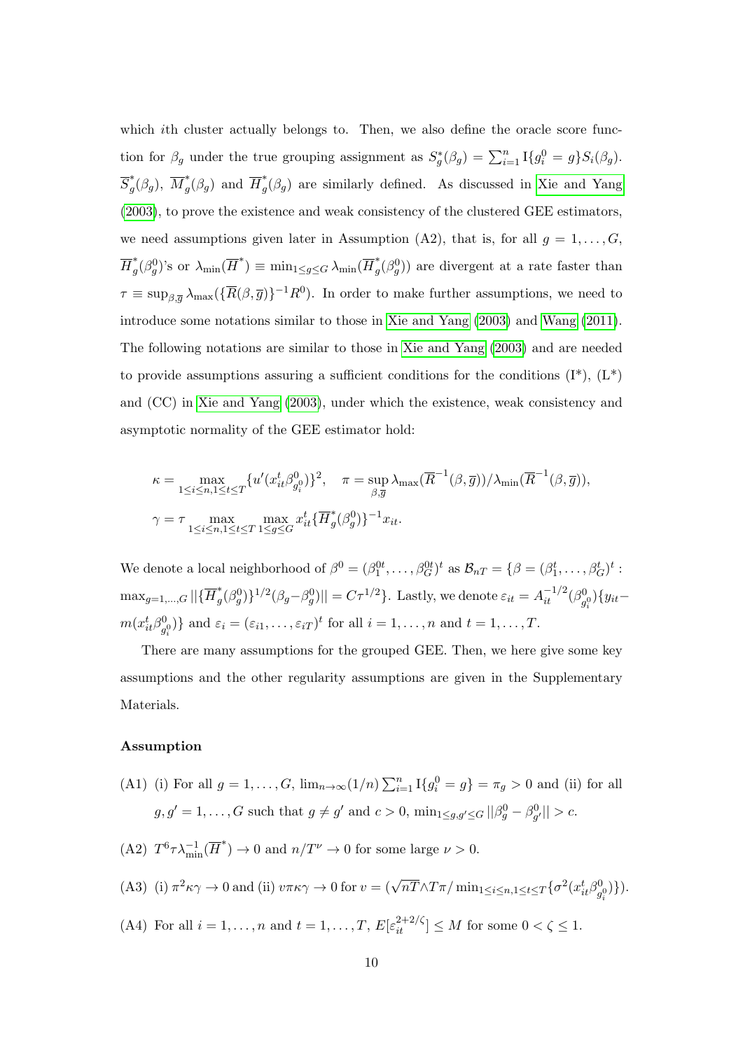which $i$th cluster actually belongs to. Then, we also define the oracle score function for $\beta_g$ under the true grouping assignment as $S_g^*(\beta_g) = \sum_{i=1}^n \mathrm{I}\{g_i^0 = g\} S_i(\beta_g)$. $\overline{S}_g^*(\beta_g)$, $\overline{M}_g^*(\beta_g)$ and $\overline{H}_g^*(\beta_g)$ are similarly defined. As discussed in Xie and Yang (2003), to prove the existence and weak consistency of the clustered GEE estimators, we need assumptions given later in Assumption (A2), that is, for all $g = 1, \ldots, G$, $\overline{H}_g^*(\beta_g^0)$'s or $\lambda_{\min}(\overline{H}^*) \equiv \min_{1 \le g \le G} \lambda_{\min}(\overline{H}_g^*(\beta_g^0))$ are divergent at a rate faster than $\tau \equiv \sup_{\beta, \overline{g}} \lambda_{\max}(\{\overline{R}(\beta, \overline{g})\}^{-1} R^0)$. In order to make further assumptions, we need to introduce some notations similar to those in Xie and Yang (2003) and Wang (2011). The following notations are similar to those in Xie and Yang (2003) and are needed to provide assumptions assuring a sufficient conditions for the conditions (I\*), (L\*) and (CC) in Xie and Yang (2003), under which the existence, weak consistency and asymptotic normality of the GEE estimator hold:

$$\kappa = \max_{1 \le i \le n, 1 \le t \le T} \{u'(x_{it}^t \beta_{g_i^0}^0)\}^2, \quad \pi = \sup_{\beta, \overline{g}} \lambda_{\max}(\overline{R}^{-1}(\beta, \overline{g})) / \lambda_{\min}(\overline{R}^{-1}(\beta, \overline{g})),$$

$$\gamma = \tau \max_{1 \le i \le n, 1 \le t \le T} \max_{1 \le g \le G} x_{it}^t \{\overline{H}_g^*(\beta_g^0)\}^{-1} x_{it}.$$

We denote a local neighborhood of $\beta^0 = (\beta_1^{0t}, \ldots, \beta_G^{0t})^t$ as $\mathcal{B}_{nT} = \{\beta = (\beta_1^t, \ldots, \beta_G^t)^t : \max_{g=1,\ldots,G} ||\{\overline{H}_g^*(\beta_g^0)\}^{1/2}(\beta_g - \beta_g^0)|| = C\tau^{1/2}\}$. Lastly, we denote $\varepsilon_{it} = A_{it}^{-1/2}(\beta_{g_i^0}^0)\{y_{it} - m(x_{it}^t \beta_{g_i^0}^0)\}$ and $\varepsilon_i = (\varepsilon_{i1}, \ldots, \varepsilon_{iT})^t$ for all $i = 1, \ldots, n$ and $t = 1, \ldots, T$.

There are many assumptions for the grouped GEE. Then, we here give some key assumptions and the other regularity assumptions are given in the Supplementary Materials.

**Assumption**

(A1) (i) For all $g = 1, \ldots, G$, $\lim_{n \to \infty} (1/n) \sum_{i=1}^n \mathrm{I}\{g_i^0 = g\} = \pi_g > 0$ and (ii) for all $g, g' = 1, \ldots, G$ such that $g \ne g'$ and $c > 0$, $\min_{1 \le g, g' \le G} ||\beta_g^0 - \beta_{g'}^0|| > c$.

(A2) $T^6 \tau \lambda_{\min}^{-1}(\overline{H}^*) \to 0$ and $n/T^\nu \to 0$ for some large $\nu > 0$.

(A3) (i) $\pi^2 \kappa \gamma \to 0$ and (ii) $v \pi \kappa \gamma \to 0$ for $v = (\sqrt{nT} \wedge T\pi / \min_{1 \le i \le n, 1 \le t \le T} \{\sigma^2(x_{it}^t \beta_{g_i^0}^0)\})$.

(A4) For all $i = 1, \ldots, n$ and $t = 1, \ldots, T$, $E[\varepsilon_{it}^{2+2/\zeta}] \le M$ for some $0 < \zeta \le 1$.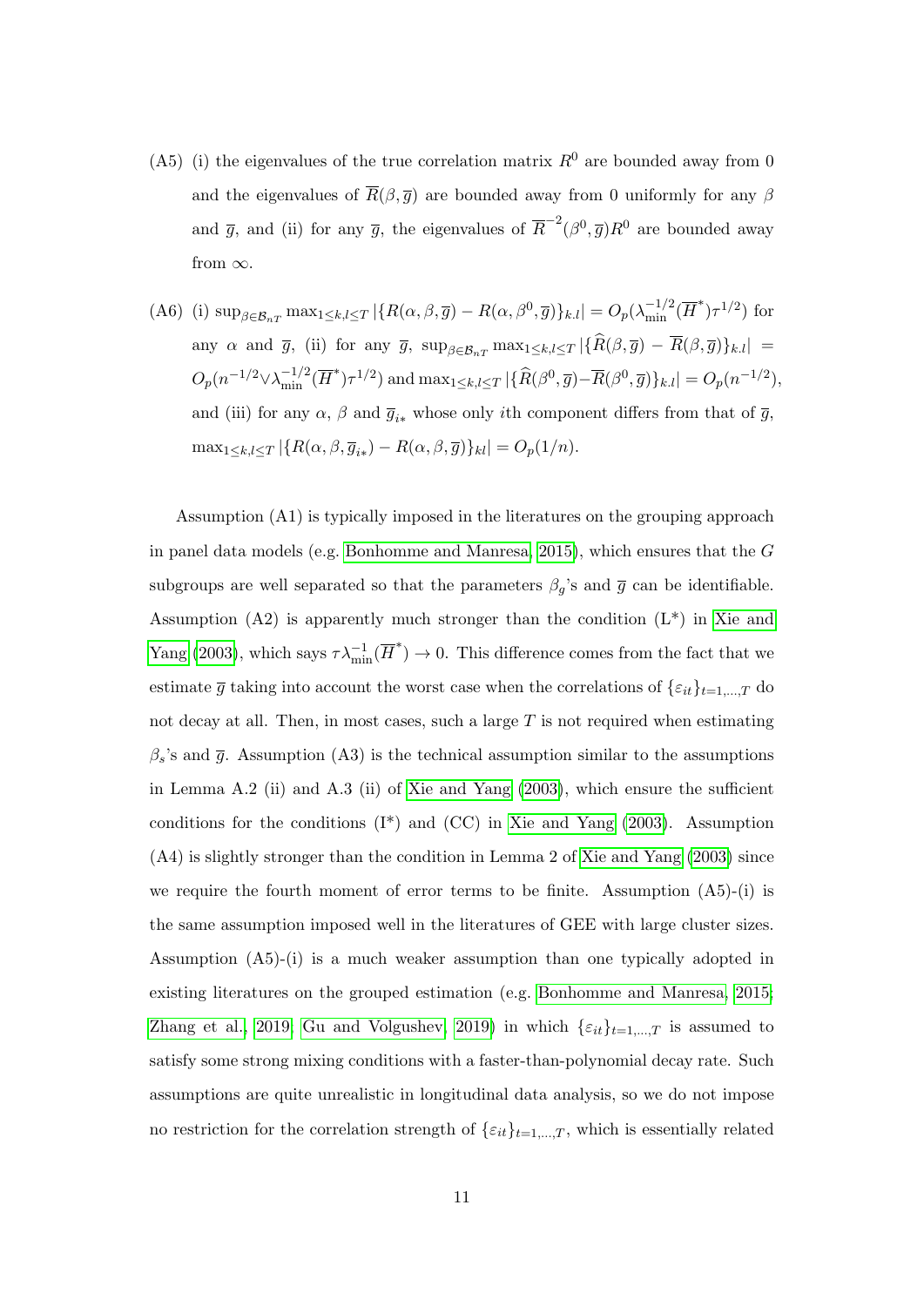(A5) (i) the eigenvalues of the true correlation matrix $R^0$ are bounded away from 0 and the eigenvalues of $\overline{R}(\beta, \overline{g})$ are bounded away from 0 uniformly for any $\beta$ and $\overline{g}$, and (ii) for any $\overline{g}$, the eigenvalues of $\overline{R}^{-2}(\beta^0, \overline{g})R^0$ are bounded away from $\infty$.

(A6) (i) $\sup_{\beta \in \mathcal{B}_{nT}} \max_{1 \le k,l \le T} |\{R(\alpha, \beta, \overline{g}) - R(\alpha, \beta^0, \overline{g})\}_{k.l}| = O_p(\lambda_{\min}^{-1/2}(\overline{H}^*)\tau^{1/2})$ for any $\alpha$ and $\overline{g}$, (ii) for any $\overline{g}$, $\sup_{\beta \in \mathcal{B}_{nT}} \max_{1 \le k,l \le T} |\{\widehat{R}(\beta, \overline{g}) - \overline{R}(\beta, \overline{g})\}_{k.l}| = O_p(n^{-1/2} \vee \lambda_{\min}^{-1/2}(\overline{H}^*)\tau^{1/2})$ and $\max_{1 \le k,l \le T} |\{\widehat{R}(\beta^0, \overline{g}) - \overline{R}(\beta^0, \overline{g})\}_{k.l}| = O_p(n^{-1/2})$, and (iii) for any $\alpha$, $\beta$ and $\overline{g}_{i*}$ whose only $i$th component differs from that of $\overline{g}$, $\max_{1 \le k,l \le T} |\{R(\alpha, \beta, \overline{g}_{i*}) - R(\alpha, \beta, \overline{g})\}_{kl}| = O_p(1/n)$.

Assumption (A1) is typically imposed in the literatures on the grouping approach in panel data models (e.g. Bonhomme and Manresa, 2015), which ensures that the $G$ subgroups are well separated so that the parameters $\beta_g$'s and $\overline{g}$ can be identifiable. Assumption (A2) is apparently much stronger than the condition (L*) in Xie and Yang (2003), which says $\tau \lambda_{\min}^{-1}(\overline{H}^*) \to 0$. This difference comes from the fact that we estimate $\overline{g}$ taking into account the worst case when the correlations of $\{\varepsilon_{it}\}_{t=1,\ldots,T}$ do not decay at all. Then, in most cases, such a large $T$ is not required when estimating $\beta_s$'s and $\overline{g}$. Assumption (A3) is the technical assumption similar to the assumptions in Lemma A.2 (ii) and A.3 (ii) of Xie and Yang (2003), which ensure the sufficient conditions for the conditions (I*) and (CC) in Xie and Yang (2003). Assumption (A4) is slightly stronger than the condition in Lemma 2 of Xie and Yang (2003) since we require the fourth moment of error terms to be finite. Assumption (A5)-(i) is the same assumption imposed well in the literatures of GEE with large cluster sizes. Assumption (A5)-(i) is a much weaker assumption than one typically adopted in existing literatures on the grouped estimation (e.g. Bonhomme and Manresa, 2015; Zhang et al., 2019; Gu and Volgushev, 2019) in which $\{\varepsilon_{it}\}_{t=1,\ldots,T}$ is assumed to satisfy some strong mixing conditions with a faster-than-polynomial decay rate. Such assumptions are quite unrealistic in longitudinal data analysis, so we do not impose no restriction for the correlation strength of $\{\varepsilon_{it}\}_{t=1,\ldots,T}$, which is essentially related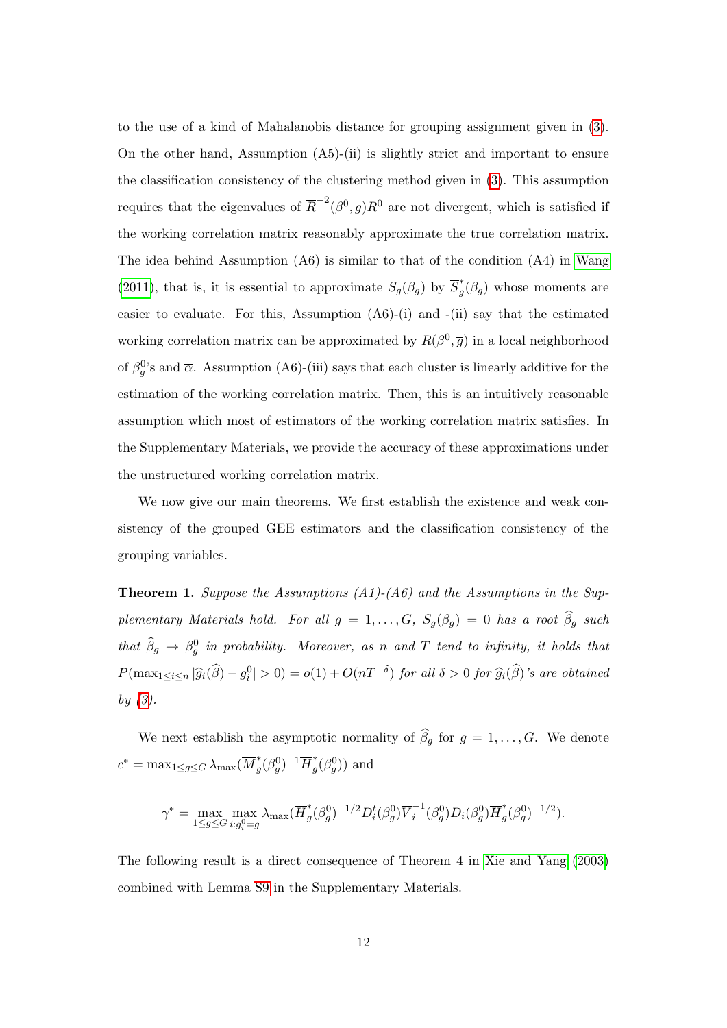to the use of a kind of Mahalanobis distance for grouping assignment given in (3). On the other hand, Assumption (A5)-(ii) is slightly strict and important to ensure the classification consistency of the clustering method given in (3). This assumption requires that the eigenvalues of $\overline{R}^{-2}(\beta^0, \overline{g})R^0$ are not divergent, which is satisfied if the working correlation matrix reasonably approximate the true correlation matrix. The idea behind Assumption (A6) is similar to that of the condition (A4) in Wang (2011), that is, it is essential to approximate $S_g(\beta_g)$ by $\overline{S}^*_g(\beta_g)$ whose moments are easier to evaluate. For this, Assumption (A6)-(i) and -(ii) say that the estimated working correlation matrix can be approximated by $\overline{R}(\beta^0, \overline{g})$ in a local neighborhood of $\beta_g^0$'s and $\overline{\alpha}$. Assumption (A6)-(iii) says that each cluster is linearly additive for the estimation of the working correlation matrix. Then, this is an intuitively reasonable assumption which most of estimators of the working correlation matrix satisfies. In the Supplementary Materials, we provide the accuracy of these approximations under the unstructured working correlation matrix.

We now give our main theorems. We first establish the existence and weak consistency of the grouped GEE estimators and the classification consistency of the grouping variables.

**Theorem 1.** *Suppose the Assumptions (A1)-(A6) and the Assumptions in the Supplementary Materials hold. For all $g = 1, \dots, G$, $S_g(\beta_g) = 0$ has a root $\widehat{\beta}_g$ such that $\widehat{\beta}_g \to \beta_g^0$ in probability. Moreover, as $n$ and $T$ tend to infinity, it holds that $P(\max_{1 \le i \le n} |\widehat{g}_i(\widehat{\beta}) - g_i^0| > 0) = o(1) + O(nT^{-\delta})$ for all $\delta > 0$ for $\widehat{g}_i(\widehat{\beta})$'s are obtained by (3).*

We next establish the asymptotic normality of $\widehat{\beta}_g$ for $g = 1, \dots, G$. We denote $c^* = \max_{1 \le g \le G} \lambda_{\max}(\overline{M}^*_g(\beta_g^0)^{-1}\overline{H}^*_g(\beta_g^0))$ and

$$\gamma^* = \max_{1 \le g \le G} \max_{i: g_i^0 = g} \lambda_{\max}(\overline{H}^*_g(\beta_g^0)^{-1/2} D_i^t(\beta_g^0) \overline{V}_i^{-1}(\beta_g^0) D_i(\beta_g^0) \overline{H}^*_g(\beta_g^0)^{-1/2}).$$

The following result is a direct consequence of Theorem 4 in Xie and Yang (2003) combined with Lemma S9 in the Supplementary Materials.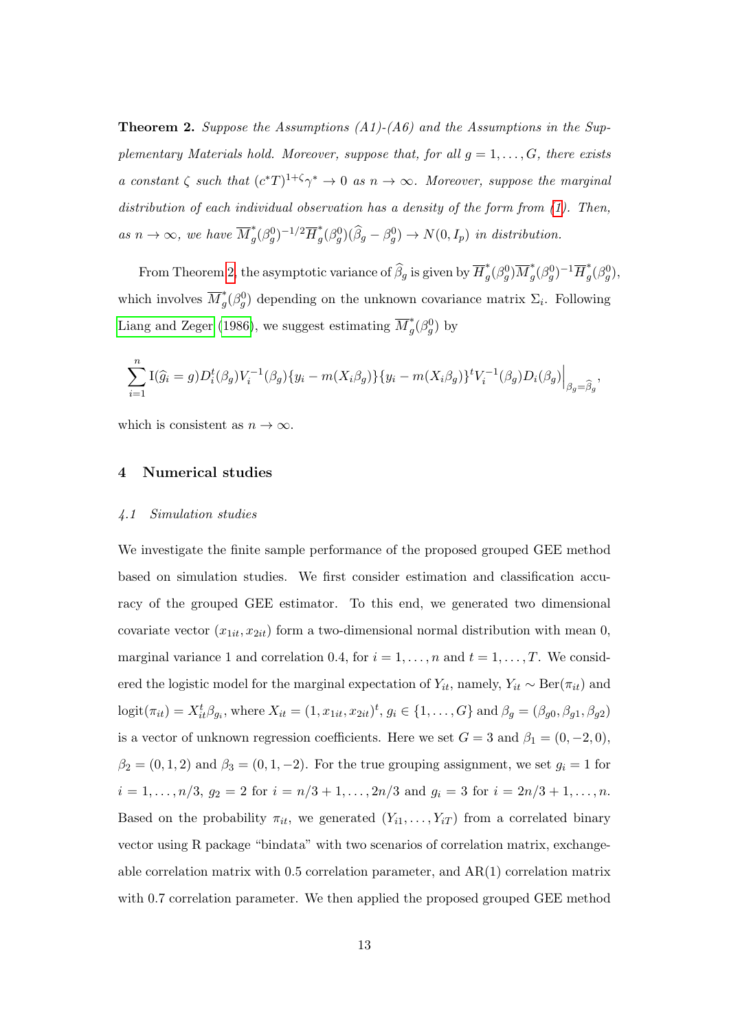**Theorem 2.** *Suppose the Assumptions (A1)-(A6) and the Assumptions in the Supplementary Materials hold. Moreover, suppose that, for all $g = 1, \ldots, G$, there exists a constant $\zeta$ such that $(c^* T)^{1+\zeta}\gamma^* \to 0$ as $n \to \infty$. Moreover, suppose the marginal distribution of each individual observation has a density of the form from (1). Then, as $n \to \infty$, we have $\overline{M}^*_g(\beta_g^0)^{-1/2}\overline{H}^*_g(\beta_g^0)(\widehat{\beta}_g - \beta_g^0) \to N(0, I_p)$ in distribution.*

From Theorem 2, the asymptotic variance of $\widehat{\beta}_g$ is given by $\overline{H}^*_g(\beta_g^0)\overline{M}^*_g(\beta_g^0)^{-1}\overline{H}^*_g(\beta_g^0)$, which involves $\overline{M}^*_g(\beta_g^0)$ depending on the unknown covariance matrix $\Sigma_i$. Following Liang and Zeger (1986), we suggest estimating $\overline{M}^*_g(\beta_g^0)$ by

$$
\sum_{i=1}^{n} \mathrm{I}(\widehat{g}_i = g) D_i^t(\beta_g) V_i^{-1}(\beta_g)\{y_i - m(X_i\beta_g)\}\{y_i - m(X_i\beta_g)\}^t V_i^{-1}(\beta_g) D_i(\beta_g)\Big|_{\beta_g = \widehat{\beta}_g},
$$

which is consistent as $n \to \infty$.

## 4 Numerical studies

### *4.1 Simulation studies*

We investigate the finite sample performance of the proposed grouped GEE method based on simulation studies. We first consider estimation and classification accuracy of the grouped GEE estimator. To this end, we generated two dimensional covariate vector $(x_{1it}, x_{2it})$ form a two-dimensional normal distribution with mean 0, marginal variance 1 and correlation 0.4, for $i = 1, \ldots, n$ and $t = 1, \ldots, T$. We considered the logistic model for the marginal expectation of $Y_{it}$, namely, $Y_{it} \sim \mathrm{Ber}(\pi_{it})$ and $\mathrm{logit}(\pi_{it}) = X_{it}^t \beta_{g_i}$, where $X_{it} = (1, x_{1it}, x_{2it})^t$, $g_i \in \{1, \ldots, G\}$ and $\beta_g = (\beta_{g0}, \beta_{g1}, \beta_{g2})$ is a vector of unknown regression coefficients. Here we set $G = 3$ and $\beta_1 = (0, -2, 0)$, $\beta_2 = (0, 1, 2)$ and $\beta_3 = (0, 1, -2)$. For the true grouping assignment, we set $g_i = 1$ for $i = 1, \ldots, n/3$, $g_2 = 2$ for $i = n/3 + 1, \ldots, 2n/3$ and $g_i = 3$ for $i = 2n/3 + 1, \ldots, n$. Based on the probability $\pi_{it}$, we generated $(Y_{i1}, \ldots, Y_{iT})$ from a correlated binary vector using R package "bindata" with two scenarios of correlation matrix, exchangeable correlation matrix with 0.5 correlation parameter, and AR(1) correlation matrix with 0.7 correlation parameter. We then applied the proposed grouped GEE method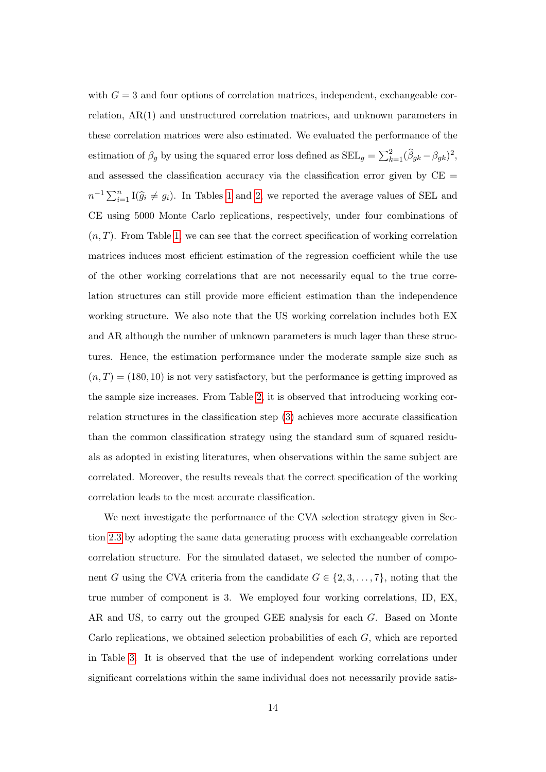with $G = 3$ and four options of correlation matrices, independent, exchangeable correlation, AR(1) and unstructured correlation matrices, and unknown parameters in these correlation matrices were also estimated. We evaluated the performance of the estimation of $\beta_g$ by using the squared error loss defined as $\text{SEL}_g = \sum_{k=1}^{2}(\widehat{\beta}_{gk} - \beta_{gk})^2$, and assessed the classification accuracy via the classification error given by $\text{CE} = n^{-1}\sum_{i=1}^{n} \text{I}(\widehat{g}_i \neq g_i)$. In Tables 1 and 2, we reported the average values of SEL and CE using 5000 Monte Carlo replications, respectively, under four combinations of $(n, T)$. From Table 1, we can see that the correct specification of working correlation matrices induces most efficient estimation of the regression coefficient while the use of the other working correlations that are not necessarily equal to the true correlation structures can still provide more efficient estimation than the independence working structure. We also note that the US working correlation includes both EX and AR although the number of unknown parameters is much lager than these structures. Hence, the estimation performance under the moderate sample size such as $(n, T) = (180, 10)$ is not very satisfactory, but the performance is getting improved as the sample size increases. From Table 2, it is observed that introducing working correlation structures in the classification step (3) achieves more accurate classification than the common classification strategy using the standard sum of squared residuals as adopted in existing literatures, when observations within the same subject are correlated. Moreover, the results reveals that the correct specification of the working correlation leads to the most accurate classification.

We next investigate the performance of the CVA selection strategy given in Section 2.3 by adopting the same data generating process with exchangeable correlation correlation structure. For the simulated dataset, we selected the number of component $G$ using the CVA criteria from the candidate $G \in \{2, 3, \ldots, 7\}$, noting that the true number of component is 3. We employed four working correlations, ID, EX, AR and US, to carry out the grouped GEE analysis for each $G$. Based on Monte Carlo replications, we obtained selection probabilities of each $G$, which are reported in Table 3. It is observed that the use of independent working correlations under significant correlations within the same individual does not necessarily provide satis-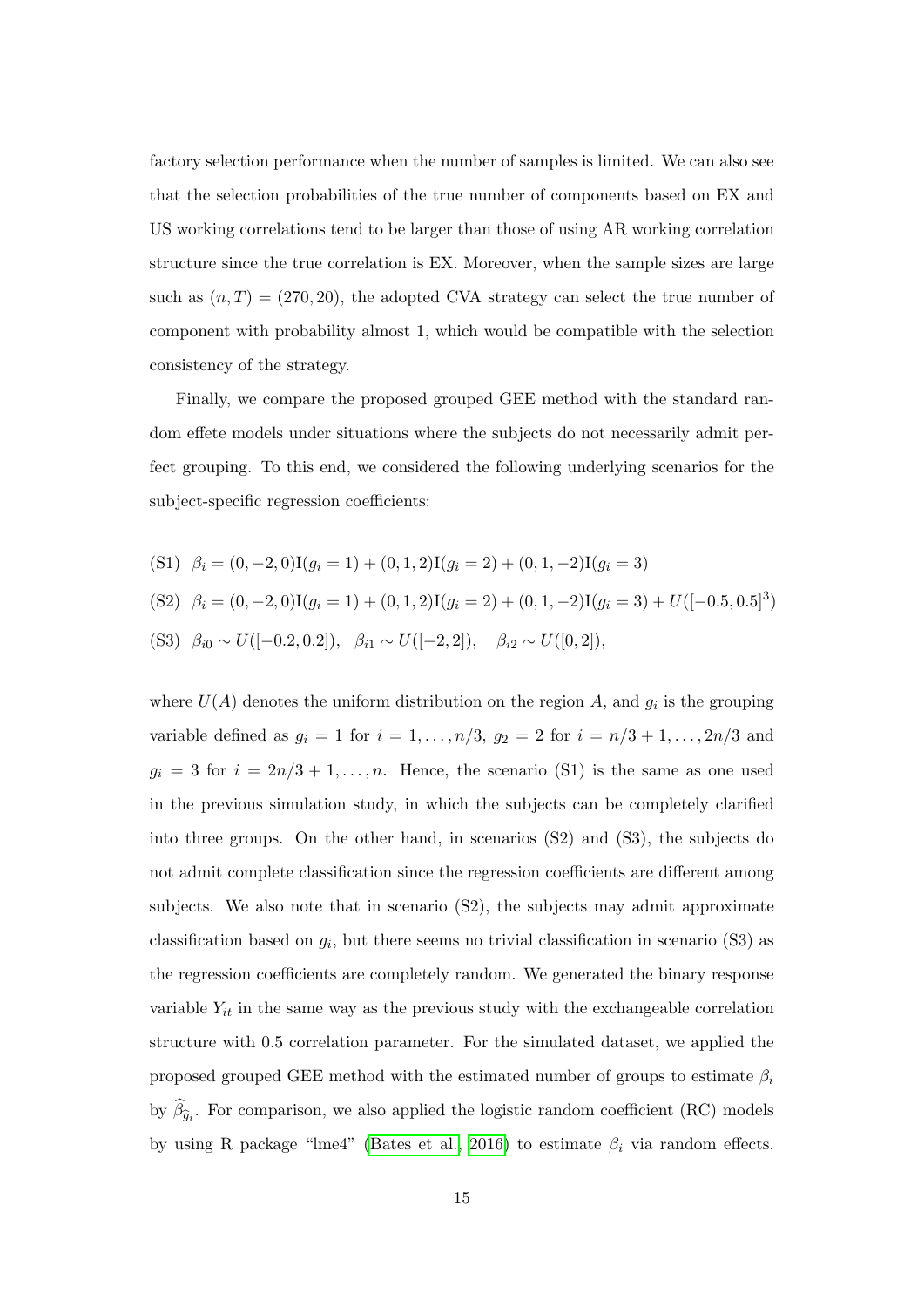factory selection performance when the number of samples is limited. We can also see that the selection probabilities of the true number of components based on EX and US working correlations tend to be larger than those of using AR working correlation structure since the true correlation is EX. Moreover, when the sample sizes are large such as $(n, T) = (270, 20)$, the adopted CVA strategy can select the true number of component with probability almost 1, which would be compatible with the selection consistency of the strategy.

Finally, we compare the proposed grouped GEE method with the standard random effete models under situations where the subjects do not necessarily admit perfect grouping. To this end, we considered the following underlying scenarios for the subject-specific regression coefficients:

(S1) $\beta_i = (0, -2, 0)\mathrm{I}(g_i = 1) + (0, 1, 2)\mathrm{I}(g_i = 2) + (0, 1, -2)\mathrm{I}(g_i = 3)$

(S2) $\beta_i = (0, -2, 0)\mathrm{I}(g_i = 1) + (0, 1, 2)\mathrm{I}(g_i = 2) + (0, 1, -2)\mathrm{I}(g_i = 3) + U([-0.5, 0.5]^3)$

(S3) $\beta_{i0} \sim U([-0.2, 0.2]), \quad \beta_{i1} \sim U([-2, 2]), \quad \beta_{i2} \sim U([0, 2]),$

where $U(A)$ denotes the uniform distribution on the region $A$, and $g_i$ is the grouping variable defined as $g_i = 1$ for $i = 1, \ldots, n/3$, $g_2 = 2$ for $i = n/3 + 1, \ldots, 2n/3$ and $g_i = 3$ for $i = 2n/3 + 1, \ldots, n$. Hence, the scenario (S1) is the same as one used in the previous simulation study, in which the subjects can be completely clarified into three groups. On the other hand, in scenarios (S2) and (S3), the subjects do not admit complete classification since the regression coefficients are different among subjects. We also note that in scenario (S2), the subjects may admit approximate classification based on $g_i$, but there seems no trivial classification in scenario (S3) as the regression coefficients are completely random. We generated the binary response variable $Y_{it}$ in the same way as the previous study with the exchangeable correlation structure with 0.5 correlation parameter. For the simulated dataset, we applied the proposed grouped GEE method with the estimated number of groups to estimate $\beta_i$ by $\widehat{\beta}_{\widehat{g}_i}$. For comparison, we also applied the logistic random coefficient (RC) models by using R package "lme4" (Bates et al., 2016) to estimate $\beta_i$ via random effects.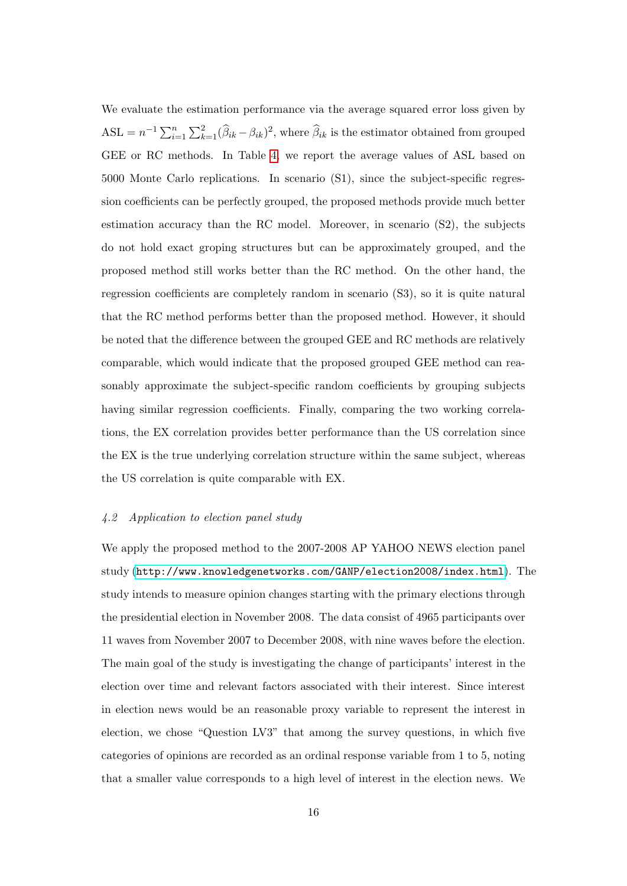We evaluate the estimation performance via the average squared error loss given by $\mathrm{ASL} = n^{-1}\sum_{i=1}^{n}\sum_{k=1}^{2}(\widehat{\beta}_{ik} - \beta_{ik})^2$, where $\widehat{\beta}_{ik}$ is the estimator obtained from grouped GEE or RC methods. In Table 4, we report the average values of ASL based on 5000 Monte Carlo replications. In scenario (S1), since the subject-specific regression coefficients can be perfectly grouped, the proposed methods provide much better estimation accuracy than the RC model. Moreover, in scenario (S2), the subjects do not hold exact groping structures but can be approximately grouped, and the proposed method still works better than the RC method. On the other hand, the regression coefficients are completely random in scenario (S3), so it is quite natural that the RC method performs better than the proposed method. However, it should be noted that the difference between the grouped GEE and RC methods are relatively comparable, which would indicate that the proposed grouped GEE method can reasonably approximate the subject-specific random coefficients by grouping subjects having similar regression coefficients. Finally, comparing the two working correlations, the EX correlation provides better performance than the US correlation since the EX is the true underlying correlation structure within the same subject, whereas the US correlation is quite comparable with EX.

### *4.2 Application to election panel study*

We apply the proposed method to the 2007-2008 AP YAHOO NEWS election panel study (http://www.knowledgenetworks.com/GANP/election2008/index.html). The study intends to measure opinion changes starting with the primary elections through the presidential election in November 2008. The data consist of 4965 participants over 11 waves from November 2007 to December 2008, with nine waves before the election. The main goal of the study is investigating the change of participants' interest in the election over time and relevant factors associated with their interest. Since interest in election news would be an reasonable proxy variable to represent the interest in election, we chose "Question LV3" that among the survey questions, in which five categories of opinions are recorded as an ordinal response variable from 1 to 5, noting that a smaller value corresponds to a high level of interest in the election news. We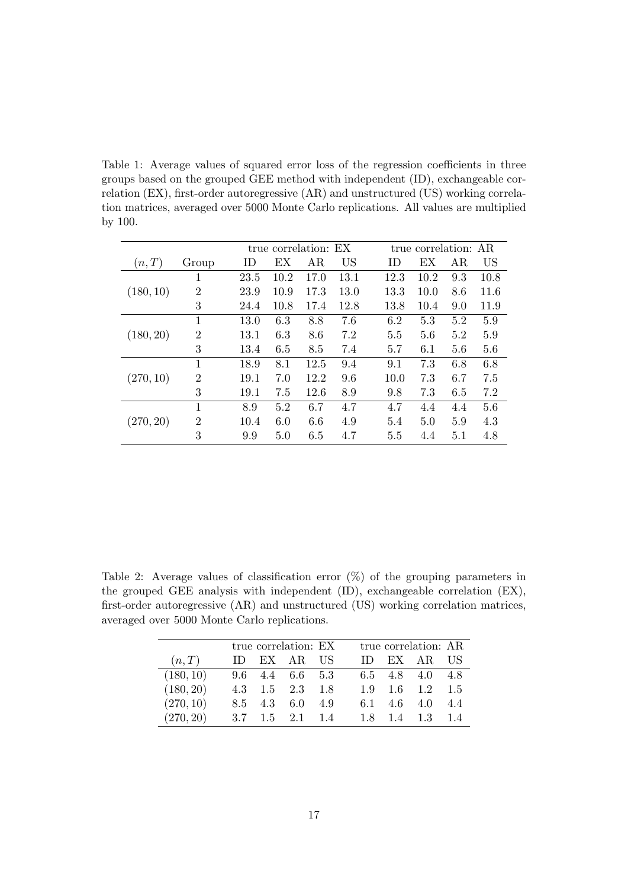Table 1: Average values of squared error loss of the regression coefficients in three groups based on the grouped GEE method with independent (ID), exchangeable correlation (EX), first-order autoregressive (AR) and unstructured (US) working correlation matrices, averaged over 5000 Monte Carlo replications. All values are multiplied by 100.

| | | true correlation: EX | | | | true correlation: AR | | | |
|---|---|---|---|---|---|---|---|---|---|
| $(n,T)$ | Group | ID | EX | AR | US | ID | EX | AR | US |
| $(180,10)$ | 1 | 23.5 | 10.2 | 17.0 | 13.1 | 12.3 | 10.2 | 9.3 | 10.8 |
| | 2 | 23.9 | 10.9 | 17.3 | 13.0 | 13.3 | 10.0 | 8.6 | 11.6 |
| | 3 | 24.4 | 10.8 | 17.4 | 12.8 | 13.8 | 10.4 | 9.0 | 11.9 |
| $(180,20)$ | 1 | 13.0 | 6.3 | 8.8 | 7.6 | 6.2 | 5.3 | 5.2 | 5.9 |
| | 2 | 13.1 | 6.3 | 8.6 | 7.2 | 5.5 | 5.6 | 5.2 | 5.9 |
| | 3 | 13.4 | 6.5 | 8.5 | 7.4 | 5.7 | 6.1 | 5.6 | 5.6 |
| $(270,10)$ | 1 | 18.9 | 8.1 | 12.5 | 9.4 | 9.1 | 7.3 | 6.8 | 6.8 |
| | 2 | 19.1 | 7.0 | 12.2 | 9.6 | 10.0 | 7.3 | 6.7 | 7.5 |
| | 3 | 19.1 | 7.5 | 12.6 | 8.9 | 9.8 | 7.3 | 6.5 | 7.2 |
| $(270,20)$ | 1 | 8.9 | 5.2 | 6.7 | 4.7 | 4.7 | 4.4 | 4.4 | 5.6 |
| | 2 | 10.4 | 6.0 | 6.6 | 4.9 | 5.4 | 5.0 | 5.9 | 4.3 |
| | 3 | 9.9 | 5.0 | 6.5 | 4.7 | 5.5 | 4.4 | 5.1 | 4.8 |

Table 2: Average values of classification error (%) of the grouping parameters in the grouped GEE analysis with independent (ID), exchangeable correlation (EX), first-order autoregressive (AR) and unstructured (US) working correlation matrices, averaged over 5000 Monte Carlo replications.

| | true correlation: EX | | | | true correlation: AR | | | |
|---|---|---|---|---|---|---|---|---|
| $(n,T)$ | ID | EX | AR | US | ID | EX | AR | US |
| $(180,10)$ | 9.6 | 4.4 | 6.6 | 5.3 | 6.5 | 4.8 | 4.0 | 4.8 |
| $(180,20)$ | 4.3 | 1.5 | 2.3 | 1.8 | 1.9 | 1.6 | 1.2 | 1.5 |
| $(270,10)$ | 8.5 | 4.3 | 6.0 | 4.9 | 6.1 | 4.6 | 4.0 | 4.4 |
| $(270,20)$ | 3.7 | 1.5 | 2.1 | 1.4 | 1.8 | 1.4 | 1.3 | 1.4 |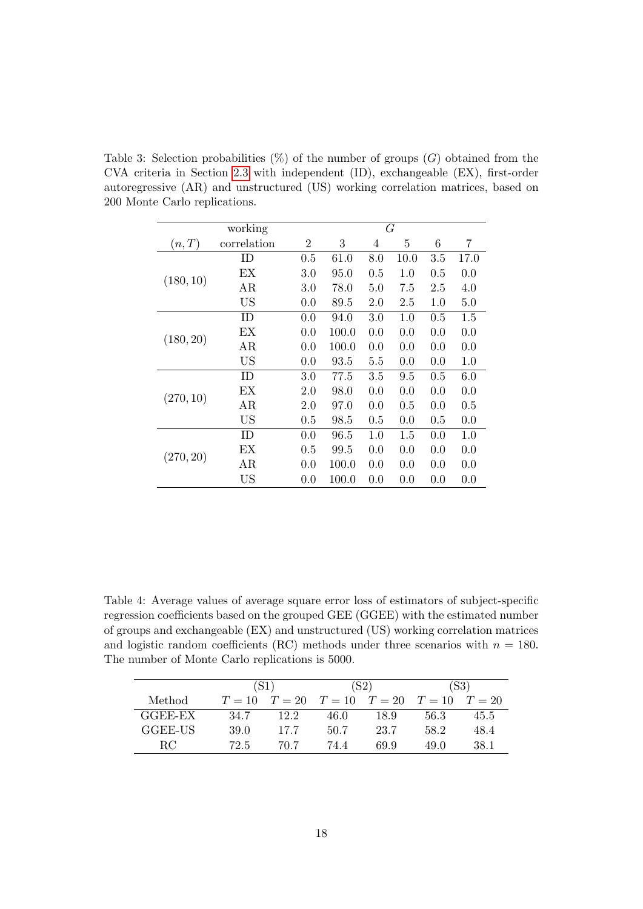Table 3: Selection probabilities (%) of the number of groups ($G$) obtained from the CVA criteria in Section 2.3 with independent (ID), exchangeable (EX), first-order autoregressive (AR) and unstructured (US) working correlation matrices, based on 200 Monte Carlo replications.

| | working | $G$ | | | | | |
|---|---|---|---|---|---|---|---|
| $(n, T)$ | correlation | 2 | 3 | 4 | 5 | 6 | 7 |
| $(180, 10)$ | ID | 0.5 | 61.0 | 8.0 | 10.0 | 3.5 | 17.0 |
| | EX | 3.0 | 95.0 | 0.5 | 1.0 | 0.5 | 0.0 |
| | AR | 3.0 | 78.0 | 5.0 | 7.5 | 2.5 | 4.0 |
| | US | 0.0 | 89.5 | 2.0 | 2.5 | 1.0 | 5.0 |
| $(180, 20)$ | ID | 0.0 | 94.0 | 3.0 | 1.0 | 0.5 | 1.5 |
| | EX | 0.0 | 100.0 | 0.0 | 0.0 | 0.0 | 0.0 |
| | AR | 0.0 | 100.0 | 0.0 | 0.0 | 0.0 | 0.0 |
| | US | 0.0 | 93.5 | 5.5 | 0.0 | 0.0 | 1.0 |
| $(270, 10)$ | ID | 3.0 | 77.5 | 3.5 | 9.5 | 0.5 | 6.0 |
| | EX | 2.0 | 98.0 | 0.0 | 0.0 | 0.0 | 0.0 |
| | AR | 2.0 | 97.0 | 0.0 | 0.5 | 0.0 | 0.5 |
| | US | 0.5 | 98.5 | 0.5 | 0.0 | 0.5 | 0.0 |
| $(270, 20)$ | ID | 0.0 | 96.5 | 1.0 | 1.5 | 0.0 | 1.0 |
| | EX | 0.5 | 99.5 | 0.0 | 0.0 | 0.0 | 0.0 |
| | AR | 0.0 | 100.0 | 0.0 | 0.0 | 0.0 | 0.0 |
| | US | 0.0 | 100.0 | 0.0 | 0.0 | 0.0 | 0.0 |

Table 4: Average values of average square error loss of estimators of subject-specific regression coefficients based on the grouped GEE (GGEE) with the estimated number of groups and exchangeable (EX) and unstructured (US) working correlation matrices and logistic random coefficients (RC) methods under three scenarios with $n = 180$. The number of Monte Carlo replications is 5000.

| | (S1) | | (S2) | | (S3) | |
|---|---|---|---|---|---|---|
| Method | $T = 10$ | $T = 20$ | $T = 10$ | $T = 20$ | $T = 10$ | $T = 20$ |
| GGEE-EX | 34.7 | 12.2 | 46.0 | 18.9 | 56.3 | 45.5 |
| GGEE-US | 39.0 | 17.7 | 50.7 | 23.7 | 58.2 | 48.4 |
| RC | 72.5 | 70.7 | 74.4 | 69.9 | 49.0 | 38.1 |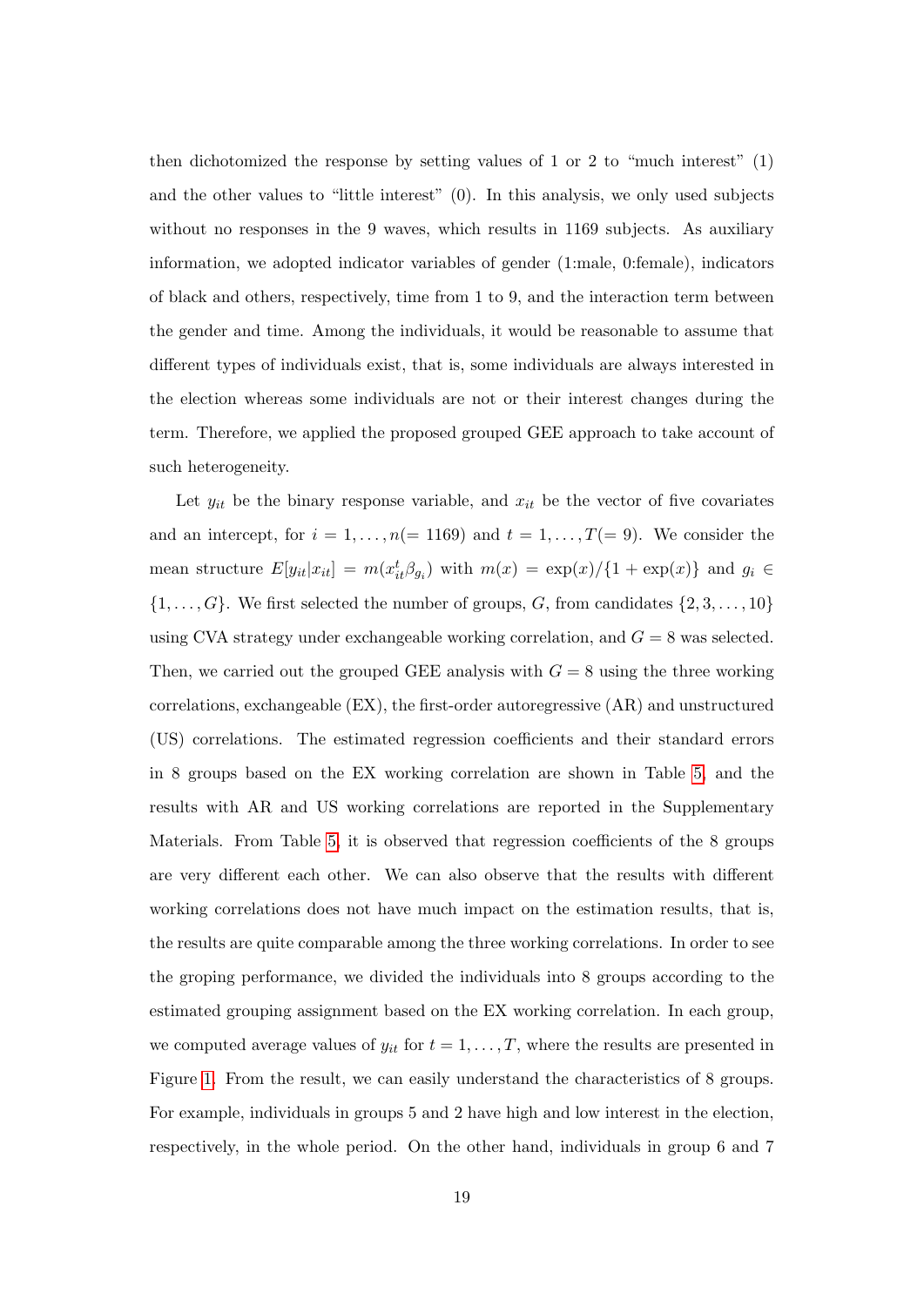then dichotomized the response by setting values of 1 or 2 to "much interest" (1) and the other values to "little interest" (0). In this analysis, we only used subjects without no responses in the 9 waves, which results in 1169 subjects. As auxiliary information, we adopted indicator variables of gender (1:male, 0:female), indicators of black and others, respectively, time from 1 to 9, and the interaction term between the gender and time. Among the individuals, it would be reasonable to assume that different types of individuals exist, that is, some individuals are always interested in the election whereas some individuals are not or their interest changes during the term. Therefore, we applied the proposed grouped GEE approach to take account of such heterogeneity.

Let $y_{it}$ be the binary response variable, and $x_{it}$ be the vector of five covariates and an intercept, for $i = 1, \ldots, n (= 1169)$ and $t = 1, \ldots, T (= 9)$. We consider the mean structure $E[y_{it}|x_{it}] = m(x_{it}^t \beta_{g_i})$ with $m(x) = \exp(x)/\{1 + \exp(x)\}$ and $g_i \in \{1, \ldots, G\}$. We first selected the number of groups, $G$, from candidates $\{2, 3, \ldots, 10\}$ using CVA strategy under exchangeable working correlation, and $G = 8$ was selected. Then, we carried out the grouped GEE analysis with $G = 8$ using the three working correlations, exchangeable (EX), the first-order autoregressive (AR) and unstructured (US) correlations. The estimated regression coefficients and their standard errors in 8 groups based on the EX working correlation are shown in Table 5, and the results with AR and US working correlations are reported in the Supplementary Materials. From Table 5, it is observed that regression coefficients of the 8 groups are very different each other. We can also observe that the results with different working correlations does not have much impact on the estimation results, that is, the results are quite comparable among the three working correlations. In order to see the groping performance, we divided the individuals into 8 groups according to the estimated grouping assignment based on the EX working correlation. In each group, we computed average values of $y_{it}$ for $t = 1, \ldots, T$, where the results are presented in Figure 1. From the result, we can easily understand the characteristics of 8 groups. For example, individuals in groups 5 and 2 have high and low interest in the election, respectively, in the whole period. On the other hand, individuals in group 6 and 7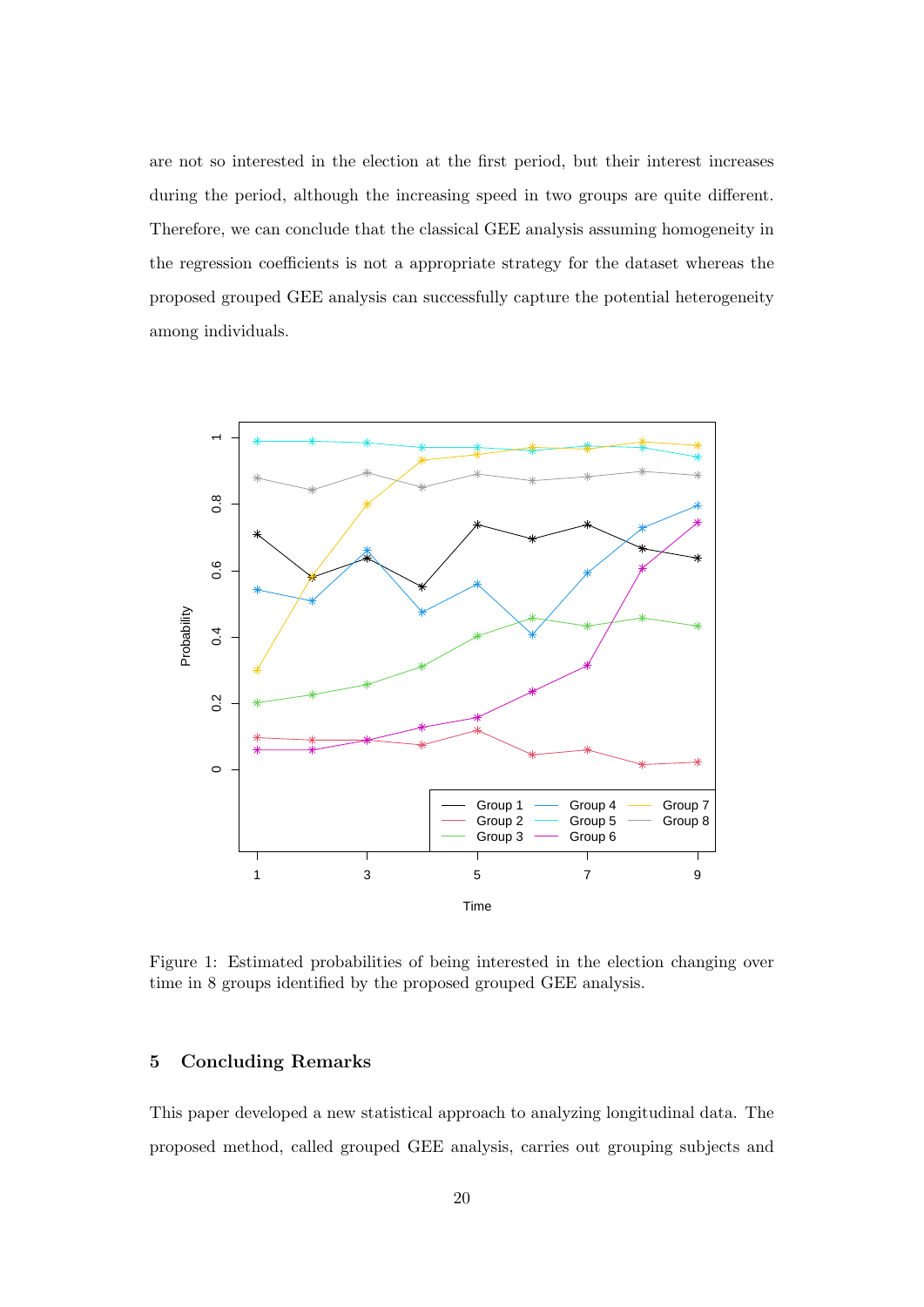are not so interested in the election at the first period, but their interest increases during the period, although the increasing speed in two groups are quite different. Therefore, we can conclude that the classical GEE analysis assuming homogeneity in the regression coefficients is not a appropriate strategy for the dataset whereas the proposed grouped GEE analysis can successfully capture the potential heterogeneity among individuals.

Figure 1: Estimated probabilities of being interested in the election changing over time in 8 groups identified by the proposed grouped GEE analysis.

## 5 Concluding Remarks

This paper developed a new statistical approach to analyzing longitudinal data. The proposed method, called grouped GEE analysis, carries out grouping subjects and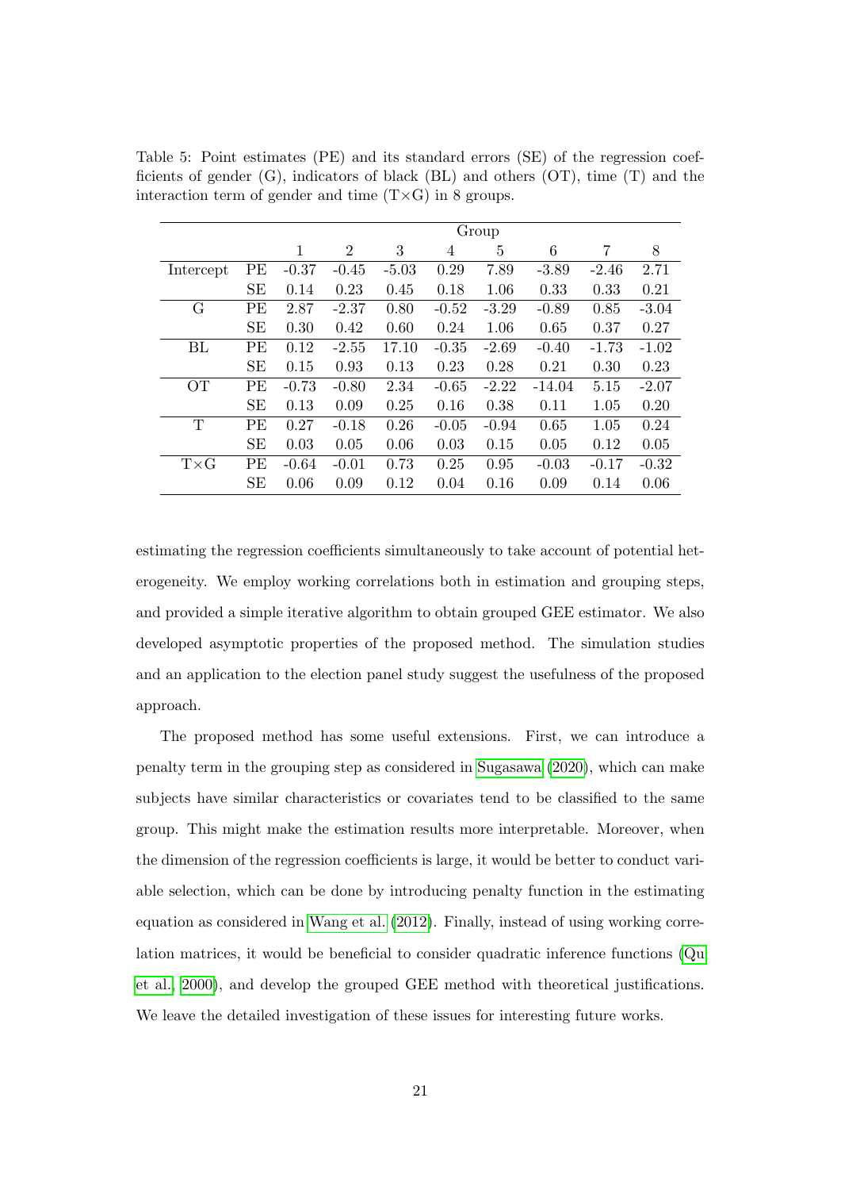Table 5: Point estimates (PE) and its standard errors (SE) of the regression coefficients of gender (G), indicators of black (BL) and others (OT), time (T) and the interaction term of gender and time (T×G) in 8 groups.

| | | Group | | | | | | | |
|---|---|---|---|---|---|---|---|---|---|
| | | 1 | 2 | 3 | 4 | 5 | 6 | 7 | 8 |
| Intercept | PE | -0.37 | -0.45 | -5.03 | 0.29 | 7.89 | -3.89 | -2.46 | 2.71 |
| | SE | 0.14 | 0.23 | 0.45 | 0.18 | 1.06 | 0.33 | 0.33 | 0.21 |
| G | PE | 2.87 | -2.37 | 0.80 | -0.52 | -3.29 | -0.89 | 0.85 | -3.04 |
| | SE | 0.30 | 0.42 | 0.60 | 0.24 | 1.06 | 0.65 | 0.37 | 0.27 |
| BL | PE | 0.12 | -2.55 | 17.10 | -0.35 | -2.69 | -0.40 | -1.73 | -1.02 |
| | SE | 0.15 | 0.93 | 0.13 | 0.23 | 0.28 | 0.21 | 0.30 | 0.23 |
| OT | PE | -0.73 | -0.80 | 2.34 | -0.65 | -2.22 | -14.04 | 5.15 | -2.07 |
| | SE | 0.13 | 0.09 | 0.25 | 0.16 | 0.38 | 0.11 | 1.05 | 0.20 |
| T | PE | 0.27 | -0.18 | 0.26 | -0.05 | -0.94 | 0.65 | 1.05 | 0.24 |
| | SE | 0.03 | 0.05 | 0.06 | 0.03 | 0.15 | 0.05 | 0.12 | 0.05 |
| T×G | PE | -0.64 | -0.01 | 0.73 | 0.25 | 0.95 | -0.03 | -0.17 | -0.32 |
| | SE | 0.06 | 0.09 | 0.12 | 0.04 | 0.16 | 0.09 | 0.14 | 0.06 |

estimating the regression coefficients simultaneously to take account of potential heterogeneity. We employ working correlations both in estimation and grouping steps, and provided a simple iterative algorithm to obtain grouped GEE estimator. We also developed asymptotic properties of the proposed method. The simulation studies and an application to the election panel study suggest the usefulness of the proposed approach.

The proposed method has some useful extensions. First, we can introduce a penalty term in the grouping step as considered in Sugasawa (2020), which can make subjects have similar characteristics or covariates tend to be classified to the same group. This might make the estimation results more interpretable. Moreover, when the dimension of the regression coefficients is large, it would be better to conduct variable selection, which can be done by introducing penalty function in the estimating equation as considered in Wang et al. (2012). Finally, instead of using working correlation matrices, it would be beneficial to consider quadratic inference functions (Qu et al., 2000), and develop the grouped GEE method with theoretical justifications. We leave the detailed investigation of these issues for interesting future works.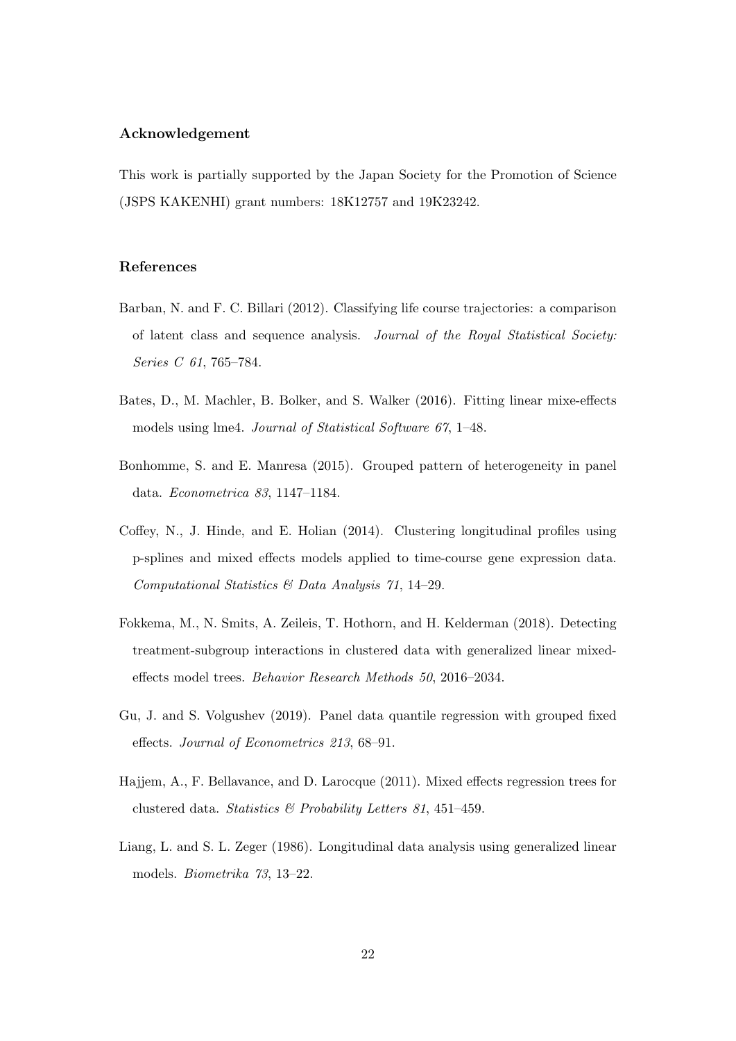## Acknowledgement

This work is partially supported by the Japan Society for the Promotion of Science (JSPS KAKENHI) grant numbers: 18K12757 and 19K23242.

## References

Barban, N. and F. C. Billari (2012). Classifying life course trajectories: a comparison of latent class and sequence analysis. *Journal of the Royal Statistical Society: Series C 61*, 765–784.

Bates, D., M. Machler, B. Bolker, and S. Walker (2016). Fitting linear mixe-effects models using lme4. *Journal of Statistical Software 67*, 1–48.

Bonhomme, S. and E. Manresa (2015). Grouped pattern of heterogeneity in panel data. *Econometrica 83*, 1147–1184.

Coffey, N., J. Hinde, and E. Holian (2014). Clustering longitudinal profiles using p-splines and mixed effects models applied to time-course gene expression data. *Computational Statistics & Data Analysis 71*, 14–29.

Fokkema, M., N. Smits, A. Zeileis, T. Hothorn, and H. Kelderman (2018). Detecting treatment-subgroup interactions in clustered data with generalized linear mixed-effects model trees. *Behavior Research Methods 50*, 2016–2034.

Gu, J. and S. Volgushev (2019). Panel data quantile regression with grouped fixed effects. *Journal of Econometrics 213*, 68–91.

Hajjem, A., F. Bellavance, and D. Larocque (2011). Mixed effects regression trees for clustered data. *Statistics & Probability Letters 81*, 451–459.

Liang, L. and S. L. Zeger (1986). Longitudinal data analysis using generalized linear models. *Biometrika 73*, 13–22.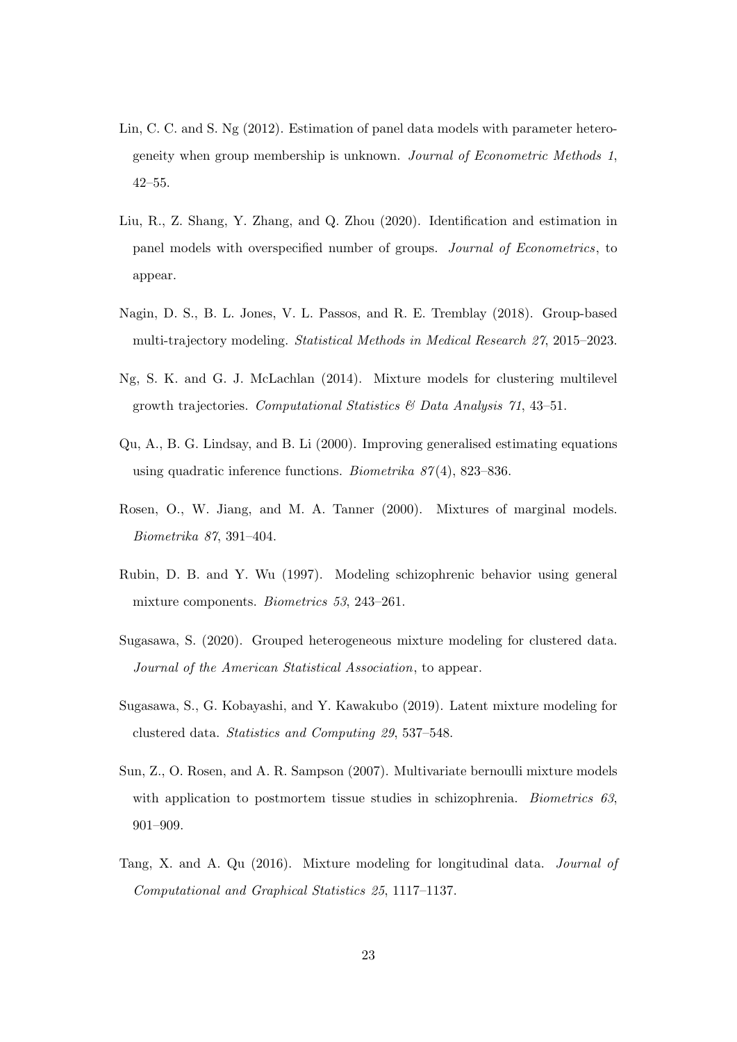Lin, C. C. and S. Ng (2012). Estimation of panel data models with parameter heterogeneity when group membership is unknown. *Journal of Econometric Methods 1*, 42–55.

Liu, R., Z. Shang, Y. Zhang, and Q. Zhou (2020). Identification and estimation in panel models with overspecified number of groups. *Journal of Econometrics*, to appear.

Nagin, D. S., B. L. Jones, V. L. Passos, and R. E. Tremblay (2018). Group-based multi-trajectory modeling. *Statistical Methods in Medical Research 27*, 2015–2023.

Ng, S. K. and G. J. McLachlan (2014). Mixture models for clustering multilevel growth trajectories. *Computational Statistics & Data Analysis 71*, 43–51.

Qu, A., B. G. Lindsay, and B. Li (2000). Improving generalised estimating equations using quadratic inference functions. *Biometrika 87*(4), 823–836.

Rosen, O., W. Jiang, and M. A. Tanner (2000). Mixtures of marginal models. *Biometrika 87*, 391–404.

Rubin, D. B. and Y. Wu (1997). Modeling schizophrenic behavior using general mixture components. *Biometrics 53*, 243–261.

Sugasawa, S. (2020). Grouped heterogeneous mixture modeling for clustered data. *Journal of the American Statistical Association*, to appear.

Sugasawa, S., G. Kobayashi, and Y. Kawakubo (2019). Latent mixture modeling for clustered data. *Statistics and Computing 29*, 537–548.

Sun, Z., O. Rosen, and A. R. Sampson (2007). Multivariate bernoulli mixture models with application to postmortem tissue studies in schizophrenia. *Biometrics 63*, 901–909.

Tang, X. and A. Qu (2016). Mixture modeling for longitudinal data. *Journal of Computational and Graphical Statistics 25*, 1117–1137.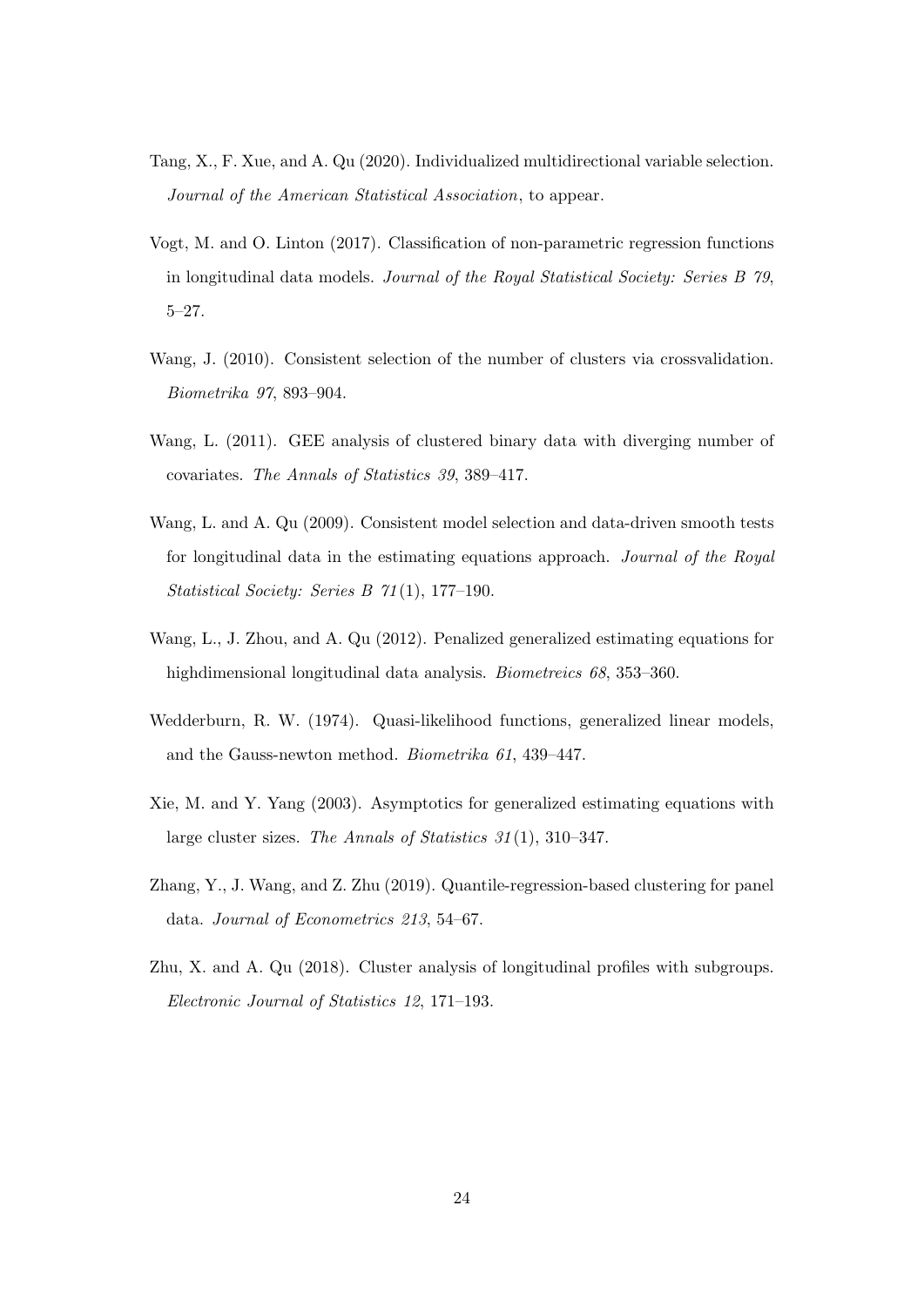Tang, X., F. Xue, and A. Qu (2020). Individualized multidirectional variable selection. *Journal of the American Statistical Association*, to appear.

Vogt, M. and O. Linton (2017). Classification of non-parametric regression functions in longitudinal data models. *Journal of the Royal Statistical Society: Series B 79*, 5–27.

Wang, J. (2010). Consistent selection of the number of clusters via crossvalidation. *Biometrika 97*, 893–904.

Wang, L. (2011). GEE analysis of clustered binary data with diverging number of covariates. *The Annals of Statistics 39*, 389–417.

Wang, L. and A. Qu (2009). Consistent model selection and data-driven smooth tests for longitudinal data in the estimating equations approach. *Journal of the Royal Statistical Society: Series B 71*(1), 177–190.

Wang, L., J. Zhou, and A. Qu (2012). Penalized generalized estimating equations for highdimensional longitudinal data analysis. *Biometreics 68*, 353–360.

Wedderburn, R. W. (1974). Quasi-likelihood functions, generalized linear models, and the Gauss-newton method. *Biometrika 61*, 439–447.

Xie, M. and Y. Yang (2003). Asymptotics for generalized estimating equations with large cluster sizes. *The Annals of Statistics 31*(1), 310–347.

Zhang, Y., J. Wang, and Z. Zhu (2019). Quantile-regression-based clustering for panel data. *Journal of Econometrics 213*, 54–67.

Zhu, X. and A. Qu (2018). Cluster analysis of longitudinal profiles with subgroups. *Electronic Journal of Statistics 12*, 171–193.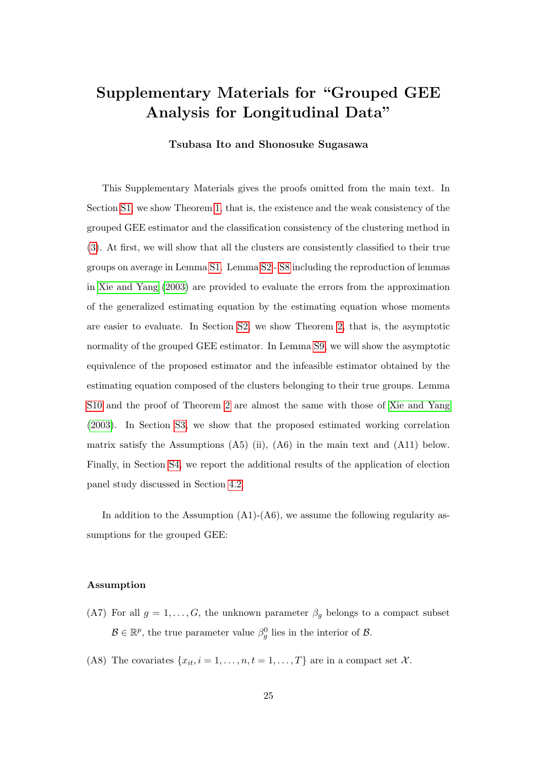# Supplementary Materials for "Grouped GEE Analysis for Longitudinal Data"

**Tsubasa Ito and Shonosuke Sugasawa**

This Supplementary Materials gives the proofs omitted from the main text. In Section S1, we show Theorem 1, that is, the existence and the weak consistency of the grouped GEE estimator and the classification consistency of the clustering method in (3). At first, we will show that all the clusters are consistently classified to their true groups on average in Lemma S1. Lemma S2 - S8 including the reproduction of lemmas in Xie and Yang (2003) are provided to evaluate the errors from the approximation of the generalized estimating equation by the estimating equation whose moments are easier to evaluate. In Section S2, we show Theorem 2, that is, the asymptotic normality of the grouped GEE estimator. In Lemma S9, we will show the asymptotic equivalence of the proposed estimator and the infeasible estimator obtained by the estimating equation composed of the clusters belonging to their true groups. Lemma S10 and the proof of Theorem 2 are almost the same with those of Xie and Yang (2003). In Section S3, we show that the proposed estimated working correlation matrix satisfy the Assumptions (A5) (ii), (A6) in the main text and (A11) below. Finally, in Section S4, we report the additional results of the application of election panel study discussed in Section 4.2.

In addition to the Assumption (A1)-(A6), we assume the following regularity assumptions for the grouped GEE:

**Assumption**

(A7) For all $g = 1, \ldots, G$, the unknown parameter $\beta_g$ belongs to a compact subset $\mathcal{B} \in \mathbb{R}^p$, the true parameter value $\beta_g^0$ lies in the interior of $\mathcal{B}$.

(A8) The covariates $\{x_{it}, i = 1, \ldots, n, t = 1, \ldots, T\}$ are in a compact set $\mathcal{X}$.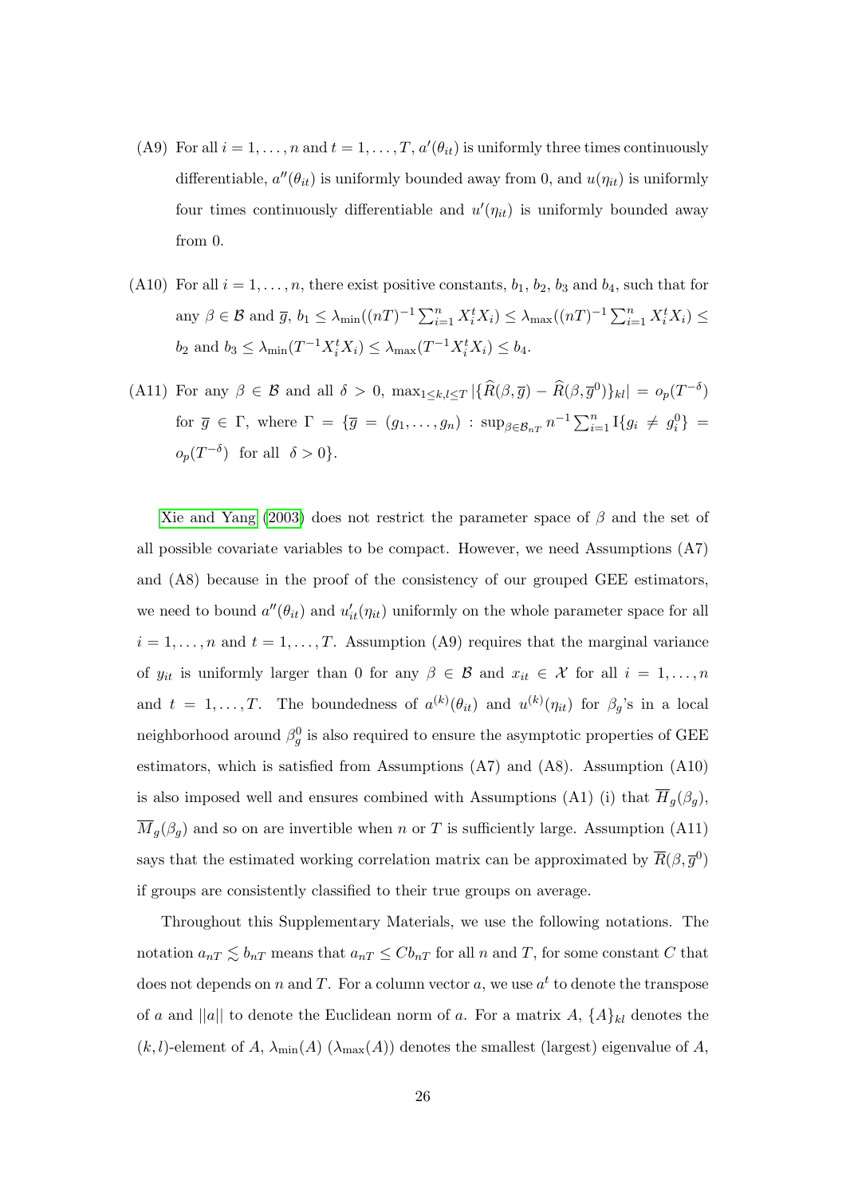(A9) For all $i = 1, \ldots, n$ and $t = 1, \ldots, T$, $a'(\theta_{it})$ is uniformly three times continuously differentiable, $a''(\theta_{it})$ is uniformly bounded away from 0, and $u(\eta_{it})$ is uniformly four times continuously differentiable and $u'(\eta_{it})$ is uniformly bounded away from 0.

(A10) For all $i = 1, \ldots, n$, there exist positive constants, $b_1$, $b_2$, $b_3$ and $b_4$, such that for any $\beta \in \mathcal{B}$ and $\overline{g}$, $b_1 \leq \lambda_{\min}((nT)^{-1} \sum_{i=1}^n X_i^t X_i) \leq \lambda_{\max}((nT)^{-1} \sum_{i=1}^n X_i^t X_i) \leq b_2$ and $b_3 \leq \lambda_{\min}(T^{-1} X_i^t X_i) \leq \lambda_{\max}(T^{-1} X_i^t X_i) \leq b_4$.

(A11) For any $\beta \in \mathcal{B}$ and all $\delta > 0$, $\max_{1 \leq k,l \leq T} |\{\widehat{R}(\beta, \overline{g}) - \widehat{R}(\beta, \overline{g}^0)\}_{kl}| = o_p(T^{-\delta})$ for $\overline{g} \in \Gamma$, where $\Gamma = \{\overline{g} = (g_1, \ldots, g_n) : \sup_{\beta \in \mathcal{B}_{nT}} n^{-1} \sum_{i=1}^n \mathrm{I}\{g_i \neq g_i^0\} = o_p(T^{-\delta}) \text{ for all } \delta > 0\}$.

Xie and Yang (2003) does not restrict the parameter space of $\beta$ and the set of all possible covariate variables to be compact. However, we need Assumptions (A7) and (A8) because in the proof of the consistency of our grouped GEE estimators, we need to bound $a''(\theta_{it})$ and $u'_{it}(\eta_{it})$ uniformly on the whole parameter space for all $i = 1, \ldots, n$ and $t = 1, \ldots, T$. Assumption (A9) requires that the marginal variance of $y_{it}$ is uniformly larger than 0 for any $\beta \in \mathcal{B}$ and $x_{it} \in \mathcal{X}$ for all $i = 1, \ldots, n$ and $t = 1, \ldots, T$. The boundedness of $a^{(k)}(\theta_{it})$ and $u^{(k)}(\eta_{it})$ for $\beta_g$'s in a local neighborhood around $\beta_g^0$ is also required to ensure the asymptotic properties of GEE estimators, which is satisfied from Assumptions (A7) and (A8). Assumption (A10) is also imposed well and ensures combined with Assumptions (A1) (i) that $\overline{H}_g(\beta_g)$, $\overline{M}_g(\beta_g)$ and so on are invertible when $n$ or $T$ is sufficiently large. Assumption (A11) says that the estimated working correlation matrix can be approximated by $\overline{R}(\beta, \overline{g}^0)$ if groups are consistently classified to their true groups on average.

Throughout this Supplementary Materials, we use the following notations. The notation $a_{nT} \lesssim b_{nT}$ means that $a_{nT} \leq C b_{nT}$ for all $n$ and $T$, for some constant $C$ that does not depends on $n$ and $T$. For a column vector $a$, we use $a^t$ to denote the transpose of $a$ and $||a||$ to denote the Euclidean norm of $a$. For a matrix $A$, $\{A\}_{kl}$ denotes the $(k,l)$-element of $A$, $\lambda_{\min}(A)$ ($\lambda_{\max}(A)$) denotes the smallest (largest) eigenvalue of $A$,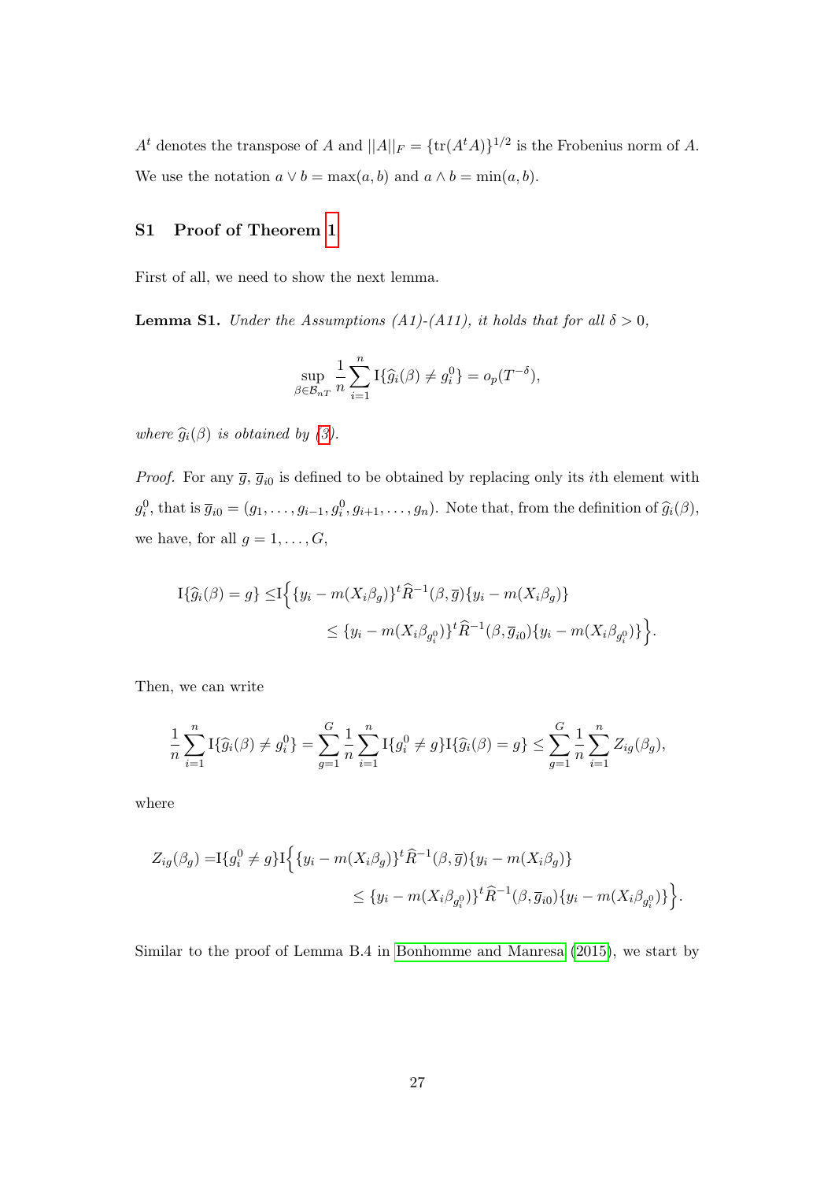$A^t$ denotes the transpose of $A$ and $||A||_F = \{\text{tr}(A^t A)\}^{1/2}$ is the Frobenius norm of $A$. We use the notation $a \vee b = \max(a, b)$ and $a \wedge b = \min(a, b)$.

## S1 Proof of Theorem 1

First of all, we need to show the next lemma.

**Lemma S1.** *Under the Assumptions (A1)-(A11), it holds that for all $\delta > 0$,*

$$\sup_{\beta \in \mathcal{B}_{nT}} \frac{1}{n} \sum_{i=1}^{n} \mathrm{I}\{\widehat{g}_i(\beta) \neq g_i^0\} = o_p(T^{-\delta}),$$

*where $\widehat{g}_i(\beta)$ is obtained by (3).*

*Proof.* For any $\overline{g}$, $\overline{g}_{i0}$ is defined to be obtained by replacing only its $i$th element with $g_i^0$, that is $\overline{g}_{i0} = (g_1, \ldots, g_{i-1}, g_i^0, g_{i+1}, \ldots, g_n)$. Note that, from the definition of $\widehat{g}_i(\beta)$, we have, for all $g = 1, \ldots, G$,

$$\begin{aligned}
\mathrm{I}\{\widehat{g}_i(\beta) = g\} \leq & \mathrm{I}\Big\{\{y_i - m(X_i\beta_g)\}^t \widehat{R}^{-1}(\beta, \overline{g})\{y_i - m(X_i\beta_g)\} \\
& \leq \{y_i - m(X_i\beta_{g_i^0})\}^t \widehat{R}^{-1}(\beta, \overline{g}_{i0})\{y_i - m(X_i\beta_{g_i^0})\}\Big\}.
\end{aligned}$$

Then, we can write

$$\frac{1}{n}\sum_{i=1}^{n} \mathrm{I}\{\widehat{g}_i(\beta) \neq g_i^0\} = \sum_{g=1}^{G} \frac{1}{n}\sum_{i=1}^{n} \mathrm{I}\{g_i^0 \neq g\}\mathrm{I}\{\widehat{g}_i(\beta) = g\} \leq \sum_{g=1}^{G} \frac{1}{n}\sum_{i=1}^{n} Z_{ig}(\beta_g),$$

where

$$\begin{aligned}
Z_{ig}(\beta_g) = & \mathrm{I}\{g_i^0 \neq g\}\mathrm{I}\Big\{\{y_i - m(X_i\beta_g)\}^t \widehat{R}^{-1}(\beta, \overline{g})\{y_i - m(X_i\beta_g)\} \\
& \leq \{y_i - m(X_i\beta_{g_i^0})\}^t \widehat{R}^{-1}(\beta, \overline{g}_{i0})\{y_i - m(X_i\beta_{g_i^0})\}\Big\}.
\end{aligned}$$

Similar to the proof of Lemma B.4 in Bonhomme and Manresa (2015), we start by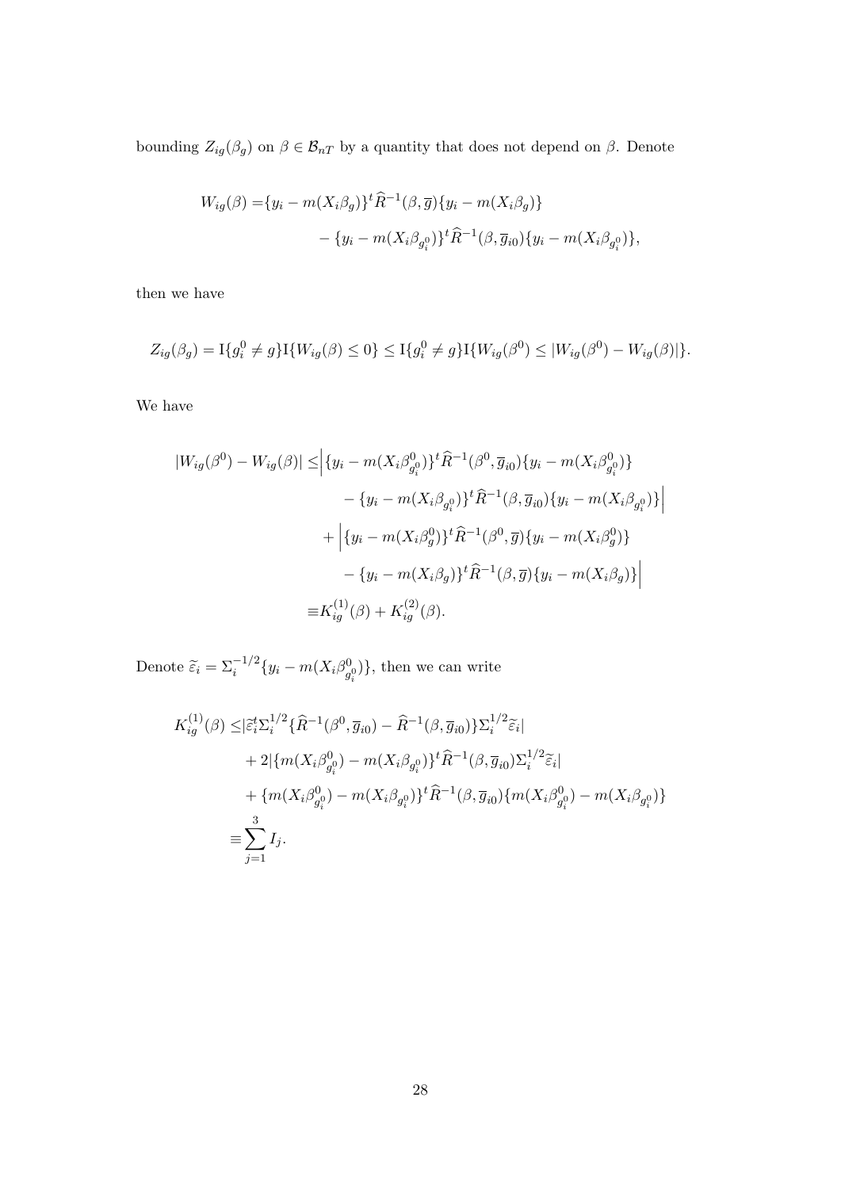bounding $Z_{ig}(\beta_g)$ on $\beta \in \mathcal{B}_{nT}$ by a quantity that does not depend on $\beta$. Denote

$$
\begin{aligned}
W_{ig}(\beta) =& \{y_i - m(X_i\beta_g)\}^t \widehat{R}^{-1}(\beta, \overline{g})\{y_i - m(X_i\beta_g)\} \\
& - \{y_i - m(X_i\beta_{g_i^0})\}^t \widehat{R}^{-1}(\beta, \overline{g}_{i0})\{y_i - m(X_i\beta_{g_i^0})\},
\end{aligned}
$$

then we have

$$
Z_{ig}(\beta_g) = \mathrm{I}\{g_i^0 \neq g\}\mathrm{I}\{W_{ig}(\beta) \leq 0\} \leq \mathrm{I}\{g_i^0 \neq g\}\mathrm{I}\{W_{ig}(\beta^0) \leq |W_{ig}(\beta^0) - W_{ig}(\beta)|\}.
$$

We have

$$
\begin{aligned}
|W_{ig}(\beta^0) - W_{ig}(\beta)| \leq & \Big|\{y_i - m(X_i\beta^0_{g_i^0})\}^t \widehat{R}^{-1}(\beta^0, \overline{g}_{i0})\{y_i - m(X_i\beta^0_{g_i^0})\} \\
& - \{y_i - m(X_i\beta_{g_i^0})\}^t \widehat{R}^{-1}(\beta, \overline{g}_{i0})\{y_i - m(X_i\beta_{g_i^0})\}\Big| \\
& + \Big|\{y_i - m(X_i\beta^0_g)\}^t \widehat{R}^{-1}(\beta^0, \overline{g})\{y_i - m(X_i\beta^0_g)\} \\
& - \{y_i - m(X_i\beta_g)\}^t \widehat{R}^{-1}(\beta, \overline{g})\{y_i - m(X_i\beta_g)\}\Big| \\
\equiv & K^{(1)}_{ig}(\beta) + K^{(2)}_{ig}(\beta).
\end{aligned}
$$

Denote $\widetilde{\varepsilon}_i = \Sigma_i^{-1/2}\{y_i - m(X_i\beta^0_{g_i^0})\}$, then we can write

$$
\begin{aligned}
K^{(1)}_{ig}(\beta) \leq & |\widetilde{\varepsilon}_i^t \Sigma_i^{1/2}\{\widehat{R}^{-1}(\beta^0, \overline{g}_{i0}) - \widehat{R}^{-1}(\beta, \overline{g}_{i0})\}\Sigma_i^{1/2}\widetilde{\varepsilon}_i| \\
& + 2|\{m(X_i\beta^0_{g_i^0}) - m(X_i\beta_{g_i^0})\}^t \widehat{R}^{-1}(\beta, \overline{g}_{i0})\Sigma_i^{1/2}\widetilde{\varepsilon}_i| \\
& + \{m(X_i\beta^0_{g_i^0}) - m(X_i\beta_{g_i^0})\}^t \widehat{R}^{-1}(\beta, \overline{g}_{i0})\{m(X_i\beta^0_{g_i^0}) - m(X_i\beta_{g_i^0})\} \\
\equiv & \sum_{j=1}^{3} I_j.
\end{aligned}
$$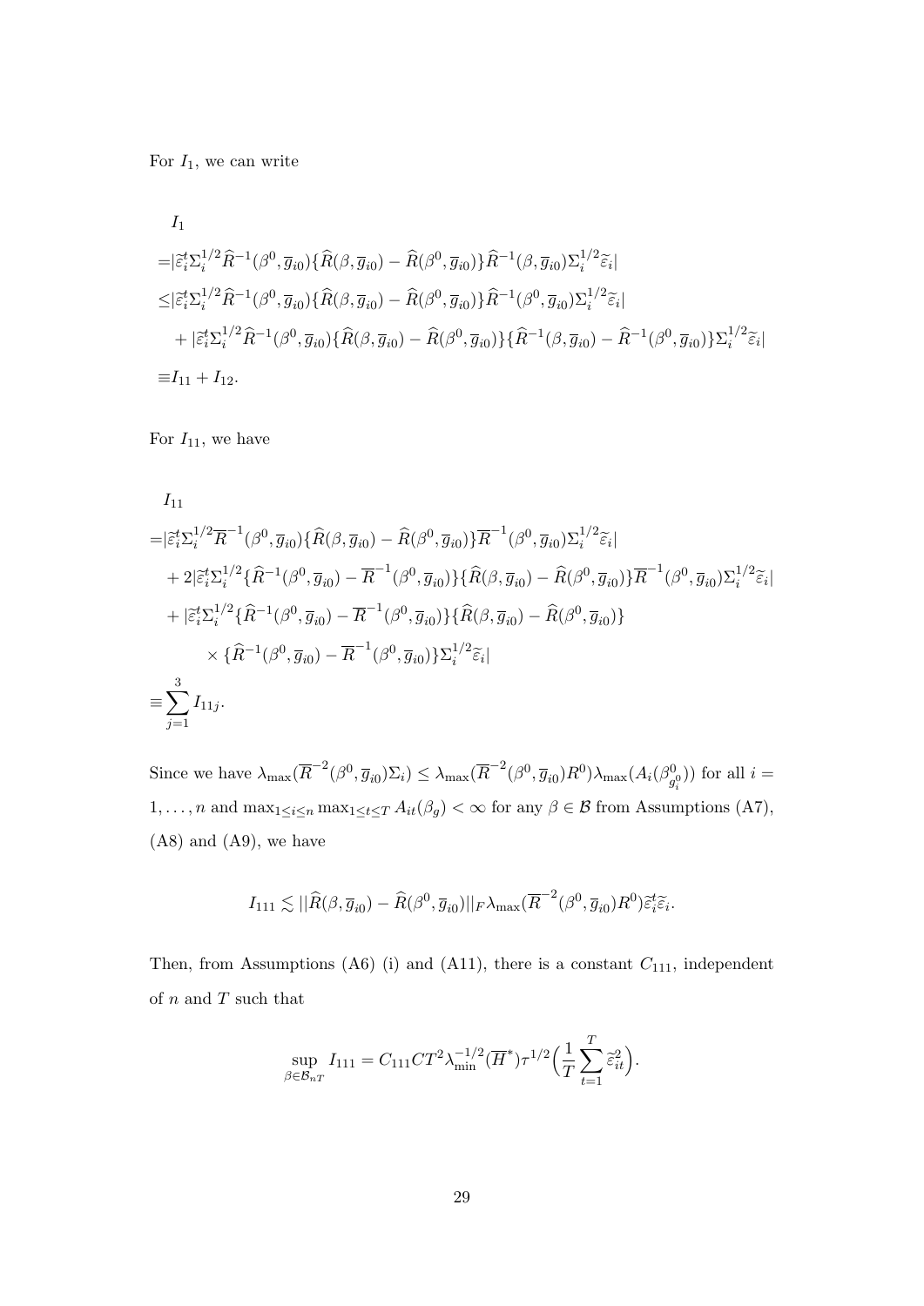For $I_1$, we can write

$$
\begin{aligned}
& I_1 \\
=& |\widetilde{\varepsilon}_i^t \Sigma_i^{1/2} \widehat{R}^{-1}(\beta^0, \overline{g}_{i0}) \{\widehat{R}(\beta, \overline{g}_{i0}) - \widehat{R}(\beta^0, \overline{g}_{i0})\} \widehat{R}^{-1}(\beta, \overline{g}_{i0}) \Sigma_i^{1/2} \widetilde{\varepsilon}_i| \\
\leq & |\widetilde{\varepsilon}_i^t \Sigma_i^{1/2} \widehat{R}^{-1}(\beta^0, \overline{g}_{i0}) \{\widehat{R}(\beta, \overline{g}_{i0}) - \widehat{R}(\beta^0, \overline{g}_{i0})\} \widehat{R}^{-1}(\beta^0, \overline{g}_{i0}) \Sigma_i^{1/2} \widetilde{\varepsilon}_i| \\
& + |\widetilde{\varepsilon}_i^t \Sigma_i^{1/2} \widehat{R}^{-1}(\beta^0, \overline{g}_{i0}) \{\widehat{R}(\beta, \overline{g}_{i0}) - \widehat{R}(\beta^0, \overline{g}_{i0})\} \{\widehat{R}^{-1}(\beta, \overline{g}_{i0}) - \widehat{R}^{-1}(\beta^0, \overline{g}_{i0})\} \Sigma_i^{1/2} \widetilde{\varepsilon}_i| \\
\equiv & I_{11} + I_{12}.
\end{aligned}
$$

For $I_{11}$, we have

$$
\begin{aligned}
& I_{11} \\
=& |\widetilde{\varepsilon}_i^t \Sigma_i^{1/2} \overline{R}^{-1}(\beta^0, \overline{g}_{i0}) \{\widehat{R}(\beta, \overline{g}_{i0}) - \widehat{R}(\beta^0, \overline{g}_{i0})\} \overline{R}^{-1}(\beta^0, \overline{g}_{i0}) \Sigma_i^{1/2} \widetilde{\varepsilon}_i| \\
& + 2|\widetilde{\varepsilon}_i^t \Sigma_i^{1/2} \{\widehat{R}^{-1}(\beta^0, \overline{g}_{i0}) - \overline{R}^{-1}(\beta^0, \overline{g}_{i0})\} \{\widehat{R}(\beta, \overline{g}_{i0}) - \widehat{R}(\beta^0, \overline{g}_{i0})\} \overline{R}^{-1}(\beta^0, \overline{g}_{i0}) \Sigma_i^{1/2} \widetilde{\varepsilon}_i| \\
& + |\widetilde{\varepsilon}_i^t \Sigma_i^{1/2} \{\widehat{R}^{-1}(\beta^0, \overline{g}_{i0}) - \overline{R}^{-1}(\beta^0, \overline{g}_{i0})\} \{\widehat{R}(\beta, \overline{g}_{i0}) - \widehat{R}(\beta^0, \overline{g}_{i0})\} \\
& \qquad \times \{\widehat{R}^{-1}(\beta^0, \overline{g}_{i0}) - \overline{R}^{-1}(\beta^0, \overline{g}_{i0})\} \Sigma_i^{1/2} \widetilde{\varepsilon}_i| \\
\equiv & \sum_{j=1}^{3} I_{11j}.
\end{aligned}
$$

Since we have $\lambda_{\max}(\overline{R}^{-2}(\beta^0, \overline{g}_{i0}) \Sigma_i) \leq \lambda_{\max}(\overline{R}^{-2}(\beta^0, \overline{g}_{i0}) R^0) \lambda_{\max}(A_i(\beta^0_{g_i^0}))$ for all $i = 1, \ldots, n$ and $\max_{1 \leq i \leq n} \max_{1 \leq t \leq T} A_{it}(\beta_g) < \infty$ for any $\beta \in \mathcal{B}$ from Assumptions (A7), (A8) and (A9), we have

$$
I_{111} \lesssim ||\widehat{R}(\beta, \overline{g}_{i0}) - \widehat{R}(\beta^0, \overline{g}_{i0})||_F \lambda_{\max}(\overline{R}^{-2}(\beta^0, \overline{g}_{i0}) R^0) \widetilde{\varepsilon}_i^t \widetilde{\varepsilon}_i.
$$

Then, from Assumptions (A6) (i) and (A11), there is a constant $C_{111}$, independent of $n$ and $T$ such that

$$
\sup_{\beta \in \mathcal{B}_{nT}} I_{111} = C_{111} C T^2 \lambda_{\min}^{-1/2}(\overline{H}^*) \tau^{1/2} \Big( \frac{1}{T} \sum_{t=1}^{T} \widetilde{\varepsilon}_{it}^2 \Big).
$$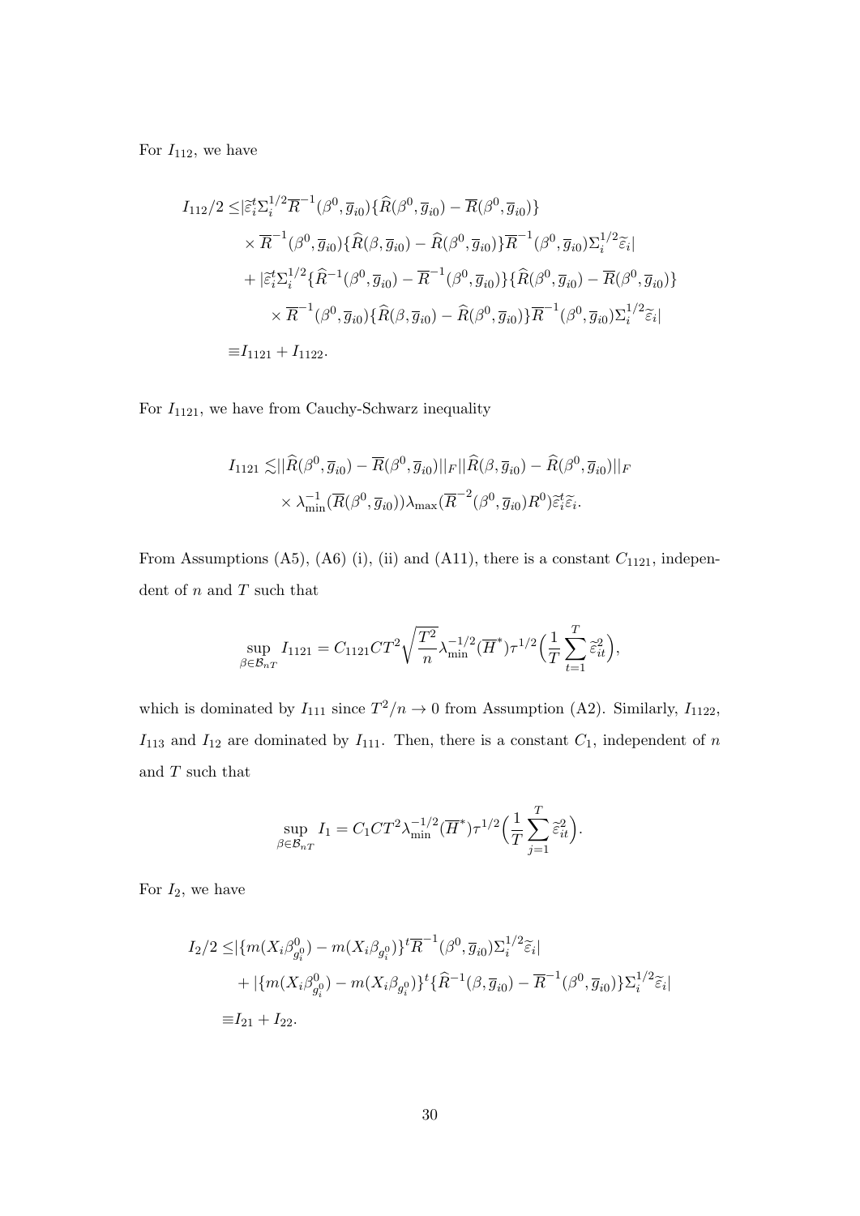For $I_{112}$, we have

$$
\begin{aligned}
I_{112}/2 \leq & |\widetilde{\varepsilon}_i^t \Sigma_i^{1/2} \overline{R}^{-1}(\beta^0, \overline{g}_{i0})\{\widehat{R}(\beta^0, \overline{g}_{i0}) - \overline{R}(\beta^0, \overline{g}_{i0})\} \\
& \times \overline{R}^{-1}(\beta^0, \overline{g}_{i0})\{\widehat{R}(\beta, \overline{g}_{i0}) - \widehat{R}(\beta^0, \overline{g}_{i0})\}\overline{R}^{-1}(\beta^0, \overline{g}_{i0})\Sigma_i^{1/2}\widetilde{\varepsilon}_i| \\
& + |\widetilde{\varepsilon}_i^t \Sigma_i^{1/2}\{\widehat{R}^{-1}(\beta^0, \overline{g}_{i0}) - \overline{R}^{-1}(\beta^0, \overline{g}_{i0})\}\{\widehat{R}(\beta^0, \overline{g}_{i0}) - \overline{R}(\beta^0, \overline{g}_{i0})\} \\
& \times \overline{R}^{-1}(\beta^0, \overline{g}_{i0})\{\widehat{R}(\beta, \overline{g}_{i0}) - \widehat{R}(\beta^0, \overline{g}_{i0})\}\overline{R}^{-1}(\beta^0, \overline{g}_{i0})\Sigma_i^{1/2}\widetilde{\varepsilon}_i| \\
\equiv & I_{1121} + I_{1122}.
\end{aligned}
$$

For $I_{1121}$, we have from Cauchy-Schwarz inequality

$$
\begin{aligned}
I_{1121} \lesssim & ||\widehat{R}(\beta^0, \overline{g}_{i0}) - \overline{R}(\beta^0, \overline{g}_{i0})||_F ||\widehat{R}(\beta, \overline{g}_{i0}) - \widehat{R}(\beta^0, \overline{g}_{i0})||_F \\
& \times \lambda_{\min}^{-1}(\overline{R}(\beta^0, \overline{g}_{i0}))\lambda_{\max}(\overline{R}^{-2}(\beta^0, \overline{g}_{i0})R^0)\widetilde{\varepsilon}_i^t\widetilde{\varepsilon}_i.
\end{aligned}
$$

From Assumptions (A5), (A6) (i), (ii) and (A11), there is a constant $C_{1121}$, independent of $n$ and $T$ such that

$$
\sup_{\beta \in \mathcal{B}_{nT}} I_{1121} = C_{1121} C T^2 \sqrt{\frac{T^2}{n}} \lambda_{\min}^{-1/2}(\overline{H}^*)\tau^{1/2}\Big(\frac{1}{T}\sum_{t=1}^T \widetilde{\varepsilon}_{it}^2\Big),
$$

which is dominated by $I_{111}$ since $T^2/n \to 0$ from Assumption (A2). Similarly, $I_{1122}$, $I_{113}$ and $I_{12}$ are dominated by $I_{111}$. Then, there is a constant $C_1$, independent of $n$ and $T$ such that

$$
\sup_{\beta \in \mathcal{B}_{nT}} I_1 = C_1 C T^2 \lambda_{\min}^{-1/2}(\overline{H}^*)\tau^{1/2}\Big(\frac{1}{T}\sum_{j=1}^T \widetilde{\varepsilon}_{it}^2\Big).
$$

For $I_2$, we have

$$
\begin{aligned}
I_2/2 \leq & |\{m(X_i\beta_{g_i^0}^0) - m(X_i\beta_{g_i^0})\}^t \overline{R}^{-1}(\beta^0, \overline{g}_{i0})\Sigma_i^{1/2}\widetilde{\varepsilon}_i| \\
& + |\{m(X_i\beta_{g_i^0}^0) - m(X_i\beta_{g_i^0})\}^t\{\widehat{R}^{-1}(\beta, \overline{g}_{i0}) - \overline{R}^{-1}(\beta^0, \overline{g}_{i0})\}\Sigma_i^{1/2}\widetilde{\varepsilon}_i| \\
\equiv & I_{21} + I_{22}.
\end{aligned}
$$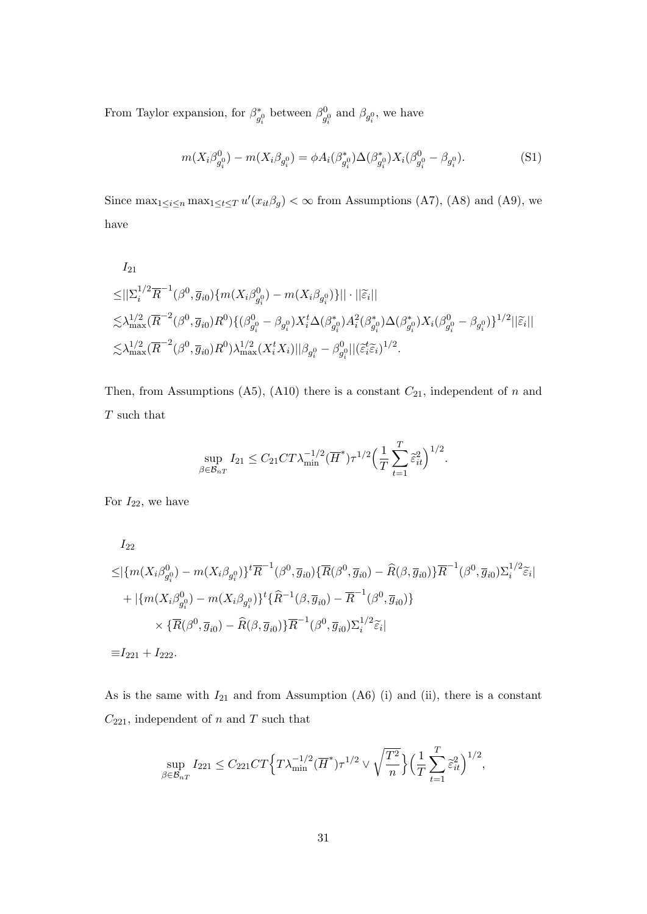From Taylor expansion, for $\beta^*_{g_i^0}$ between $\beta^0_{g_i^0}$ and $\beta_{g_i^0}$, we have

$$m(X_i\beta^0_{g_i^0}) - m(X_i\beta_{g_i^0}) = \phi A_i(\beta^*_{g_i^0})\Delta(\beta^*_{g_i^0})X_i(\beta^0_{g_i^0} - \beta_{g_i^0}). \tag{S1}$$

Since $\max_{1\leq i\leq n}\max_{1\leq t\leq T} u'(x_{it}\beta_g) < \infty$ from Assumptions (A7), (A8) and (A9), we have

$$
\begin{aligned}
&I_{21}\\
\leq& ||\Sigma_i^{1/2}\overline{R}^{-1}(\beta^0, \overline{g}_{i0})\{m(X_i\beta^0_{g_i^0}) - m(X_i\beta_{g_i^0})\}|| \cdot ||\widetilde{\varepsilon}_i||\\
\lesssim& \lambda_{\max}^{1/2}(\overline{R}^{-2}(\beta^0, \overline{g}_{i0})R^0)\{(\beta^0_{g_i^0} - \beta_{g_i^0})X_i^t\Delta(\beta^*_{g_i^0})A_i^2(\beta^*_{g_i^0})\Delta(\beta^*_{g_i^0})X_i(\beta^0_{g_i^0} - \beta_{g_i^0})\}^{1/2}||\widetilde{\varepsilon}_i||\\
\lesssim& \lambda_{\max}^{1/2}(\overline{R}^{-2}(\beta^0, \overline{g}_{i0})R^0)\lambda_{\max}^{1/2}(X_i^tX_i)||\beta_{g_i^0} - \beta^0_{g_i^0}||(\widetilde{\varepsilon}_i^t\widetilde{\varepsilon}_i)^{1/2}.
\end{aligned}
$$

Then, from Assumptions (A5), (A10) there is a constant $C_{21}$, independent of $n$ and $T$ such that

$$\sup_{\beta\in\mathcal{B}_{nT}} I_{21} \leq C_{21}CT\lambda_{\min}^{-1/2}(\overline{H}^*)\tau^{1/2}\Big(\frac{1}{T}\sum_{t=1}^T \widetilde{\varepsilon}_{it}^2\Big)^{1/2}.$$

For $I_{22}$, we have

$$
\begin{aligned}
&I_{22}\\
\leq& |\{m(X_i\beta^0_{g_i^0}) - m(X_i\beta_{g_i^0})\}^t\overline{R}^{-1}(\beta^0, \overline{g}_{i0})\{\overline{R}(\beta^0, \overline{g}_{i0}) - \widehat{R}(\beta, \overline{g}_{i0})\}\overline{R}^{-1}(\beta^0, \overline{g}_{i0})\Sigma_i^{1/2}\widetilde{\varepsilon}_i|\\
&+ |\{m(X_i\beta^0_{g_i^0}) - m(X_i\beta_{g_i^0})\}^t\{\widehat{R}^{-1}(\beta, \overline{g}_{i0}) - \overline{R}^{-1}(\beta^0, \overline{g}_{i0})\}\\
&\qquad\times\{\overline{R}(\beta^0, \overline{g}_{i0}) - \widehat{R}(\beta, \overline{g}_{i0})\}\overline{R}^{-1}(\beta^0, \overline{g}_{i0})\Sigma_i^{1/2}\widetilde{\varepsilon}_i|\\
\equiv& I_{221} + I_{222}.
\end{aligned}
$$

As is the same with $I_{21}$ and from Assumption (A6) (i) and (ii), there is a constant $C_{221}$, independent of $n$ and $T$ such that

$$\sup_{\beta\in\mathcal{B}_{nT}} I_{221} \leq C_{221}CT\Big\{T\lambda_{\min}^{-1/2}(\overline{H}^*)\tau^{1/2} \vee \sqrt{\frac{T^2}{n}}\Big\}\Big(\frac{1}{T}\sum_{t=1}^T \widetilde{\varepsilon}_{it}^2\Big)^{1/2},$$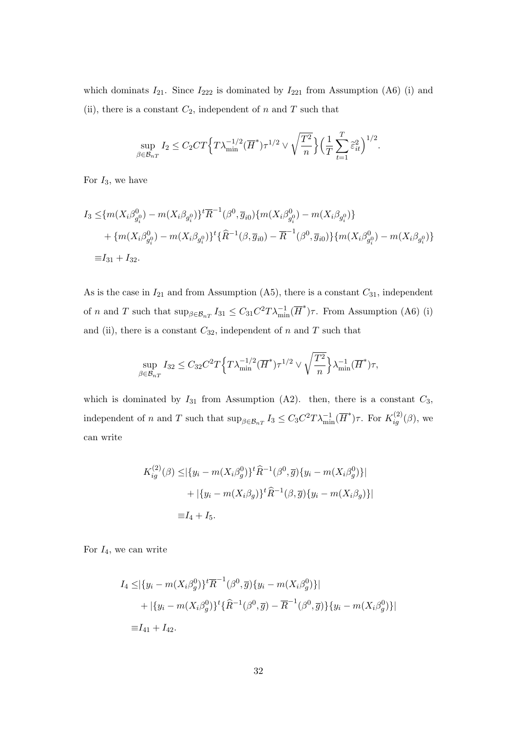which dominats $I_{21}$. Since $I_{222}$ is dominated by $I_{221}$ from Assumption (A6) (i) and (ii), there is a constant $C_2$, independent of $n$ and $T$ such that

$$\sup_{\beta\in\mathcal{B}_{nT}} I_2 \le C_2CT\Big\{T\lambda_{\min}^{-1/2}(\overline{H}^*)\tau^{1/2} \vee \sqrt{\frac{T^2}{n}}\Big\}\Big(\frac{1}{T}\sum_{t=1}^{T}\widetilde{\varepsilon}_{it}^2\Big)^{1/2}.$$

For $I_3$, we have

$$\begin{aligned}
I_3 \le& \{m(X_i\beta^0_{g_i^0}) - m(X_i\beta_{g_i^0})\}^t\overline{R}^{-1}(\beta^0,\overline{g}_{i0})\{m(X_i\beta^0_{g_i^0}) - m(X_i\beta_{g_i^0})\} \\
&+ \{m(X_i\beta^0_{g_i^0}) - m(X_i\beta_{g_i^0})\}^t\{\widehat{R}^{-1}(\beta,\overline{g}_{i0}) - \overline{R}^{-1}(\beta^0,\overline{g}_{i0})\}\{m(X_i\beta^0_{g_i^0}) - m(X_i\beta_{g_i^0})\} \\
\equiv& I_{31} + I_{32}.
\end{aligned}$$

As is the case in $I_{21}$ and from Assumption (A5), there is a constant $C_{31}$, independent of $n$ and $T$ such that $\sup_{\beta\in\mathcal{B}_{nT}} I_{31} \le C_{31}C^2T\lambda_{\min}^{-1}(\overline{H}^*)\tau$. From Assumption (A6) (i) and (ii), there is a constant $C_{32}$, independent of $n$ and $T$ such that

$$\sup_{\beta\in\mathcal{B}_{nT}} I_{32} \le C_{32}C^2T\Big\{T\lambda_{\min}^{-1/2}(\overline{H}^*)\tau^{1/2} \vee \sqrt{\frac{T^2}{n}}\Big\}\lambda_{\min}^{-1}(\overline{H}^*)\tau,$$

which is dominated by $I_{31}$ from Assumption (A2). then, there is a constant $C_3$, independent of $n$ and $T$ such that $\sup_{\beta\in\mathcal{B}_{nT}} I_3 \le C_3C^2T\lambda_{\min}^{-1}(\overline{H}^*)\tau$. For $K_{ig}^{(2)}(\beta)$, we can write

$$\begin{aligned}
K_{ig}^{(2)}(\beta) \le& |\{y_i - m(X_i\beta^0_g)\}^t\widehat{R}^{-1}(\beta^0,\overline{g})\{y_i - m(X_i\beta^0_g)\}| \\
&+ |\{y_i - m(X_i\beta_g)\}^t\widehat{R}^{-1}(\beta,\overline{g})\{y_i - m(X_i\beta_g)\}| \\
\equiv& I_4 + I_5.
\end{aligned}$$

For $I_4$, we can write

$$\begin{aligned}
I_4 \le& |\{y_i - m(X_i\beta^0_g)\}^t\overline{R}^{-1}(\beta^0,\overline{g})\{y_i - m(X_i\beta^0_g)\}| \\
&+ |\{y_i - m(X_i\beta^0_g)\}^t\{\widehat{R}^{-1}(\beta^0,\overline{g}) - \overline{R}^{-1}(\beta^0,\overline{g})\}\{y_i - m(X_i\beta^0_g)\}| \\
\equiv& I_{41} + I_{42}.
\end{aligned}$$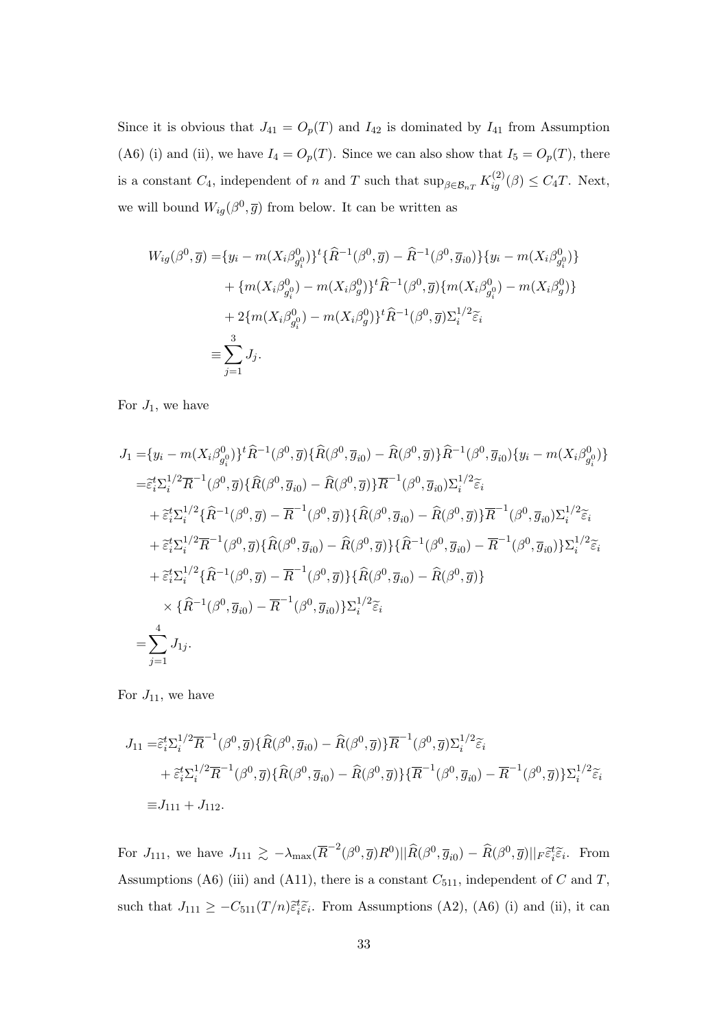Since it is obvious that $J_{41} = O_p(T)$ and $I_{42}$ is dominated by $I_{41}$ from Assumption (A6) (i) and (ii), we have $I_4 = O_p(T)$. Since we can also show that $I_5 = O_p(T)$, there is a constant $C_4$, independent of $n$ and $T$ such that $\sup_{\beta \in \mathcal{B}_{nT}} K_{ig}^{(2)}(\beta) \leq C_4 T$. Next, we will bound $W_{ig}(\beta^0, \overline{g})$ from below. It can be written as

$$
\begin{aligned}
W_{ig}(\beta^0, \overline{g}) =& \{y_i - m(X_i \beta^0_{g_i^0})\}^t \{\widehat{R}^{-1}(\beta^0, \overline{g}) - \widehat{R}^{-1}(\beta^0, \overline{g}_{i0})\}\{y_i - m(X_i \beta^0_{g_i^0})\} \\
&+ \{m(X_i \beta^0_{g_i^0}) - m(X_i \beta^0_g)\}^t \widehat{R}^{-1}(\beta^0, \overline{g})\{m(X_i \beta^0_{g_i^0}) - m(X_i \beta^0_g)\} \\
&+ 2\{m(X_i \beta^0_{g_i^0}) - m(X_i \beta^0_g)\}^t \widehat{R}^{-1}(\beta^0, \overline{g}) \Sigma_i^{1/2} \widetilde{\varepsilon}_i \\
\equiv& \sum_{j=1}^{3} J_j.
\end{aligned}
$$

For $J_1$, we have

$$
\begin{aligned}
J_1 =& \{y_i - m(X_i \beta^0_{g_i^0})\}^t \widehat{R}^{-1}(\beta^0, \overline{g})\{\widehat{R}(\beta^0, \overline{g}_{i0}) - \widehat{R}(\beta^0, \overline{g})\}\widehat{R}^{-1}(\beta^0, \overline{g}_{i0})\{y_i - m(X_i \beta^0_{g_i^0})\} \\
=& \widetilde{\varepsilon}_i^t \Sigma_i^{1/2} \overline{R}^{-1}(\beta^0, \overline{g})\{\widehat{R}(\beta^0, \overline{g}_{i0}) - \widehat{R}(\beta^0, \overline{g})\}\overline{R}^{-1}(\beta^0, \overline{g}_{i0}) \Sigma_i^{1/2} \widetilde{\varepsilon}_i \\
&+ \widetilde{\varepsilon}_i^t \Sigma_i^{1/2} \{\widehat{R}^{-1}(\beta^0, \overline{g}) - \overline{R}^{-1}(\beta^0, \overline{g})\}\{\widehat{R}(\beta^0, \overline{g}_{i0}) - \widehat{R}(\beta^0, \overline{g})\}\overline{R}^{-1}(\beta^0, \overline{g}_{i0}) \Sigma_i^{1/2} \widetilde{\varepsilon}_i \\
&+ \widetilde{\varepsilon}_i^t \Sigma_i^{1/2} \overline{R}^{-1}(\beta^0, \overline{g})\{\widehat{R}(\beta^0, \overline{g}_{i0}) - \widehat{R}(\beta^0, \overline{g})\}\{\widehat{R}^{-1}(\beta^0, \overline{g}_{i0}) - \overline{R}^{-1}(\beta^0, \overline{g}_{i0})\} \Sigma_i^{1/2} \widetilde{\varepsilon}_i \\
&+ \widetilde{\varepsilon}_i^t \Sigma_i^{1/2} \{\widehat{R}^{-1}(\beta^0, \overline{g}) - \overline{R}^{-1}(\beta^0, \overline{g})\}\{\widehat{R}(\beta^0, \overline{g}_{i0}) - \widehat{R}(\beta^0, \overline{g})\} \\
&\times \{\widehat{R}^{-1}(\beta^0, \overline{g}_{i0}) - \overline{R}^{-1}(\beta^0, \overline{g}_{i0})\} \Sigma_i^{1/2} \widetilde{\varepsilon}_i \\
=& \sum_{j=1}^{4} J_{1j}.
\end{aligned}
$$

For $J_{11}$, we have

$$
\begin{aligned}
J_{11} =& \widetilde{\varepsilon}_i^t \Sigma_i^{1/2} \overline{R}^{-1}(\beta^0, \overline{g})\{\widehat{R}(\beta^0, \overline{g}_{i0}) - \widehat{R}(\beta^0, \overline{g})\}\overline{R}^{-1}(\beta^0, \overline{g}) \Sigma_i^{1/2} \widetilde{\varepsilon}_i \\
&+ \widetilde{\varepsilon}_i^t \Sigma_i^{1/2} \overline{R}^{-1}(\beta^0, \overline{g})\{\widehat{R}(\beta^0, \overline{g}_{i0}) - \widehat{R}(\beta^0, \overline{g})\}\{\overline{R}^{-1}(\beta^0, \overline{g}_{i0}) - \overline{R}^{-1}(\beta^0, \overline{g})\} \Sigma_i^{1/2} \widetilde{\varepsilon}_i \\
\equiv& J_{111} + J_{112}.
\end{aligned}
$$

For $J_{111}$, we have $J_{111} \gtrsim -\lambda_{\max}(\overline{R}^{-2}(\beta^0, \overline{g}) R^0) || \widehat{R}(\beta^0, \overline{g}_{i0}) - \widehat{R}(\beta^0, \overline{g}) ||_F \widetilde{\varepsilon}_i^t \widetilde{\varepsilon}_i$. From Assumptions (A6) (iii) and (A11), there is a constant $C_{511}$, independent of $C$ and $T$, such that $J_{111} \geq -C_{511}(T/n) \widetilde{\varepsilon}_i^t \widetilde{\varepsilon}_i$. From Assumptions (A2), (A6) (i) and (ii), it can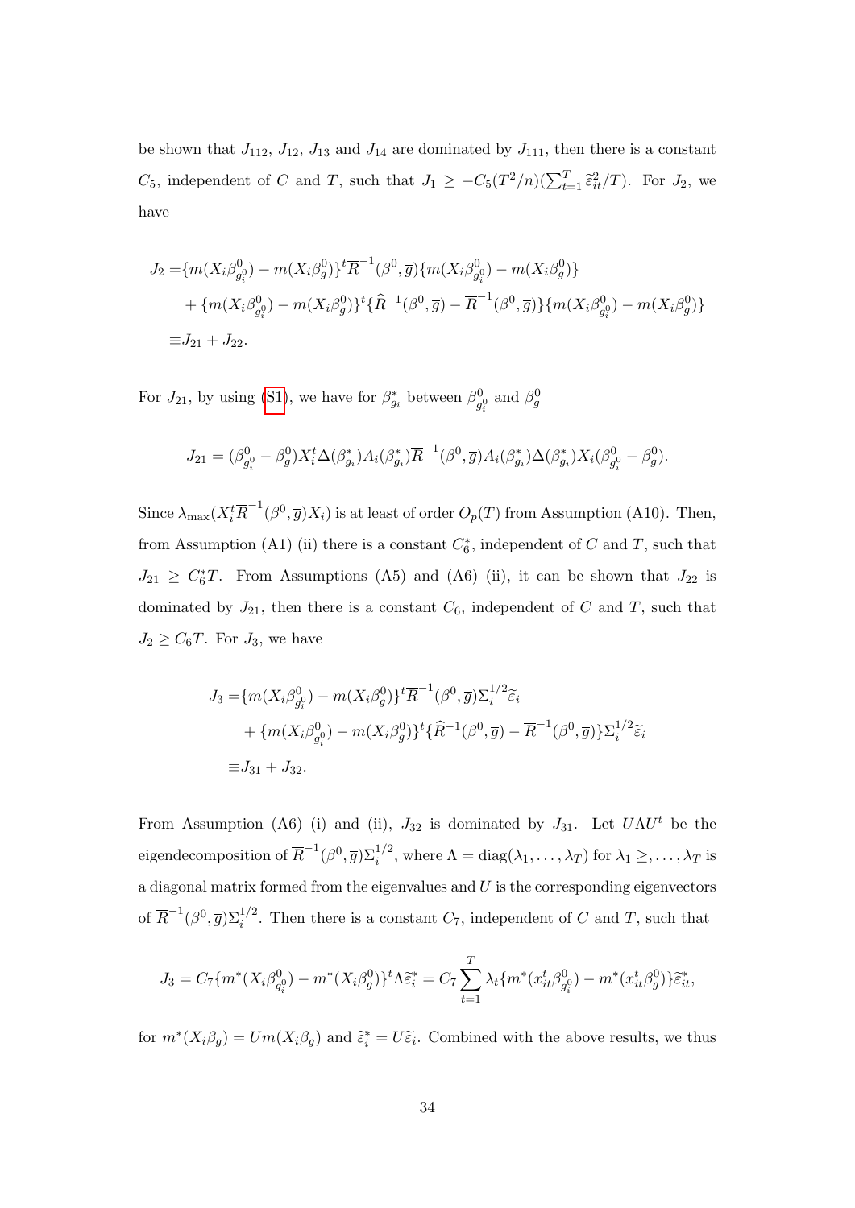be shown that $J_{112}$, $J_{12}$, $J_{13}$ and $J_{14}$ are dominated by $J_{111}$, then there is a constant $C_5$, independent of $C$ and $T$, such that $J_1 \geq -C_5(T^2/n)(\sum_{t=1}^T \widetilde{\varepsilon}_{it}^2/T)$. For $J_2$, we have

$$
\begin{aligned}
J_2 =& \{m(X_i\beta^0_{g_i^0}) - m(X_i\beta^0_g)\}^t \overline{R}^{-1}(\beta^0, \overline{g})\{m(X_i\beta^0_{g_i^0}) - m(X_i\beta^0_g)\} \\
&+ \{m(X_i\beta^0_{g_i^0}) - m(X_i\beta^0_g)\}^t \{\widehat{R}^{-1}(\beta^0, \overline{g}) - \overline{R}^{-1}(\beta^0, \overline{g})\}\{m(X_i\beta^0_{g_i^0}) - m(X_i\beta^0_g)\} \\
\equiv& J_{21} + J_{22}.
\end{aligned}
$$

For $J_{21}$, by using (S1), we have for $\beta^*_{g_i}$ between $\beta^0_{g_i^0}$ and $\beta^0_g$

$$
J_{21} = (\beta^0_{g_i^0} - \beta^0_g)X_i^t\Delta(\beta^*_{g_i})A_i(\beta^*_{g_i})\overline{R}^{-1}(\beta^0, \overline{g})A_i(\beta^*_{g_i})\Delta(\beta^*_{g_i})X_i(\beta^0_{g_i^0} - \beta^0_g).
$$

Since $\lambda_{\max}(X_i^t\overline{R}^{-1}(\beta^0, \overline{g})X_i)$ is at least of order $O_p(T)$ from Assumption (A10). Then, from Assumption (A1) (ii) there is a constant $C_6^*$, independent of $C$ and $T$, such that $J_{21} \geq C_6^* T$. From Assumptions (A5) and (A6) (ii), it can be shown that $J_{22}$ is dominated by $J_{21}$, then there is a constant $C_6$, independent of $C$ and $T$, such that $J_2 \geq C_6 T$. For $J_3$, we have

$$
\begin{aligned}
J_3 =& \{m(X_i\beta^0_{g_i^0}) - m(X_i\beta^0_g)\}^t \overline{R}^{-1}(\beta^0, \overline{g})\Sigma_i^{1/2}\widetilde{\varepsilon}_i \\
&+ \{m(X_i\beta^0_{g_i^0}) - m(X_i\beta^0_g)\}^t \{\widehat{R}^{-1}(\beta^0, \overline{g}) - \overline{R}^{-1}(\beta^0, \overline{g})\}\Sigma_i^{1/2}\widetilde{\varepsilon}_i \\
\equiv& J_{31} + J_{32}.
\end{aligned}
$$

From Assumption (A6) (i) and (ii), $J_{32}$ is dominated by $J_{31}$. Let $U\Lambda U^t$ be the eigendecomposition of $\overline{R}^{-1}(\beta^0, \overline{g})\Sigma_i^{1/2}$, where $\Lambda = \mathrm{diag}(\lambda_1, \ldots, \lambda_T)$ for $\lambda_1 \geq, \ldots, \lambda_T$ is a diagonal matrix formed from the eigenvalues and $U$ is the corresponding eigenvectors of $\overline{R}^{-1}(\beta^0, \overline{g})\Sigma_i^{1/2}$. Then there is a constant $C_7$, independent of $C$ and $T$, such that

$$
J_3 = C_7\{m^*(X_i\beta^0_{g_i^0}) - m^*(X_i\beta^0_g)\}^t\Lambda\widetilde{\varepsilon}_i^* = C_7\sum_{t=1}^T \lambda_t\{m^*(x_{it}^t\beta^0_{g_i^0}) - m^*(x_{it}^t\beta^0_g)\}\widetilde{\varepsilon}_{it}^*,
$$

for $m^*(X_i\beta_g) = Um(X_i\beta_g)$ and $\widetilde{\varepsilon}_i^* = U\widetilde{\varepsilon}_i$. Combined with the above results, we thus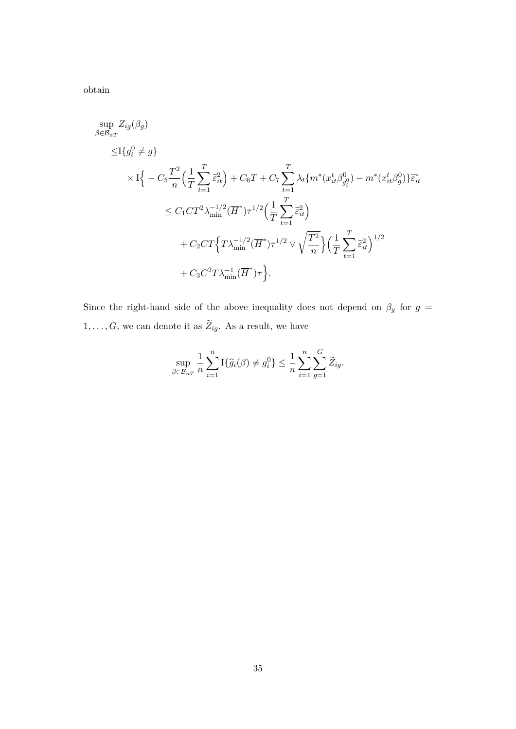obtain

$$
\begin{aligned}
&\sup_{\beta \in \mathcal{B}_{nT}} Z_{ig}(\beta_g) \\
&\leq \mathrm{I}\{g_i^0 \neq g\} \\
&\quad \times \mathrm{I}\Big\{ - C_5 \frac{T^2}{n}\Big(\frac{1}{T}\sum_{t=1}^T \widetilde{\varepsilon}_{it}^2\Big) + C_6 T + C_7 \sum_{t=1}^T \lambda_t \{m^*(x_{it}^t \beta_{g_i^0}^0) - m^*(x_{it}^t \beta_g^0)\} \widetilde{\varepsilon}_{it}^* \\
&\qquad \leq C_1 C T^2 \lambda_{\min}^{-1/2}(\overline{H}^*) \tau^{1/2} \Big(\frac{1}{T}\sum_{t=1}^T \widetilde{\varepsilon}_{it}^2\Big) \\
&\qquad\quad + C_2 C T \Big\{ T \lambda_{\min}^{-1/2}(\overline{H}^*) \tau^{1/2} \vee \sqrt{\frac{T^2}{n}} \Big\} \Big(\frac{1}{T}\sum_{t=1}^T \widetilde{\varepsilon}_{it}^2\Big)^{1/2} \\
&\qquad\quad + C_3 C^2 T \lambda_{\min}^{-1}(\overline{H}^*) \tau \Big\}.
\end{aligned}
$$

Since the right-hand side of the above inequality does not depend on $\beta_g$ for $g = 1, \ldots, G$, we can denote it as $\widetilde{Z}_{ig}$. As a result, we have

$$
\sup_{\beta \in \mathcal{B}_{nT}} \frac{1}{n} \sum_{i=1}^n \mathrm{I}\{\widehat{g}_i(\beta) \neq g_i^0\} \leq \frac{1}{n} \sum_{i=1}^n \sum_{g=1}^G \widetilde{Z}_{ig}.
$$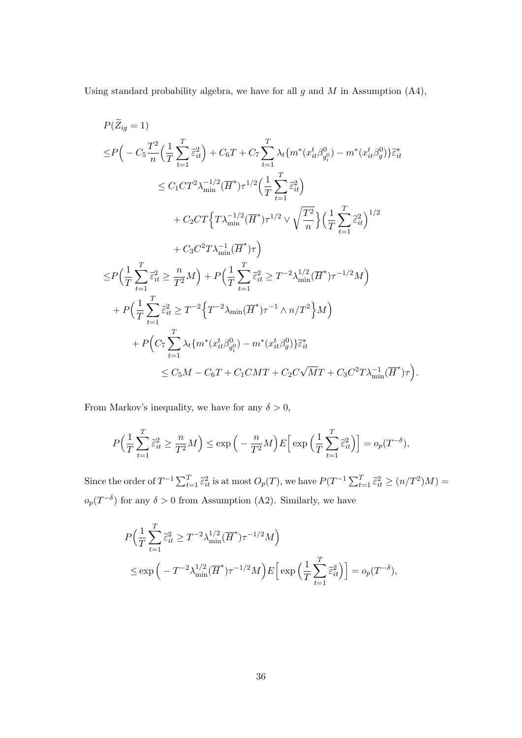Using standard probability algebra, we have for all $g$ and $M$ in Assumption (A4),

$$
\begin{aligned}
&P(\widetilde{Z}_{ig} = 1) \\
\leq &P\Big( - C_5 \frac{T^2}{n} \Big( \frac{1}{T} \sum_{t=1}^{T} \widetilde{\varepsilon}_{it}^2 \Big) + C_6 T + C_7 \sum_{t=1}^{T} \lambda_t \{ m^*(x_{it}^t \beta_{g_i^0}^0) - m^*(x_{it}^t \beta_g^0) \} \widetilde{\varepsilon}_{it}^* \\
&\qquad \leq C_1 C T^2 \lambda_{\min}^{-1/2}(\overline{H}^*) \tau^{1/2} \Big( \frac{1}{T} \sum_{t=1}^{T} \widetilde{\varepsilon}_{it}^2 \Big) \\
&\qquad \quad + C_2 C T \Big\{ T \lambda_{\min}^{-1/2}(\overline{H}^*) \tau^{1/2} \vee \sqrt{\frac{T^2}{n}} \Big\} \Big( \frac{1}{T} \sum_{t=1}^{T} \widetilde{\varepsilon}_{it}^2 \Big)^{1/2} \\
&\qquad \quad + C_3 C^2 T \lambda_{\min}^{-1}(\overline{H}^*) \tau \Big) \\
\leq &P\Big( \frac{1}{T} \sum_{t=1}^{T} \widetilde{\varepsilon}_{it}^2 \geq \frac{n}{T^2} M \Big) + P\Big( \frac{1}{T} \sum_{t=1}^{T} \widetilde{\varepsilon}_{it}^2 \geq T^{-2} \lambda_{\min}^{1/2}(\overline{H}^*) \tau^{-1/2} M \Big) \\
&+ P\Big( \frac{1}{T} \sum_{t=1}^{T} \widetilde{\varepsilon}_{it}^2 \geq T^{-2} \Big\{ T^{-2} \lambda_{\min}(\overline{H}^*) \tau^{-1} \wedge n/T^2 \Big\} M \Big) \\
&\quad + P\Big( C_7 \sum_{t=1}^{T} \lambda_t \{ m^*(x_{it}^t \beta_{g_i^0}^0) - m^*(x_{it}^t \beta_g^0) \} \widetilde{\varepsilon}_{it}^* \\
&\qquad \leq C_5 M - C_6 T + C_1 C M T + C_2 C \sqrt{M} T + C_3 C^2 T \lambda_{\min}^{-1}(\overline{H}^*) \tau \Big).
\end{aligned}
$$

From Markov's inequality, we have for any $\delta > 0$,

$$
P\Big( \frac{1}{T} \sum_{t=1}^{T} \widetilde{\varepsilon}_{it}^2 \geq \frac{n}{T^2} M \Big) \leq \exp\Big( - \frac{n}{T^2} M \Big) E\Big[ \exp\Big( \frac{1}{T} \sum_{t=1}^{T} \widetilde{\varepsilon}_{it}^2 \Big) \Big] = o_p(T^{-\delta}),
$$

Since the order of $T^{-1} \sum_{t=1}^{T} \widetilde{\varepsilon}_{it}^2$ is at most $O_p(T)$, we have $P(T^{-1} \sum_{t=1}^{T} \widetilde{\varepsilon}_{it}^2 \geq (n/T^2) M) = o_p(T^{-\delta})$ for any $\delta > 0$ from Assumption (A2). Similarly, we have

$$
\begin{aligned}
&P\Big( \frac{1}{T} \sum_{t=1}^{T} \widetilde{\varepsilon}_{it}^2 \geq T^{-2} \lambda_{\min}^{1/2}(\overline{H}^*) \tau^{-1/2} M \Big) \\
&\leq \exp\Big( - T^{-2} \lambda_{\min}^{1/2}(\overline{H}^*) \tau^{-1/2} M \Big) E\Big[ \exp\Big( \frac{1}{T} \sum_{t=1}^{T} \widetilde{\varepsilon}_{it}^2 \Big) \Big] = o_p(T^{-\delta}),
\end{aligned}
$$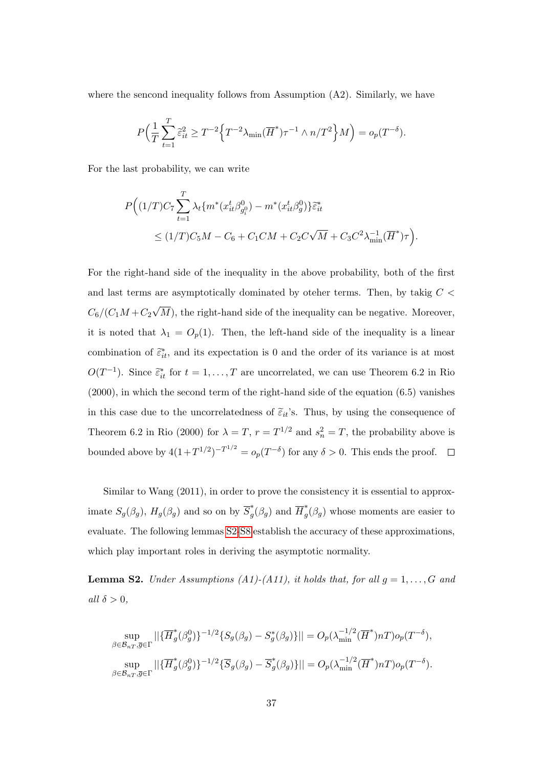where the sencond inequality follows from Assumption (A2). Similarly, we have

$$P\Big(\frac{1}{T}\sum_{t=1}^{T}\widetilde{\varepsilon}_{it}^2 \geq T^{-2}\Big\{T^{-2}\lambda_{\min}(\overline{H}^*)\tau^{-1} \wedge n/T^2\Big\}M\Big) = o_p(T^{-\delta}).$$

For the last probability, we can write

$$\begin{aligned}P\Big((1/T)C_7\sum_{t=1}^{T}\lambda_t\{m^*(x_{it}^t\beta_{g_i^0}^0) - m^*(x_{it}^t\beta_g^0)\}\widetilde{\varepsilon}_{it}^* \\ \leq (1/T)C_5M - C_6 + C_1CM + C_2C\sqrt{M} + C_3C^2\lambda_{\min}^{-1}(\overline{H}^*)\tau\Big).\end{aligned}$$

For the right-hand side of the inequality in the above probability, both of the first and last terms are asymptotically dominated by oteher terms. Then, by takig $C < C_6/(C_1M + C_2\sqrt{M})$, the right-hand side of the inequality can be negative. Moreover, it is noted that $\lambda_1 = O_p(1)$. Then, the left-hand side of the inequality is a linear combination of $\widetilde{\varepsilon}_{it}^*$, and its expectation is 0 and the order of its variance is at most $O(T^{-1})$. Since $\widetilde{\varepsilon}_{it}^*$ for $t = 1, \ldots, T$ are uncorrelated, we can use Theorem 6.2 in Rio (2000), in which the second term of the right-hand side of the equation (6.5) vanishes in this case due to the uncorrelatedness of $\widetilde{\varepsilon}_{it}$'s. Thus, by using the consequence of Theorem 6.2 in Rio (2000) for $\lambda = T$, $r = T^{1/2}$ and $s_n^2 = T$, the probability above is bounded above by $4(1+T^{1/2})^{-T^{1/2}} = o_p(T^{-\delta})$ for any $\delta > 0$. This ends the proof. $\square$

Similar to Wang (2011), in order to prove the consistency it is essential to approximate $S_g(\beta_g)$, $H_g(\beta_g)$ and so on by $\overline{S}_g^*(\beta_g)$ and $\overline{H}_g^*(\beta_g)$ whose moments are easier to evaluate. The following lemmas S2-S8 establish the accuracy of these approximations, which play important roles in deriving the asymptotic normality.

**Lemma S2.** *Under Assumptions (A1)-(A11), it holds that, for all $g = 1, \ldots, G$ and all $\delta > 0$,*

$$\sup_{\beta\in\mathcal{B}_{nT},\overline{g}\in\Gamma}||\{\overline{H}_g^*(\beta_g^0)\}^{-1/2}\{S_g(\beta_g) - S_g^*(\beta_g)\}|| = O_p(\lambda_{\min}^{-1/2}(\overline{H}^*)nT)o_p(T^{-\delta}),$$

$$\sup_{\beta\in\mathcal{B}_{nT},\overline{g}\in\Gamma}||\{\overline{H}_g^*(\beta_g^0)\}^{-1/2}\{\overline{S}_g(\beta_g) - \overline{S}_g^*(\beta_g)\}|| = O_p(\lambda_{\min}^{-1/2}(\overline{H}^*)nT)o_p(T^{-\delta}).$$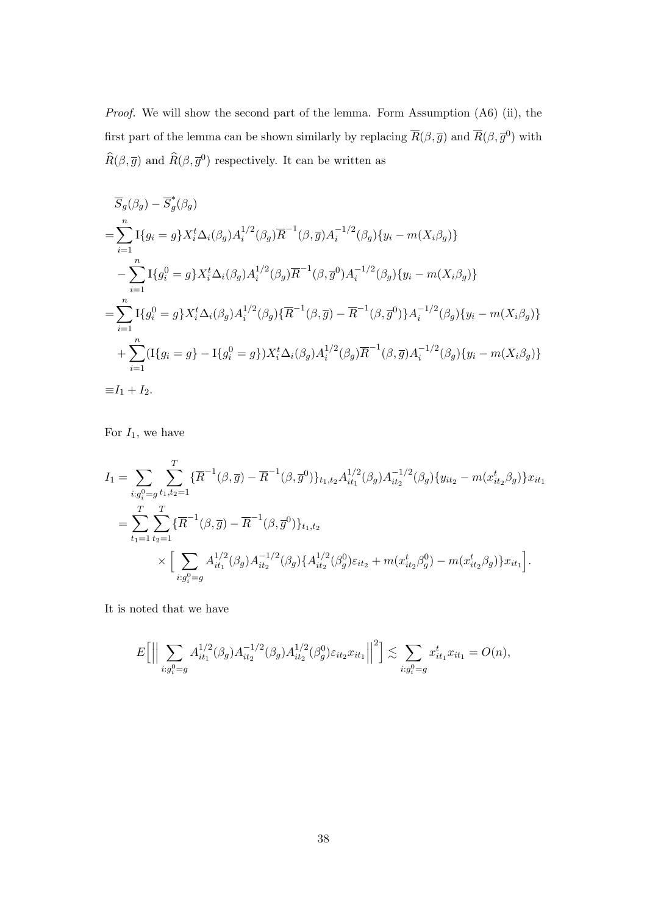*Proof.* We will show the second part of the lemma. Form Assumption (A6) (ii), the first part of the lemma can be shown similarly by replacing $\overline{R}(\beta, \overline{g})$ and $\overline{R}(\beta, \overline{g}^0)$ with $\widehat{R}(\beta, \overline{g})$ and $\widehat{R}(\beta, \overline{g}^0)$ respectively. It can be written as

$$
\begin{aligned}
&\overline{S}_g(\beta_g) - \overline{S}_g^*(\beta_g) \\
=&\sum_{i=1}^n \mathrm{I}\{g_i = g\} X_i^t \Delta_i(\beta_g) A_i^{1/2}(\beta_g) \overline{R}^{-1}(\beta, \overline{g}) A_i^{-1/2}(\beta_g)\{y_i - m(X_i\beta_g)\} \\
&- \sum_{i=1}^n \mathrm{I}\{g_i^0 = g\} X_i^t \Delta_i(\beta_g) A_i^{1/2}(\beta_g) \overline{R}^{-1}(\beta, \overline{g}^0) A_i^{-1/2}(\beta_g)\{y_i - m(X_i\beta_g)\} \\
=&\sum_{i=1}^n \mathrm{I}\{g_i^0 = g\} X_i^t \Delta_i(\beta_g) A_i^{1/2}(\beta_g) \{\overline{R}^{-1}(\beta, \overline{g}) - \overline{R}^{-1}(\beta, \overline{g}^0)\} A_i^{-1/2}(\beta_g)\{y_i - m(X_i\beta_g)\} \\
&+ \sum_{i=1}^n (\mathrm{I}\{g_i = g\} - \mathrm{I}\{g_i^0 = g\}) X_i^t \Delta_i(\beta_g) A_i^{1/2}(\beta_g) \overline{R}^{-1}(\beta, \overline{g}) A_i^{-1/2}(\beta_g)\{y_i - m(X_i\beta_g)\} \\
\equiv& I_1 + I_2.
\end{aligned}
$$

For $I_1$, we have

$$
\begin{aligned}
I_1 &= \sum_{i:g_i^0=g} \sum_{t_1,t_2=1}^T \{\overline{R}^{-1}(\beta, \overline{g}) - \overline{R}^{-1}(\beta, \overline{g}^0)\}_{t_1,t_2} A_{it_1}^{1/2}(\beta_g) A_{it_2}^{-1/2}(\beta_g)\{y_{it_2} - m(x_{it_2}^t \beta_g)\} x_{it_1} \\
&= \sum_{t_1=1}^T \sum_{t_2=1}^T \{\overline{R}^{-1}(\beta, \overline{g}) - \overline{R}^{-1}(\beta, \overline{g}^0)\}_{t_1,t_2} \\
&\qquad \times \Big[ \sum_{i:g_i^0=g} A_{it_1}^{1/2}(\beta_g) A_{it_2}^{-1/2}(\beta_g) \{A_{it_2}^{1/2}(\beta_g^0)\varepsilon_{it_2} + m(x_{it_2}^t \beta_g^0) - m(x_{it_2}^t \beta_g)\} x_{it_1} \Big].
\end{aligned}
$$

It is noted that we have

$$
E\Big[\Big\| \sum_{i:g_i^0=g} A_{it_1}^{1/2}(\beta_g) A_{it_2}^{-1/2}(\beta_g) A_{it_2}^{1/2}(\beta_g^0) \varepsilon_{it_2} x_{it_1} \Big\|^2\Big] \lesssim \sum_{i:g_i^0=g} x_{it_1}^t x_{it_1} = O(n),
$$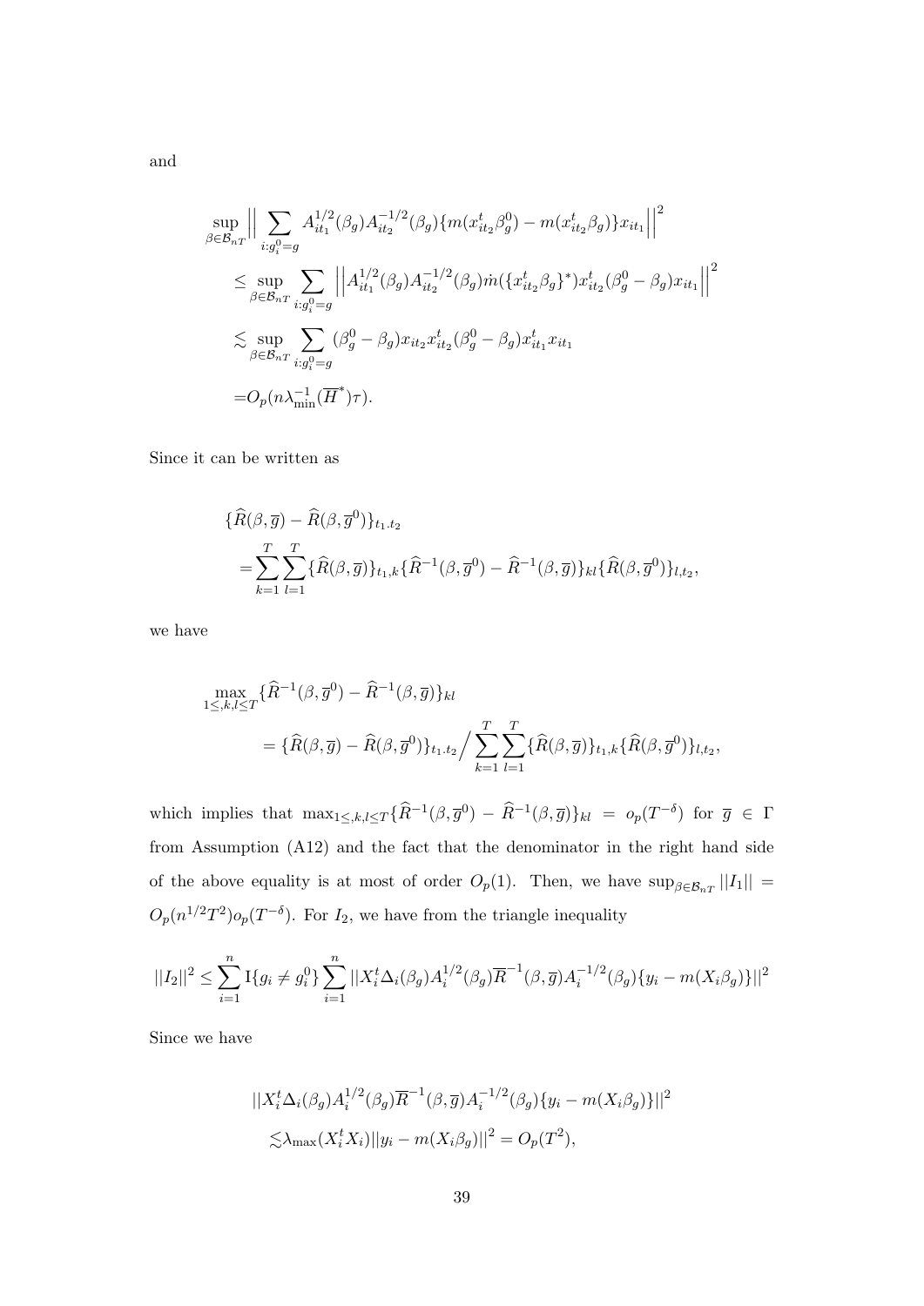and

$$
\begin{aligned}
&\sup_{\beta\in\mathcal{B}_{nT}}\Big|\Big|\sum_{i:g_i^0=g} A_{it_1}^{1/2}(\beta_g)A_{it_2}^{-1/2}(\beta_g)\{m(x_{it_2}^t\beta_g^0)-m(x_{it_2}^t\beta_g)\}x_{it_1}\Big|\Big|^2\\
&\leq \sup_{\beta\in\mathcal{B}_{nT}}\sum_{i:g_i^0=g}\Big|\Big|A_{it_1}^{1/2}(\beta_g)A_{it_2}^{-1/2}(\beta_g)\dot{m}(\{x_{it_2}^t\beta_g\}^*)x_{it_2}^t(\beta_g^0-\beta_g)x_{it_1}\Big|\Big|^2\\
&\lesssim \sup_{\beta\in\mathcal{B}_{nT}}\sum_{i:g_i^0=g}(\beta_g^0-\beta_g)x_{it_2}x_{it_2}^t(\beta_g^0-\beta_g)x_{it_1}^tx_{it_1}\\
&=O_p(n\lambda_{\min}^{-1}(\overline{H}^*)\tau).
\end{aligned}
$$

Since it can be written as

$$
\begin{aligned}
&\{\widehat{R}(\beta,\overline{g})-\widehat{R}(\beta,\overline{g}^0)\}_{t_1.t_2}\\
&=\sum_{k=1}^{T}\sum_{l=1}^{T}\{\widehat{R}(\beta,\overline{g})\}_{t_1,k}\{\widehat{R}^{-1}(\beta,\overline{g}^0)-\widehat{R}^{-1}(\beta,\overline{g})\}_{kl}\{\widehat{R}(\beta,\overline{g}^0)\}_{l,t_2},
\end{aligned}
$$

we have

$$
\begin{aligned}
&\max_{1\leq,k,l\leq T}\{\widehat{R}^{-1}(\beta,\overline{g}^0)-\widehat{R}^{-1}(\beta,\overline{g})\}_{kl}\\
&\qquad=\{\widehat{R}(\beta,\overline{g})-\widehat{R}(\beta,\overline{g}^0)\}_{t_1.t_2}\Big/\sum_{k=1}^{T}\sum_{l=1}^{T}\{\widehat{R}(\beta,\overline{g})\}_{t_1,k}\{\widehat{R}(\beta,\overline{g}^0)\}_{l,t_2},
\end{aligned}
$$

which implies that $\max_{1\leq,k,l\leq T}\{\widehat{R}^{-1}(\beta,\overline{g}^0)-\widehat{R}^{-1}(\beta,\overline{g})\}_{kl}=o_p(T^{-\delta})$ for $\overline{g}\in\Gamma$ from Assumption (A12) and the fact that the denominator in the right hand side of the above equality is at most of order $O_p(1)$. Then, we have $\sup_{\beta\in\mathcal{B}_{nT}}||I_1||=O_p(n^{1/2}T^2)o_p(T^{-\delta})$. For $I_2$, we have from the triangle inequality

$$
||I_2||^2\leq\sum_{i=1}^{n}\mathrm{I}\{g_i\neq g_i^0\}\sum_{i=1}^{n}||X_i^t\Delta_i(\beta_g)A_i^{1/2}(\beta_g)\overline{R}^{-1}(\beta,\overline{g})A_i^{-1/2}(\beta_g)\{y_i-m(X_i\beta_g)\}||^2
$$

Since we have

$$
\begin{aligned}
&||X_i^t\Delta_i(\beta_g)A_i^{1/2}(\beta_g)\overline{R}^{-1}(\beta,\overline{g})A_i^{-1/2}(\beta_g)\{y_i-m(X_i\beta_g)\}||^2\\
&\lesssim\lambda_{\max}(X_i^tX_i)||y_i-m(X_i\beta_g)||^2=O_p(T^2),
\end{aligned}
$$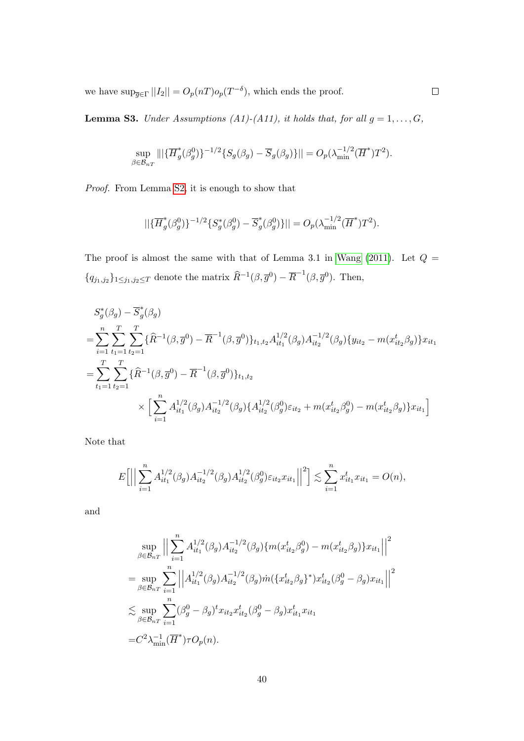we have $\sup_{\overline{g}\in\Gamma}||I_2|| = O_p(nT)o_p(T^{-\delta})$, which ends the proof. $\square$

**Lemma S3.** *Under Assumptions (A1)-(A11), it holds that, for all $g = 1, \ldots, G$,*

$$\sup_{\beta\in\mathcal{B}_{nT}} \|| \{\overline{H}_g^*(\beta_g^0)\}^{-1/2}\{S_g(\beta_g) - \overline{S}_g(\beta_g)\}|| = O_p(\lambda_{\min}^{-1/2}(\overline{H}^*)T^2).$$

*Proof.* From Lemma S2, it is enough to show that

$$||\{\overline{H}_g^*(\beta_g^0)\}^{-1/2}\{S_g^*(\beta_g^0) - \overline{S}_g^*(\beta_g^0)\}|| = O_p(\lambda_{\min}^{-1/2}(\overline{H}^*)T^2).$$

The proof is almost the same with that of Lemma 3.1 in Wang (2011). Let $Q = \{q_{j_1,j_2}\}_{1\le j_1,j_2\le T}$ denote the matrix $\widehat{R}^{-1}(\beta,\overline{g}^0) - \overline{R}^{-1}(\beta,\overline{g}^0)$. Then,

$$\begin{aligned}
& S_g^*(\beta_g) - \overline{S}_g^*(\beta_g) \\
=& \sum_{i=1}^n\sum_{t_1=1}^T\sum_{t_2=1}^T \{\widehat{R}^{-1}(\beta,\overline{g}^0) - \overline{R}^{-1}(\beta,\overline{g}^0)\}_{t_1,t_2} A_{it_1}^{1/2}(\beta_g)A_{it_2}^{-1/2}(\beta_g)\{y_{it_2} - m(x_{it_2}^t\beta_g)\}x_{it_1} \\
=& \sum_{t_1=1}^T\sum_{t_2=1}^T \{\widehat{R}^{-1}(\beta,\overline{g}^0) - \overline{R}^{-1}(\beta,\overline{g}^0)\}_{t_1,t_2} \\
& \qquad \times \Big[\sum_{i=1}^n A_{it_1}^{1/2}(\beta_g)A_{it_2}^{-1/2}(\beta_g)\{A_{it_2}^{1/2}(\beta_g^0)\varepsilon_{it_2} + m(x_{it_2}^t\beta_g^0) - m(x_{it_2}^t\beta_g)\}x_{it_1}\Big]
\end{aligned}$$

Note that

$$E\Big[\Big|\Big|\sum_{i=1}^n A_{it_1}^{1/2}(\beta_g)A_{it_2}^{-1/2}(\beta_g)A_{it_2}^{1/2}(\beta_g^0)\varepsilon_{it_2}x_{it_1}\Big|\Big|^2\Big] \lesssim \sum_{i=1}^n x_{it_1}^t x_{it_1} = O(n),$$

and

$$\begin{aligned}
& \sup_{\beta\in\mathcal{B}_{nT}} \Big|\Big|\sum_{i=1}^n A_{it_1}^{1/2}(\beta_g)A_{it_2}^{-1/2}(\beta_g)\{m(x_{it_2}^t\beta_g^0) - m(x_{it_2}^t\beta_g)\}x_{it_1}\Big|\Big|^2 \\
=& \sup_{\beta\in\mathcal{B}_{nT}} \sum_{i=1}^n \Big|\Big|A_{it_1}^{1/2}(\beta_g)A_{it_2}^{-1/2}(\beta_g)\dot{m}(\{x_{it_2}^t\beta_g\}^*)x_{it_2}^t(\beta_g^0 - \beta_g)x_{it_1}\Big|\Big|^2 \\
\lesssim& \sup_{\beta\in\mathcal{B}_{nT}} \sum_{i=1}^n (\beta_g^0 - \beta_g)^t x_{it_2}x_{it_2}^t(\beta_g^0 - \beta_g)x_{it_1}^t x_{it_1} \\
=& C^2\lambda_{\min}^{-1}(\overline{H}^*)\tau O_p(n).
\end{aligned}$$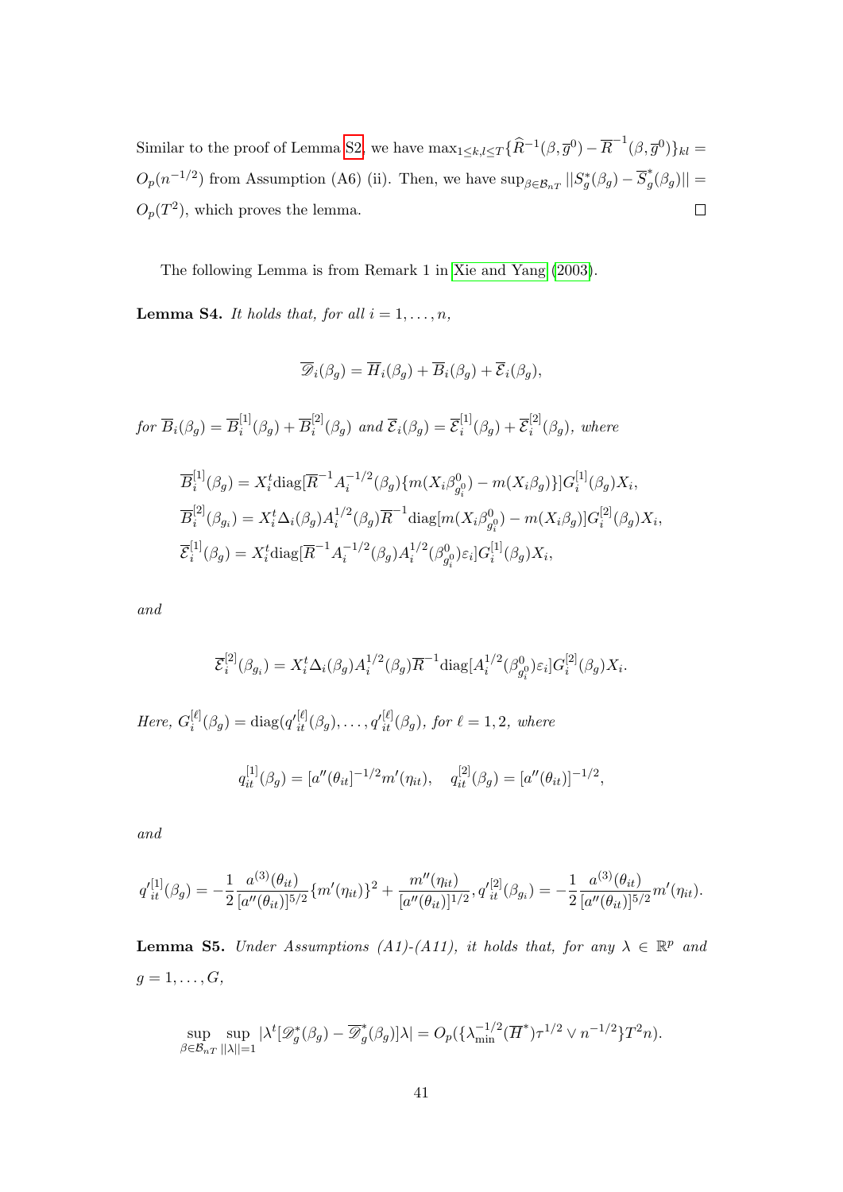Similar to the proof of Lemma S2, we have $\max_{1\le k,l\le T}\{\widehat{R}^{-1}(\beta,\overline{g}^0) - \overline{R}^{-1}(\beta,\overline{g}^0)\}_{kl} = O_p(n^{-1/2})$ from Assumption (A6) (ii). Then, we have $\sup_{\beta\in\mathcal{B}_{nT}} ||S_g^*(\beta_g) - \overline{S}_g^*(\beta_g)|| = O_p(T^2)$, which proves the lemma. ☐

The following Lemma is from Remark 1 in Xie and Yang (2003).

**Lemma S4.** *It holds that, for all $i = 1,\ldots,n$,*

$$\overline{\mathscr{D}}_i(\beta_g) = \overline{H}_i(\beta_g) + \overline{B}_i(\beta_g) + \overline{\mathcal{E}}_i(\beta_g),$$

*for $\overline{B}_i(\beta_g) = \overline{B}_i^{[1]}(\beta_g) + \overline{B}_i^{[2]}(\beta_g)$ and $\overline{\mathcal{E}}_i(\beta_g) = \overline{\mathcal{E}}_i^{[1]}(\beta_g) + \overline{\mathcal{E}}_i^{[2]}(\beta_g)$, where*

$$\begin{aligned}
\overline{B}_i^{[1]}(\beta_g) &= X_i^t \mathrm{diag}[\overline{R}^{-1} A_i^{-1/2}(\beta_g)\{m(X_i\beta^0_{g_i^0}) - m(X_i\beta_g)\}] G_i^{[1]}(\beta_g) X_i, \\
\overline{B}_i^{[2]}(\beta_{g_i}) &= X_i^t \Delta_i(\beta_g) A_i^{1/2}(\beta_g)\overline{R}^{-1}\mathrm{diag}[m(X_i\beta^0_{g_i^0}) - m(X_i\beta_g)] G_i^{[2]}(\beta_g) X_i, \\
\overline{\mathcal{E}}_i^{[1]}(\beta_g) &= X_i^t \mathrm{diag}[\overline{R}^{-1} A_i^{-1/2}(\beta_g) A_i^{1/2}(\beta^0_{g_i^0})\varepsilon_i] G_i^{[1]}(\beta_g) X_i,
\end{aligned}$$

*and*

$$\overline{\mathcal{E}}_i^{[2]}(\beta_{g_i}) = X_i^t \Delta_i(\beta_g) A_i^{1/2}(\beta_g)\overline{R}^{-1}\mathrm{diag}[A_i^{1/2}(\beta^0_{g_i^0})\varepsilon_i] G_i^{[2]}(\beta_g) X_i.$$

*Here, $G_i^{[\ell]}(\beta_g) = \mathrm{diag}({q'}_{it}^{[\ell]}(\beta_g),\ldots,{q'}_{it}^{[\ell]}(\beta_g))$, for $\ell = 1,2$, where*

$$q_{it}^{[1]}(\beta_g) = [a''(\theta_{it})]^{-1/2} m'(\eta_{it}), \quad q_{it}^{[2]}(\beta_g) = [a''(\theta_{it})]^{-1/2},$$

*and*

$${q'}_{it}^{[1]}(\beta_g) = -\frac{1}{2}\frac{a^{(3)}(\theta_{it})}{[a''(\theta_{it})]^{5/2}}\{m'(\eta_{it})\}^2 + \frac{m''(\eta_{it})}{[a''(\theta_{it})]^{1/2}}, {q'}_{it}^{[2]}(\beta_{g_i}) = -\frac{1}{2}\frac{a^{(3)}(\theta_{it})}{[a''(\theta_{it})]^{5/2}} m'(\eta_{it}).$$

**Lemma S5.** *Under Assumptions (A1)-(A11), it holds that, for any $\lambda \in \mathbb{R}^p$ and $g = 1,\ldots,G$,*

$$\sup_{\beta\in\mathcal{B}_{nT}} \sup_{||\lambda||=1} |\lambda^t[\mathscr{D}_g^*(\beta_g) - \overline{\mathscr{D}}_g^*(\beta_g)]\lambda| = O_p(\{\lambda_{\min}^{-1/2}(\overline{H}^*)\tau^{1/2} \vee n^{-1/2}\}T^2 n).$$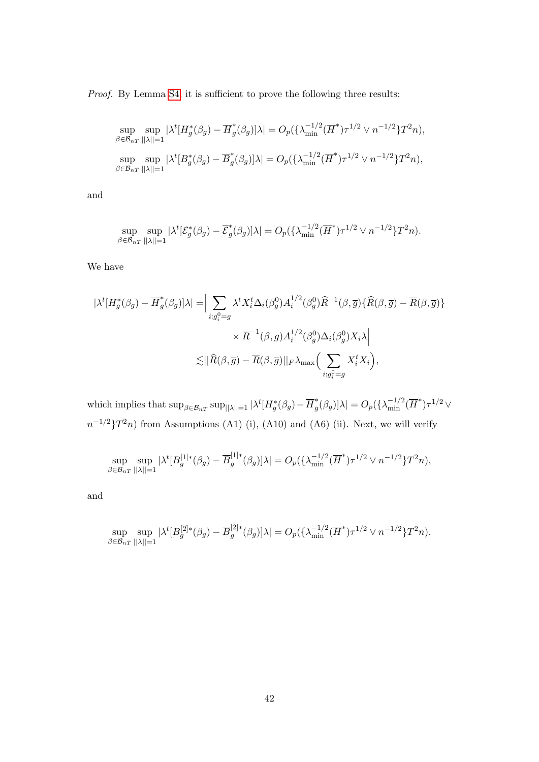*Proof.* By Lemma S4, it is sufficient to prove the following three results:

$$\sup_{\beta \in \mathcal{B}_{nT}} \sup_{||\lambda||=1} |\lambda^t [H_g^*(\beta_g) - \overline{H}_g^*(\beta_g)]\lambda| = O_p(\{\lambda_{\min}^{-1/2}(\overline{H}^*)\tau^{1/2} \vee n^{-1/2}\}T^2 n),$$

$$\sup_{\beta \in \mathcal{B}_{nT}} \sup_{||\lambda||=1} |\lambda^t [B_g^*(\beta_g) - \overline{B}_g^*(\beta_g)]\lambda| = O_p(\{\lambda_{\min}^{-1/2}(\overline{H}^*)\tau^{1/2} \vee n^{-1/2}\}T^2 n),$$

and

$$\sup_{\beta \in \mathcal{B}_{nT}} \sup_{||\lambda||=1} |\lambda^t [\mathcal{E}_g^*(\beta_g) - \overline{\mathcal{E}}_g^*(\beta_g)]\lambda| = O_p(\{\lambda_{\min}^{-1/2}(\overline{H}^*)\tau^{1/2} \vee n^{-1/2}\}T^2 n).$$

We have

$$\begin{aligned}
|\lambda^t [H_g^*(\beta_g) - \overline{H}_g^*(\beta_g)]\lambda| =& \Big| \sum_{i: g_i^0 = g} \lambda^t X_i^t \Delta_i(\beta_g^0) A_i^{1/2}(\beta_g^0) \widehat{R}^{-1}(\beta, \overline{g}) \{\widehat{R}(\beta, \overline{g}) - \overline{R}(\beta, \overline{g})\} \\
& \times \overline{R}^{-1}(\beta, \overline{g}) A_i^{1/2}(\beta_g^0) \Delta_i(\beta_g^0) X_i \lambda \Big| \\
\lesssim & ||\widehat{R}(\beta, \overline{g}) - \overline{R}(\beta, \overline{g})||_F \lambda_{\max}\Big( \sum_{i: g_i^0 = g} X_i^t X_i \Big),
\end{aligned}$$

which implies that $\sup_{\beta \in \mathcal{B}_{nT}} \sup_{||\lambda||=1} |\lambda^t [H_g^*(\beta_g) - \overline{H}_g^*(\beta_g)]\lambda| = O_p(\{\lambda_{\min}^{-1/2}(\overline{H}^*)\tau^{1/2} \vee n^{-1/2}\}T^2 n)$ from Assumptions (A1) (i), (A10) and (A6) (ii). Next, we will verify

$$\sup_{\beta \in \mathcal{B}_{nT}} \sup_{||\lambda||=1} |\lambda^t [B_g^{[1]*}(\beta_g) - \overline{B}_g^{[1]*}(\beta_g)]\lambda| = O_p(\{\lambda_{\min}^{-1/2}(\overline{H}^*)\tau^{1/2} \vee n^{-1/2}\}T^2 n),$$

and

$$\sup_{\beta \in \mathcal{B}_{nT}} \sup_{||\lambda||=1} |\lambda^t [B_g^{[2]*}(\beta_g) - \overline{B}_g^{[2]*}(\beta_g)]\lambda| = O_p(\{\lambda_{\min}^{-1/2}(\overline{H}^*)\tau^{1/2} \vee n^{-1/2}\}T^2 n).$$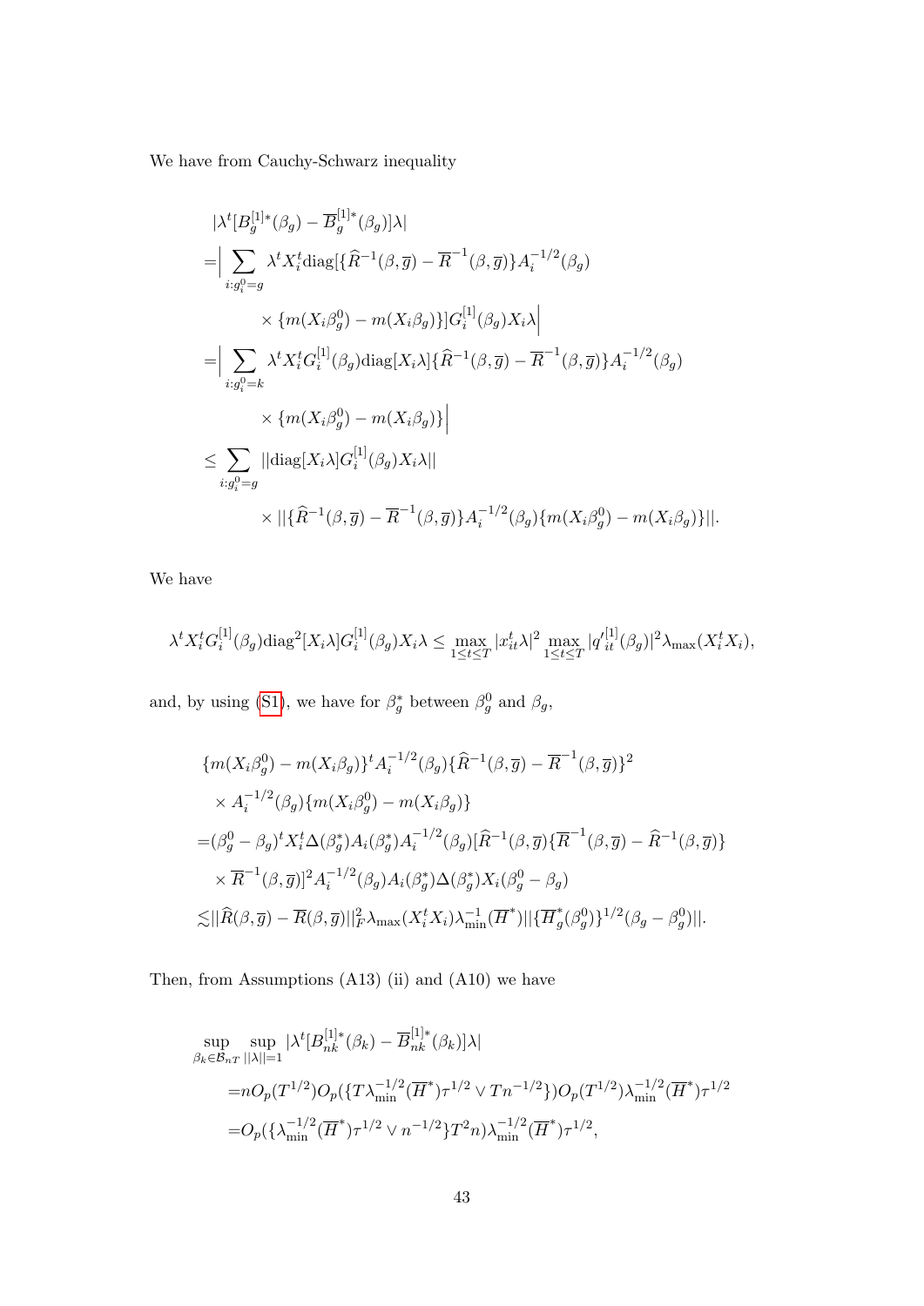We have from Cauchy-Schwarz inequality

$$
\begin{aligned}
&|\lambda^t[B_g^{[1]*}(\beta_g) - \overline{B}_g^{[1]*}(\beta_g)]\lambda| \\
=&\Big| \sum_{i:g_i^0=g} \lambda^t X_i^t \mathrm{diag}[\{\widehat{R}^{-1}(\beta,\overline{g}) - \overline{R}^{-1}(\beta,\overline{g})\} A_i^{-1/2}(\beta_g) \\
&\qquad \times \{m(X_i\beta_g^0) - m(X_i\beta_g)\}] G_i^{[1]}(\beta_g) X_i \lambda \Big| \\
=&\Big| \sum_{i:g_i^0=k} \lambda^t X_i^t G_i^{[1]}(\beta_g) \mathrm{diag}[X_i\lambda] \{\widehat{R}^{-1}(\beta,\overline{g}) - \overline{R}^{-1}(\beta,\overline{g})\} A_i^{-1/2}(\beta_g) \\
&\qquad \times \{m(X_i\beta_g^0) - m(X_i\beta_g)\} \Big| \\
\le& \sum_{i:g_i^0=g} ||\mathrm{diag}[X_i\lambda] G_i^{[1]}(\beta_g) X_i \lambda|| \\
&\qquad \times ||\{\widehat{R}^{-1}(\beta,\overline{g}) - \overline{R}^{-1}(\beta,\overline{g})\} A_i^{-1/2}(\beta_g)\{m(X_i\beta_g^0) - m(X_i\beta_g)\}||.
\end{aligned}
$$

We have

$$
\lambda^t X_i^t G_i^{[1]}(\beta_g) \mathrm{diag}^2[X_i\lambda] G_i^{[1]}(\beta_g) X_i \lambda \le \max_{1\le t\le T} |x_{it}^t \lambda|^2 \max_{1\le t\le T} |q_{it}'^{[1]}(\beta_g)|^2 \lambda_{\max}(X_i^t X_i),
$$

and, by using (S1), we have for $\beta_g^*$ between $\beta_g^0$ and $\beta_g$,

$$
\begin{aligned}
&\{m(X_i\beta_g^0) - m(X_i\beta_g)\}^t A_i^{-1/2}(\beta_g) \{\widehat{R}^{-1}(\beta,\overline{g}) - \overline{R}^{-1}(\beta,\overline{g})\}^2 \\
&\times A_i^{-1/2}(\beta_g) \{m(X_i\beta_g^0) - m(X_i\beta_g)\} \\
=&(\beta_g^0 - \beta_g)^t X_i^t \Delta(\beta_g^*) A_i(\beta_g^*) A_i^{-1/2}(\beta_g) [\widehat{R}^{-1}(\beta,\overline{g}) \{\overline{R}^{-1}(\beta,\overline{g}) - \widehat{R}^{-1}(\beta,\overline{g})\} \\
&\times \overline{R}^{-1}(\beta,\overline{g})]^2 A_i^{-1/2}(\beta_g) A_i(\beta_g^*) \Delta(\beta_g^*) X_i (\beta_g^0 - \beta_g) \\
\lesssim& ||\widehat{R}(\beta,\overline{g}) - \overline{R}(\beta,\overline{g})||_F^2 \lambda_{\max}(X_i^t X_i) \lambda_{\min}^{-1}(\overline{H}^*) ||\{\overline{H}_g^*(\beta_g^0)\}^{1/2}(\beta_g - \beta_g^0)||.
\end{aligned}
$$

Then, from Assumptions (A13) (ii) and (A10) we have

$$
\begin{aligned}
&\sup_{\beta_k \in \mathcal{B}_{nT}} \sup_{||\lambda||=1} |\lambda^t[B_{nk}^{[1]*}(\beta_k) - \overline{B}_{nk}^{[1]*}(\beta_k)]\lambda| \\
&\qquad = n O_p(T^{1/2}) O_p(\{T\lambda_{\min}^{-1/2}(\overline{H}^*)\tau^{1/2} \vee T n^{-1/2}\}) O_p(T^{1/2}) \lambda_{\min}^{-1/2}(\overline{H}^*)\tau^{1/2} \\
&\qquad = O_p(\{\lambda_{\min}^{-1/2}(\overline{H}^*)\tau^{1/2} \vee n^{-1/2}\} T^2 n) \lambda_{\min}^{-1/2}(\overline{H}^*)\tau^{1/2},
\end{aligned}
$$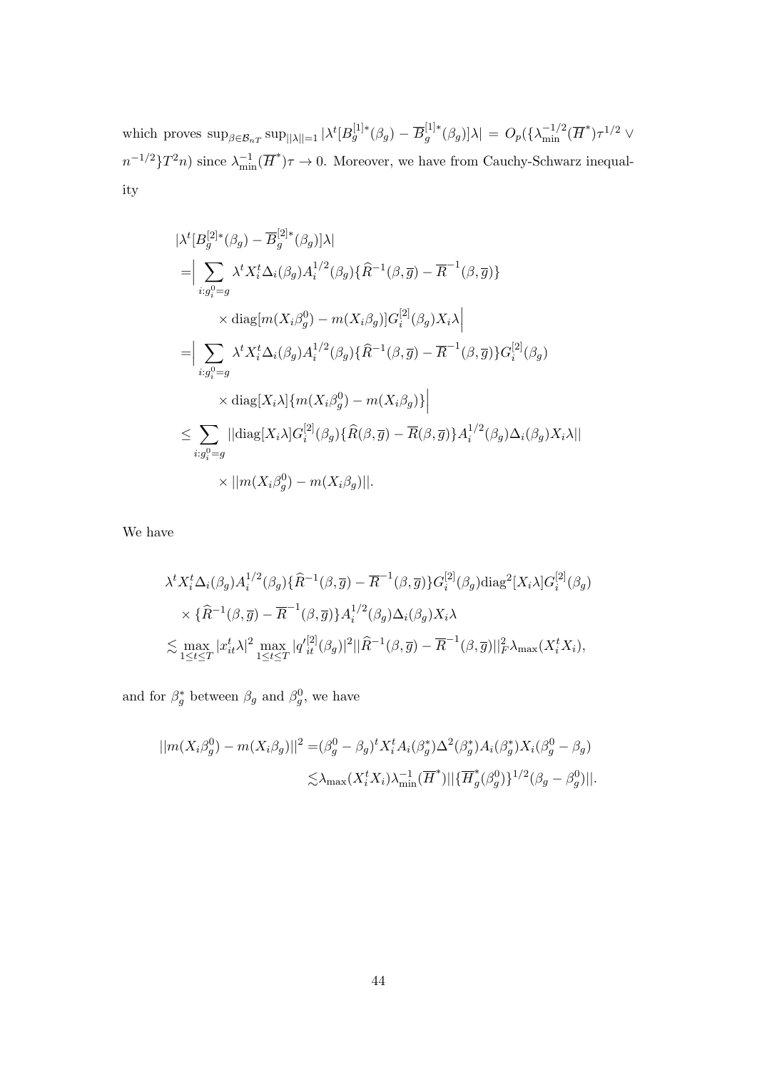which proves $\sup_{\beta \in \mathcal{B}_{nT}} \sup_{||\lambda||=1} |\lambda^t [B_g^{[1]*}(\beta_g) - \overline{B}_g^{[1]*}(\beta_g)]\lambda| = O_p(\{\lambda_{\min}^{-1/2}(\overline{H}^*)\tau^{1/2} \vee n^{-1/2}\} T^2 n)$ since $\lambda_{\min}^{-1}(\overline{H}^*)\tau \to 0$. Moreover, we have from Cauchy-Schwarz inequality

$$
\begin{aligned}
&|\lambda^t [B_g^{[2]*}(\beta_g) - \overline{B}_g^{[2]*}(\beta_g)]\lambda| \\
=&\Big| \sum_{i:g_i^0=g} \lambda^t X_i^t \Delta_i(\beta_g) A_i^{1/2}(\beta_g) \{\widehat{R}^{-1}(\beta, \overline{g}) - \overline{R}^{-1}(\beta, \overline{g})\} \\
&\quad \times \mathrm{diag}[m(X_i\beta_g^0) - m(X_i\beta_g)] G_i^{[2]}(\beta_g) X_i \lambda \Big| \\
=&\Big| \sum_{i:g_i^0=g} \lambda^t X_i^t \Delta_i(\beta_g) A_i^{1/2}(\beta_g) \{\widehat{R}^{-1}(\beta, \overline{g}) - \overline{R}^{-1}(\beta, \overline{g})\} G_i^{[2]}(\beta_g) \\
&\quad \times \mathrm{diag}[X_i\lambda] \{m(X_i\beta_g^0) - m(X_i\beta_g)\} \Big| \\
\leq& \sum_{i:g_i^0=g} ||\mathrm{diag}[X_i\lambda] G_i^{[2]}(\beta_g) \{\widehat{R}(\beta, \overline{g}) - \overline{R}(\beta, \overline{g})\} A_i^{1/2}(\beta_g) \Delta_i(\beta_g) X_i \lambda|| \\
&\quad \times ||m(X_i\beta_g^0) - m(X_i\beta_g)||.
\end{aligned}
$$

We have

$$
\begin{aligned}
&\lambda^t X_i^t \Delta_i(\beta_g) A_i^{1/2}(\beta_g) \{\widehat{R}^{-1}(\beta, \overline{g}) - \overline{R}^{-1}(\beta, \overline{g})\} G_i^{[2]}(\beta_g) \mathrm{diag}^2[X_i\lambda] G_i^{[2]}(\beta_g) \\
&\quad \times \{\widehat{R}^{-1}(\beta, \overline{g}) - \overline{R}^{-1}(\beta, \overline{g})\} A_i^{1/2}(\beta_g) \Delta_i(\beta_g) X_i \lambda \\
\lesssim& \max_{1 \leq t \leq T} |x_{it}^t \lambda|^2 \max_{1 \leq t \leq T} |q'^{[2]}_{it}(\beta_g)|^2 ||\widehat{R}^{-1}(\beta, \overline{g}) - \overline{R}^{-1}(\beta, \overline{g})||_F^2 \lambda_{\max}(X_i^t X_i),
\end{aligned}
$$

and for $\beta_g^*$ between $\beta_g$ and $\beta_g^0$, we have

$$
\begin{aligned}
||m(X_i\beta_g^0) - m(X_i\beta_g)||^2 =& (\beta_g^0 - \beta_g)^t X_i^t A_i(\beta_g^*) \Delta^2(\beta_g^*) A_i(\beta_g^*) X_i (\beta_g^0 - \beta_g) \\
\lesssim& \lambda_{\max}(X_i^t X_i) \lambda_{\min}^{-1}(\overline{H}^*) ||\{\overline{H}_g^*(\beta_g^0)\}^{1/2} (\beta_g - \beta_g^0)||.
\end{aligned}
$$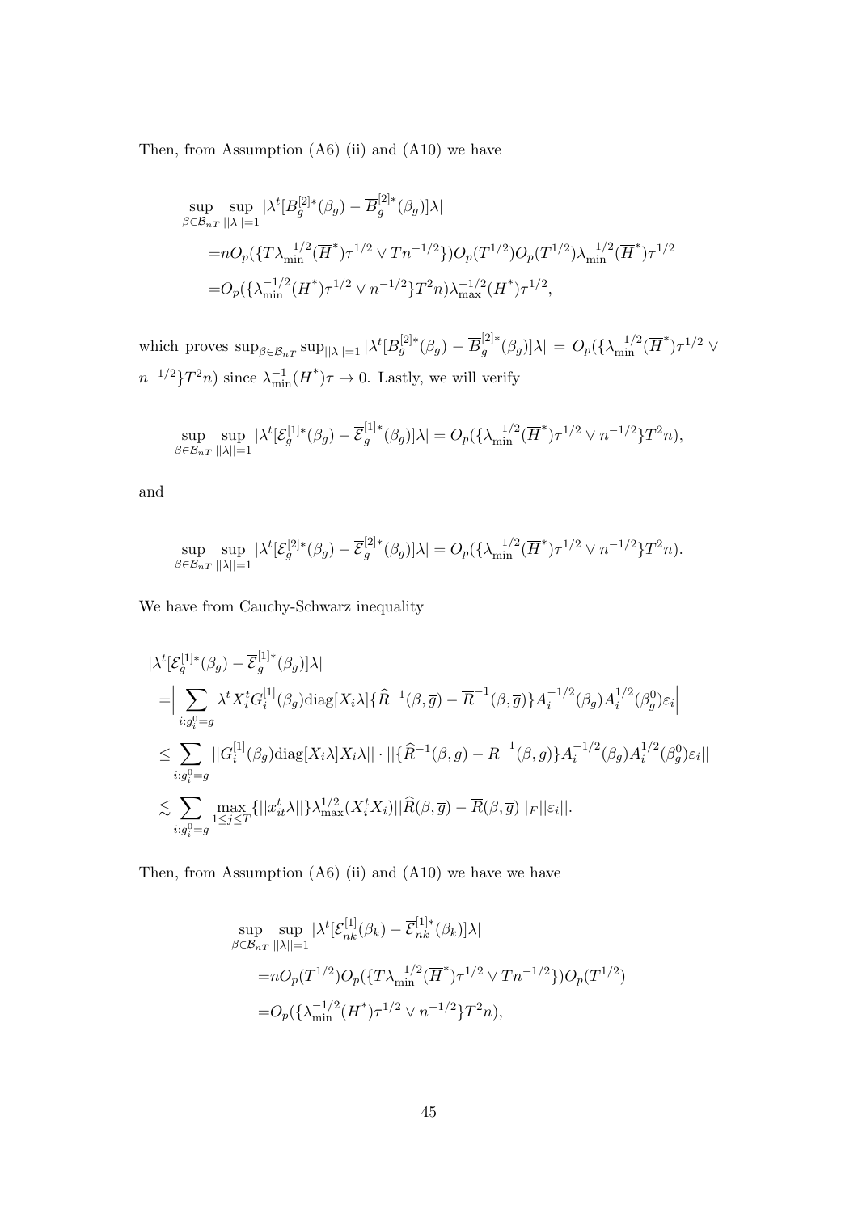Then, from Assumption (A6) (ii) and (A10) we have

$$
\begin{aligned}
&\sup_{\beta\in\mathcal{B}_{nT}}\sup_{||\lambda||=1}|\lambda^t[B_g^{[2]*}(\beta_g)-\overline{B}_g^{[2]*}(\beta_g)]\lambda| \\
&=nO_p(\{T\lambda_{\min}^{-1/2}(\overline{H}^*)\tau^{1/2}\vee Tn^{-1/2}\})O_p(T^{1/2})O_p(T^{1/2})\lambda_{\min}^{-1/2}(\overline{H}^*)\tau^{1/2} \\
&=O_p(\{\lambda_{\min}^{-1/2}(\overline{H}^*)\tau^{1/2}\vee n^{-1/2}\}T^2n)\lambda_{\max}^{-1/2}(\overline{H}^*)\tau^{1/2},
\end{aligned}
$$

which proves $\sup_{\beta\in\mathcal{B}_{nT}}\sup_{||\lambda||=1}|\lambda^t[B_g^{[2]*}(\beta_g)-\overline{B}_g^{[2]*}(\beta_g)]\lambda| = O_p(\{\lambda_{\min}^{-1/2}(\overline{H}^*)\tau^{1/2}\vee n^{-1/2}\}T^2n)$ since $\lambda_{\min}^{-1}(\overline{H}^*)\tau\to 0$. Lastly, we will verify

$$
\sup_{\beta\in\mathcal{B}_{nT}}\sup_{||\lambda||=1}|\lambda^t[\mathcal{E}_g^{[1]*}(\beta_g)-\overline{\mathcal{E}}_g^{[1]*}(\beta_g)]\lambda| = O_p(\{\lambda_{\min}^{-1/2}(\overline{H}^*)\tau^{1/2}\vee n^{-1/2}\}T^2n),
$$

and

$$
\sup_{\beta\in\mathcal{B}_{nT}}\sup_{||\lambda||=1}|\lambda^t[\mathcal{E}_g^{[2]*}(\beta_g)-\overline{\mathcal{E}}_g^{[2]*}(\beta_g)]\lambda| = O_p(\{\lambda_{\min}^{-1/2}(\overline{H}^*)\tau^{1/2}\vee n^{-1/2}\}T^2n).
$$

We have from Cauchy-Schwarz inequality

$$
\begin{aligned}
&|\lambda^t[\mathcal{E}_g^{[1]*}(\beta_g)-\overline{\mathcal{E}}_g^{[1]*}(\beta_g)]\lambda| \\
&=\Big|\sum_{i:g_i^0=g}\lambda^tX_i^tG_i^{[1]}(\beta_g)\mathrm{diag}[X_i\lambda]\{\widehat{R}^{-1}(\beta,\overline{g})-\overline{R}^{-1}(\beta,\overline{g})\}A_i^{-1/2}(\beta_g)A_i^{1/2}(\beta_g^0)\varepsilon_i\Big| \\
&\leq\sum_{i:g_i^0=g}||G_i^{[1]}(\beta_g)\mathrm{diag}[X_i\lambda]X_i\lambda||\cdot||\{\widehat{R}^{-1}(\beta,\overline{g})-\overline{R}^{-1}(\beta,\overline{g})\}A_i^{-1/2}(\beta_g)A_i^{1/2}(\beta_g^0)\varepsilon_i|| \\
&\lesssim\sum_{i:g_i^0=g}\max_{1\leq j\leq T}\{||x_{it}^t\lambda||\}\lambda_{\max}^{1/2}(X_i^tX_i)||\widehat{R}(\beta,\overline{g})-\overline{R}(\beta,\overline{g})||_F||\varepsilon_i||.
\end{aligned}
$$

Then, from Assumption (A6) (ii) and (A10) we have we have

$$
\begin{aligned}
&\sup_{\beta\in\mathcal{B}_{nT}}\sup_{||\lambda||=1}|\lambda^t[\mathcal{E}_{nk}^{[1]}(\beta_k)-\overline{\mathcal{E}}_{nk}^{[1]*}(\beta_k)]\lambda| \\
&=nO_p(T^{1/2})O_p(\{T\lambda_{\min}^{-1/2}(\overline{H}^*)\tau^{1/2}\vee Tn^{-1/2}\})O_p(T^{1/2}) \\
&=O_p(\{\lambda_{\min}^{-1/2}(\overline{H}^*)\tau^{1/2}\vee n^{-1/2}\}T^2n),
\end{aligned}
$$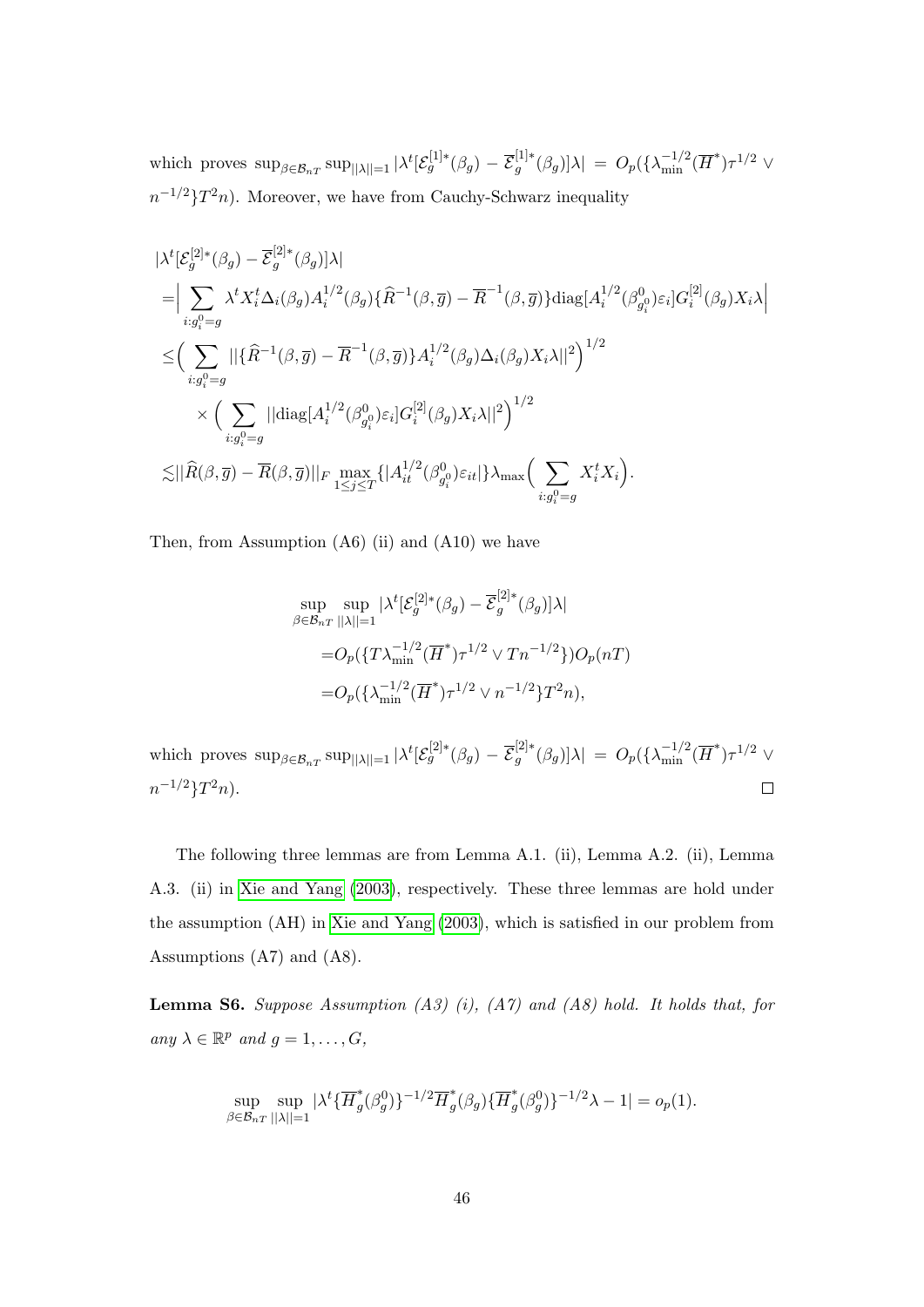which proves $\sup_{\beta\in\mathcal{B}_{nT}}\sup_{||\lambda||=1}|\lambda^t[\mathcal{E}_g^{[1]*}(\beta_g) - \overline{\mathcal{E}}_g^{[1]*}(\beta_g)]\lambda| = O_p(\{\lambda_{\min}^{-1/2}(\overline{H}^*)\tau^{1/2} \vee n^{-1/2}\}T^2 n)$. Moreover, we have from Cauchy-Schwarz inequality

$$
\begin{aligned}
&|\lambda^t[\mathcal{E}_g^{[2]*}(\beta_g) - \overline{\mathcal{E}}_g^{[2]*}(\beta_g)]\lambda| \\
=&\Big|\sum_{i:g_i^0=g}\lambda^t X_i^t \Delta_i(\beta_g) A_i^{1/2}(\beta_g)\{\widehat{R}^{-1}(\beta,\overline{g}) - \overline{R}^{-1}(\beta,\overline{g})\}\mathrm{diag}[A_i^{1/2}(\beta_{g_i^0}^0)\varepsilon_i]G_i^{[2]}(\beta_g)X_i\lambda\Big| \\
\leq&\Big(\sum_{i:g_i^0=g}||\{\widehat{R}^{-1}(\beta,\overline{g}) - \overline{R}^{-1}(\beta,\overline{g})\}A_i^{1/2}(\beta_g)\Delta_i(\beta_g)X_i\lambda||^2\Big)^{1/2} \\
&\times\Big(\sum_{i:g_i^0=g}||\mathrm{diag}[A_i^{1/2}(\beta_{g_i^0}^0)\varepsilon_i]G_i^{[2]}(\beta_g)X_i\lambda||^2\Big)^{1/2} \\
\lesssim&||\widehat{R}(\beta,\overline{g}) - \overline{R}(\beta,\overline{g})||_F \max_{1\leq j\leq T}\{|A_{it}^{1/2}(\beta_{g_i^0}^0)\varepsilon_{it}|\}\lambda_{\max}\Big(\sum_{i:g_i^0=g}X_i^t X_i\Big).
\end{aligned}
$$

Then, from Assumption (A6) (ii) and (A10) we have

$$
\begin{aligned}
&\sup_{\beta\in\mathcal{B}_{nT}}\sup_{||\lambda||=1}|\lambda^t[\mathcal{E}_g^{[2]*}(\beta_g) - \overline{\mathcal{E}}_g^{[2]*}(\beta_g)]\lambda| \\
=&O_p(\{T\lambda_{\min}^{-1/2}(\overline{H}^*)\tau^{1/2} \vee Tn^{-1/2}\})O_p(nT) \\
=&O_p(\{\lambda_{\min}^{-1/2}(\overline{H}^*)\tau^{1/2} \vee n^{-1/2}\}T^2 n),
\end{aligned}
$$

which proves $\sup_{\beta\in\mathcal{B}_{nT}}\sup_{||\lambda||=1}|\lambda^t[\mathcal{E}_g^{[2]*}(\beta_g) - \overline{\mathcal{E}}_g^{[2]*}(\beta_g)]\lambda| = O_p(\{\lambda_{\min}^{-1/2}(\overline{H}^*)\tau^{1/2} \vee n^{-1/2}\}T^2 n)$. □

The following three lemmas are from Lemma A.1. (ii), Lemma A.2. (ii), Lemma A.3. (ii) in Xie and Yang (2003), respectively. These three lemmas are hold under the assumption (AH) in Xie and Yang (2003), which is satisfied in our problem from Assumptions (A7) and (A8).

**Lemma S6.** *Suppose Assumption (A3) (i), (A7) and (A8) hold. It holds that, for any $\lambda\in\mathbb{R}^p$ and $g = 1,\dots,G$,*

$$
\sup_{\beta\in\mathcal{B}_{nT}}\sup_{||\lambda||=1}|\lambda^t\{\overline{H}_g^*(\beta_g^0)\}^{-1/2}\overline{H}_g^*(\beta_g)\{\overline{H}_g^*(\beta_g^0)\}^{-1/2}\lambda - 1| = o_p(1).
$$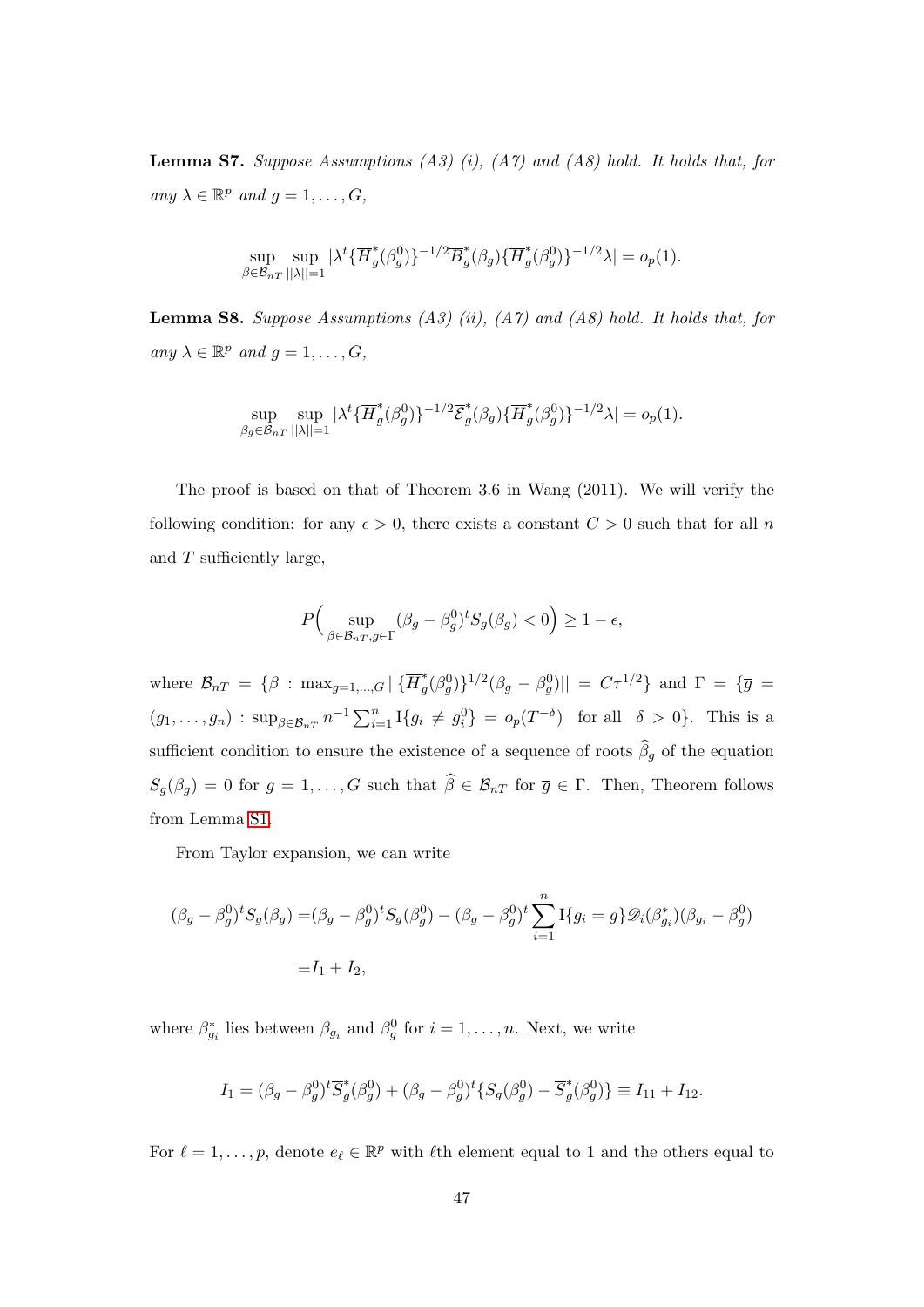**Lemma S7.** *Suppose Assumptions (A3) (i), (A7) and (A8) hold. It holds that, for any $\lambda \in \mathbb{R}^p$ and $g = 1, \ldots, G$,*

$$\sup_{\beta \in \mathcal{B}_{nT}} \sup_{||\lambda||=1} |\lambda^t \{\overline{H}_g^*(\beta_g^0)\}^{-1/2} \overline{B}_g^*(\beta_g) \{\overline{H}_g^*(\beta_g^0)\}^{-1/2} \lambda| = o_p(1).$$

**Lemma S8.** *Suppose Assumptions (A3) (ii), (A7) and (A8) hold. It holds that, for any $\lambda \in \mathbb{R}^p$ and $g = 1, \ldots, G$,*

$$\sup_{\beta_g \in \mathcal{B}_{nT}} \sup_{||\lambda||=1} |\lambda^t \{\overline{H}_g^*(\beta_g^0)\}^{-1/2} \overline{\mathcal{E}}_g^*(\beta_g) \{\overline{H}_g^*(\beta_g^0)\}^{-1/2} \lambda| = o_p(1).$$

The proof is based on that of Theorem 3.6 in Wang (2011). We will verify the following condition: for any $\epsilon > 0$, there exists a constant $C > 0$ such that for all $n$ and $T$ sufficiently large,

$$P\Big( \sup_{\beta \in \mathcal{B}_{nT}, \overline{g} \in \Gamma} (\beta_g - \beta_g^0)^t S_g(\beta_g) < 0 \Big) \geq 1 - \epsilon,$$

where $\mathcal{B}_{nT} = \{\beta : \max_{g=1,\ldots,G} ||\{\overline{H}_g^*(\beta_g^0)\}^{1/2}(\beta_g - \beta_g^0)|| = C\tau^{1/2}\}$ and $\Gamma = \{\overline{g} = (g_1, \ldots, g_n) : \sup_{\beta \in \mathcal{B}_{nT}} n^{-1} \sum_{i=1}^n \mathrm{I}\{g_i \neq g_i^0\} = o_p(T^{-\delta}) \ \text{ for all } \ \delta > 0\}$. This is a sufficient condition to ensure the existence of a sequence of roots $\widehat{\beta}_g$ of the equation $S_g(\beta_g) = 0$ for $g = 1, \ldots, G$ such that $\widehat{\beta} \in \mathcal{B}_{nT}$ for $\overline{g} \in \Gamma$. Then, Theorem follows from Lemma S1.

From Taylor expansion, we can write

$$\begin{aligned}
(\beta_g - \beta_g^0)^t S_g(\beta_g) =& (\beta_g - \beta_g^0)^t S_g(\beta_g^0) - (\beta_g - \beta_g^0)^t \sum_{i=1}^n \mathrm{I}\{g_i = g\} \mathscr{D}_i(\beta_{g_i}^*)(\beta_{g_i} - \beta_g^0) \\
\equiv& I_1 + I_2,
\end{aligned}$$

where $\beta_{g_i}^*$ lies between $\beta_{g_i}$ and $\beta_g^0$ for $i = 1, \ldots, n$. Next, we write

$$I_1 = (\beta_g - \beta_g^0)^t \overline{S}_g^*(\beta_g^0) + (\beta_g - \beta_g^0)^t \{S_g(\beta_g^0) - \overline{S}_g^*(\beta_g^0)\} \equiv I_{11} + I_{12}.$$

For $\ell = 1, \ldots, p$, denote $e_\ell \in \mathbb{R}^p$ with $\ell$th element equal to 1 and the others equal to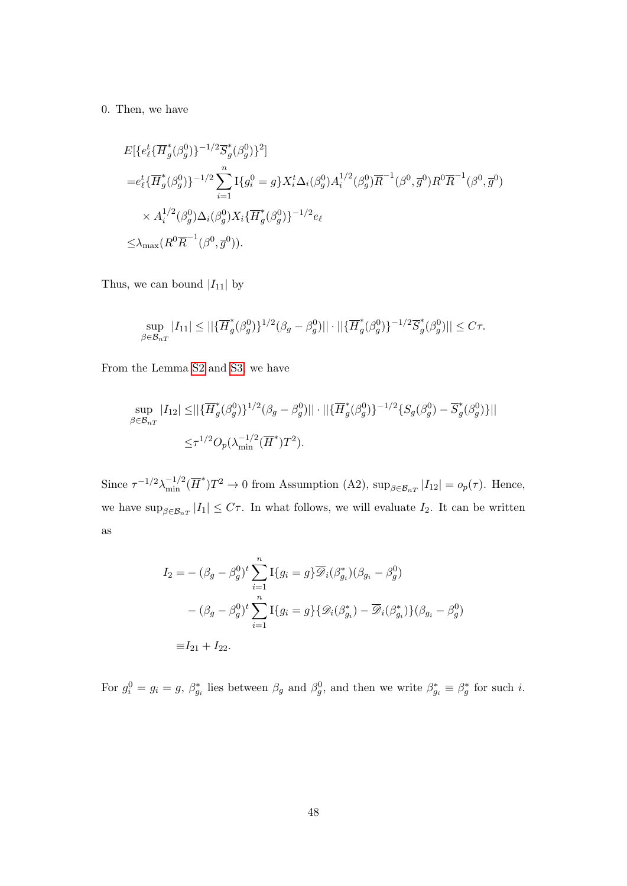0. Then, we have

$$
\begin{aligned}
&E[\{e_\ell^t\{\overline{H}_g^*(\beta_g^0)\}^{-1/2}\overline{S}_g^*(\beta_g^0)\}^2] \\
=&e_\ell^t\{\overline{H}_g^*(\beta_g^0)\}^{-1/2}\sum_{i=1}^n \mathrm{I}\{g_i^0=g\}X_i^t\Delta_i(\beta_g^0)A_i^{1/2}(\beta_g^0)\overline{R}^{-1}(\beta^0,\overline{g}^0)R^0\overline{R}^{-1}(\beta^0,\overline{g}^0) \\
&\times A_i^{1/2}(\beta_g^0)\Delta_i(\beta_g^0)X_i\{\overline{H}_g^*(\beta_g^0)\}^{-1/2}e_\ell \\
\le&\lambda_{\max}(R^0\overline{R}^{-1}(\beta^0,\overline{g}^0)).
\end{aligned}
$$

Thus, we can bound $|I_{11}|$ by

$$
\sup_{\beta\in\mathcal{B}_{nT}}|I_{11}|\le||\{\overline{H}_g^*(\beta_g^0)\}^{1/2}(\beta_g-\beta_g^0)||\cdot||\{\overline{H}_g^*(\beta_g^0)\}^{-1/2}\overline{S}_g^*(\beta_g^0)||\le C\tau.
$$

From the Lemma S2 and S3, we have

$$
\begin{aligned}
\sup_{\beta\in\mathcal{B}_{nT}}|I_{12}|\le&||\{\overline{H}_g^*(\beta_g^0)\}^{1/2}(\beta_g-\beta_g^0)||\cdot||\{\overline{H}_g^*(\beta_g^0)\}^{-1/2}\{S_g(\beta_g^0)-\overline{S}_g^*(\beta_g^0)\}|| \\
\le&\tau^{1/2}O_p(\lambda_{\min}^{-1/2}(\overline{H}^*)T^2).
\end{aligned}
$$

Since $\tau^{-1/2}\lambda_{\min}^{-1/2}(\overline{H}^*)T^2\to 0$ from Assumption (A2), $\sup_{\beta\in\mathcal{B}_{nT}}|I_{12}|=o_p(\tau)$. Hence, we have $\sup_{\beta\in\mathcal{B}_{nT}}|I_1|\le C\tau$. In what follows, we will evaluate $I_2$. It can be written as

$$
\begin{aligned}
I_2=&-(\beta_g-\beta_g^0)^t\sum_{i=1}^n\mathrm{I}\{g_i=g\}\overline{\mathscr{D}}_i(\beta_{g_i}^*)(\beta_{g_i}-\beta_g^0) \\
&-(\beta_g-\beta_g^0)^t\sum_{i=1}^n\mathrm{I}\{g_i=g\}\{\mathscr{D}_i(\beta_{g_i}^*)-\overline{\mathscr{D}}_i(\beta_{g_i}^*)\}(\beta_{g_i}-\beta_g^0) \\
\equiv&I_{21}+I_{22}.
\end{aligned}
$$

For $g_i^0=g_i=g$, $\beta_{g_i}^*$ lies between $\beta_g$ and $\beta_g^0$, and then we write $\beta_{g_i}^*\equiv\beta_g^*$ for such $i$.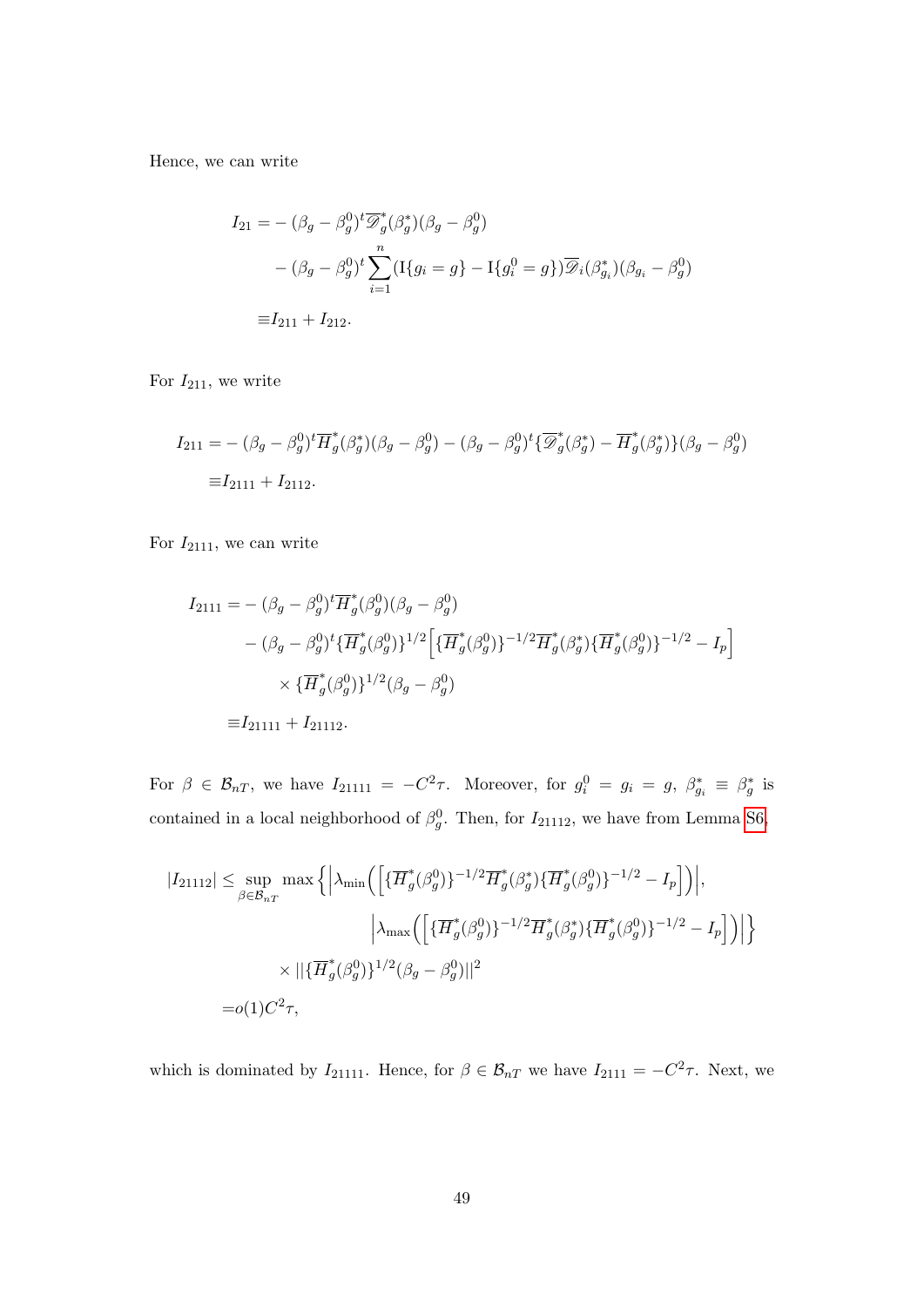Hence, we can write

$$
\begin{aligned}
I_{21} =& -(\beta_g - \beta_g^0)^t \overline{\mathscr{D}}_g^*(\beta_g^*)(\beta_g - \beta_g^0) \\
& - (\beta_g - \beta_g^0)^t \sum_{i=1}^n (\mathrm{I}\{g_i = g\} - \mathrm{I}\{g_i^0 = g\}) \overline{\mathscr{D}}_i(\beta_{g_i}^*)(\beta_{g_i} - \beta_g^0) \\
\equiv & I_{211} + I_{212}.
\end{aligned}
$$

For $I_{211}$, we write

$$
\begin{aligned}
I_{211} =& -(\beta_g - \beta_g^0)^t \overline{H}_g^*(\beta_g^*)(\beta_g - \beta_g^0) - (\beta_g - \beta_g^0)^t \{\overline{\mathscr{D}}_g^*(\beta_g^*) - \overline{H}_g^*(\beta_g^*)\}(\beta_g - \beta_g^0) \\
\equiv & I_{2111} + I_{2112}.
\end{aligned}
$$

For $I_{2111}$, we can write

$$
\begin{aligned}
I_{2111} =& -(\beta_g - \beta_g^0)^t \overline{H}_g^*(\beta_g^0)(\beta_g - \beta_g^0) \\
& - (\beta_g - \beta_g^0)^t \{\overline{H}_g^*(\beta_g^0)\}^{1/2} \Big[ \{\overline{H}_g^*(\beta_g^0)\}^{-1/2} \overline{H}_g^*(\beta_g^*) \{\overline{H}_g^*(\beta_g^0)\}^{-1/2} - I_p \Big] \\
& \times \{\overline{H}_g^*(\beta_g^0)\}^{1/2} (\beta_g - \beta_g^0) \\
\equiv & I_{21111} + I_{21112}.
\end{aligned}
$$

For $\beta \in \mathcal{B}_{nT}$, we have $I_{21111} = -C^2\tau$. Moreover, for $g_i^0 = g_i = g$, $\beta_{g_i}^* \equiv \beta_g^*$ is contained in a local neighborhood of $\beta_g^0$. Then, for $I_{21112}$, we have from Lemma S6,

$$
\begin{aligned}
|I_{21112}| \le & \sup_{\beta \in \mathcal{B}_{nT}} \max \Big\{ \Big| \lambda_{\min} \Big( \Big[ \{\overline{H}_g^*(\beta_g^0)\}^{-1/2} \overline{H}_g^*(\beta_g^*) \{\overline{H}_g^*(\beta_g^0)\}^{-1/2} - I_p \Big] \Big) \Big|, \\
& \Big| \lambda_{\max} \Big( \Big[ \{\overline{H}_g^*(\beta_g^0)\}^{-1/2} \overline{H}_g^*(\beta_g^*) \{\overline{H}_g^*(\beta_g^0)\}^{-1/2} - I_p \Big] \Big) \Big| \Big\} \\
& \times || \{\overline{H}_g^*(\beta_g^0)\}^{1/2} (\beta_g - \beta_g^0) ||^2 \\
= & o(1) C^2 \tau,
\end{aligned}
$$

which is dominated by $I_{21111}$. Hence, for $\beta \in \mathcal{B}_{nT}$ we have $I_{2111} = -C^2\tau$. Next, we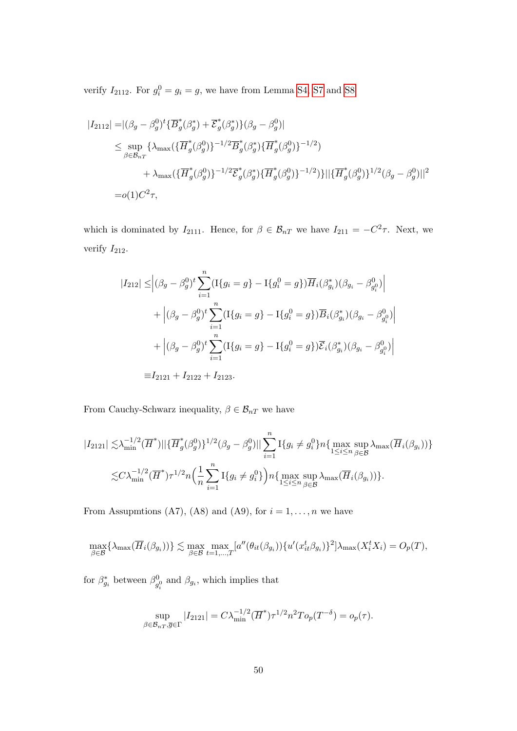verify $I_{2112}$. For $g_i^0 = g_i = g$, we have from Lemma S4, S7 and S8

$$
\begin{aligned}
|I_{2112}| =& |(\beta_g - \beta_g^0)^t \{\overline{B}_g^*(\beta_g^*) + \overline{\mathcal{E}}_g^*(\beta_g^*)\}(\beta_g - \beta_g^0)| \\
\leq & \sup_{\beta \in \mathcal{B}_{nT}} \{\lambda_{\max}(\{\overline{H}_g^*(\beta_g^0)\}^{-1/2}\overline{B}_g^*(\beta_g^*)\{\overline{H}_g^*(\beta_g^0)\}^{-1/2}) \\
& \quad + \lambda_{\max}(\{\overline{H}_g^*(\beta_g^0)\}^{-1/2}\overline{\mathcal{E}}_g^*(\beta_g^*)\{\overline{H}_g^*(\beta_g^0)\}^{-1/2})\} ||\{\overline{H}_g^*(\beta_g^0)\}^{1/2}(\beta_g - \beta_g^0)||^2 \\
=& o(1)C^2\tau,
\end{aligned}
$$

which is dominated by $I_{2111}$. Hence, for $\beta \in \mathcal{B}_{nT}$ we have $I_{211} = -C^2\tau$. Next, we verify $I_{212}$.

$$
\begin{aligned}
|I_{212}| \leq & \Big|(\beta_g - \beta_g^0)^t \sum_{i=1}^n (\mathrm{I}\{g_i = g\} - \mathrm{I}\{g_i^0 = g\})\overline{H}_i(\beta_{g_i}^*)(\beta_{g_i} - \beta_{g_i^0}^0)\Big| \\
& + \Big|(\beta_g - \beta_g^0)^t \sum_{i=1}^n (\mathrm{I}\{g_i = g\} - \mathrm{I}\{g_i^0 = g\})\overline{B}_i(\beta_{g_i}^*)(\beta_{g_i} - \beta_{g_i^0}^0)\Big| \\
& + \Big|(\beta_g - \beta_g^0)^t \sum_{i=1}^n (\mathrm{I}\{g_i = g\} - \mathrm{I}\{g_i^0 = g\})\overline{\mathcal{E}}_i(\beta_{g_i}^*)(\beta_{g_i} - \beta_{g_i^0}^0)\Big| \\
\equiv & I_{2121} + I_{2122} + I_{2123}.
\end{aligned}
$$

From Cauchy-Schwarz inequality, $\beta \in \mathcal{B}_{nT}$ we have

$$
\begin{aligned}
|I_{2121}| \lesssim & \lambda_{\min}^{-1/2}(\overline{H}^*)||\{\overline{H}_g^*(\beta_g^0)\}^{1/2}(\beta_g - \beta_g^0)|| \sum_{i=1}^n \mathrm{I}\{g_i \neq g_i^0\} n\{\max_{1\leq i \leq n} \sup_{\beta \in \mathcal{B}} \lambda_{\max}(\overline{H}_i(\beta_{g_i}))\} \\
\lesssim & C\lambda_{\min}^{-1/2}(\overline{H}^*)\tau^{1/2} n \Big(\frac{1}{n}\sum_{i=1}^n \mathrm{I}\{g_i \neq g_i^0\}\Big) n\{\max_{1\leq i \leq n} \sup_{\beta \in \mathcal{B}} \lambda_{\max}(\overline{H}_i(\beta_{g_i}))\}.
\end{aligned}
$$

From Assupmtions (A7), (A8) and (A9), for $i = 1, \ldots, n$ we have

$$
\max_{\beta \in \mathcal{B}} \{\lambda_{\max}(\overline{H}_i(\beta_{g_i}))\} \lesssim \max_{\beta \in \mathcal{B}} \max_{t=1,\ldots,T} [a''(\theta_{it}(\beta_{g_i}))\{u'(x_{it}^t \beta_{g_i})\}^2] \lambda_{\max}(X_i^t X_i) = O_p(T),
$$

for $\beta_{g_i}^*$ between $\beta_{g_i^0}^0$ and $\beta_{g_i}$, which implies that

$$
\sup_{\beta \in \mathcal{B}_{nT}, \overline{g} \in \Gamma} |I_{2121}| = C\lambda_{\min}^{-1/2}(\overline{H}^*)\tau^{1/2} n^2 T o_p(T^{-\delta}) = o_p(\tau).
$$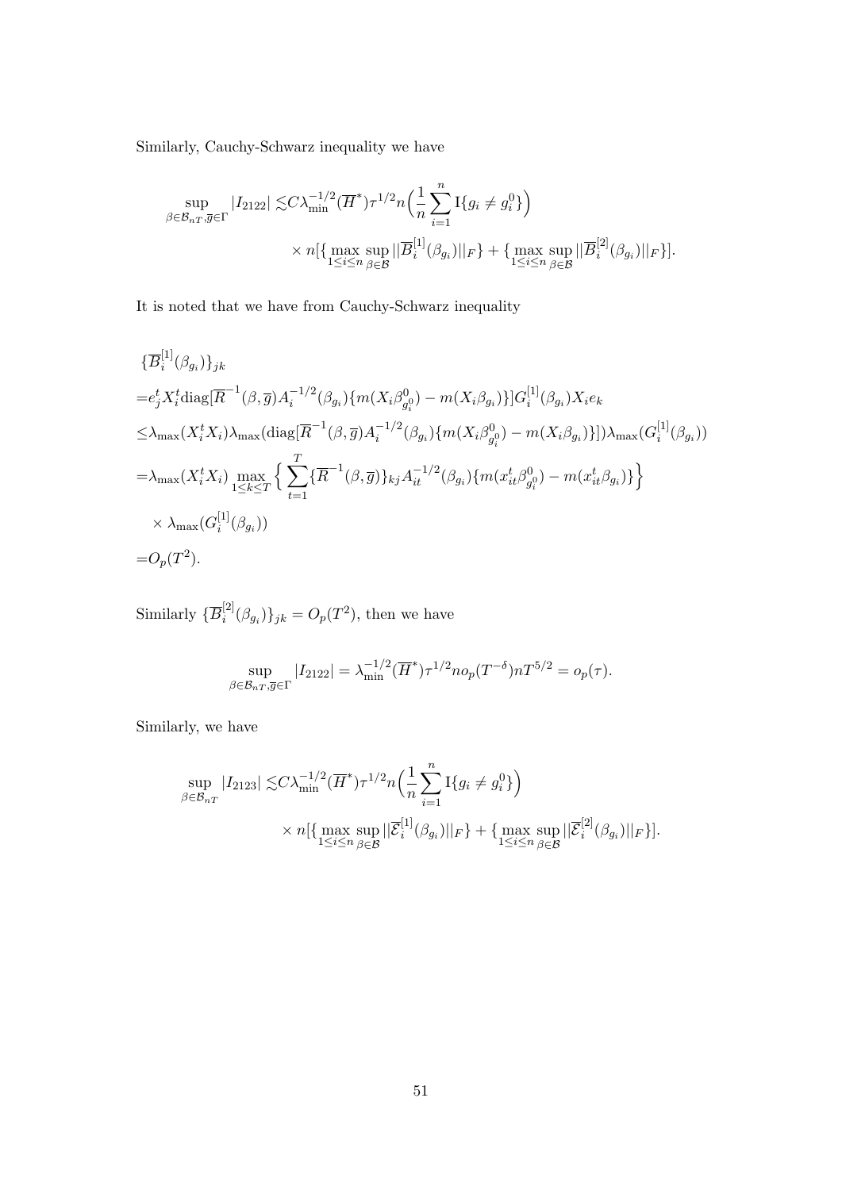Similarly, Cauchy-Schwarz inequality we have

$$\sup_{\beta\in\mathcal{B}_{nT},\overline{g}\in\Gamma}|I_{2122}| \lesssim C\lambda_{\min}^{-1/2}(\overline{H}^*)\tau^{1/2}n\Big(\frac{1}{n}\sum_{i=1}^n \mathrm{I}\{g_i\neq g_i^0\}\Big)$$
$$\times\, n[\{\max_{1\le i\le n}\sup_{\beta\in\mathcal{B}}||\overline{B}_i^{[1]}(\beta_{g_i})||_F\} + \{\max_{1\le i\le n}\sup_{\beta\in\mathcal{B}}||\overline{B}_i^{[2]}(\beta_{g_i})||_F\}].$$

It is noted that we have from Cauchy-Schwarz inequality

$$\begin{aligned}
&\{\overline{B}_i^{[1]}(\beta_{g_i})\}_{jk}\\
=&e_j^tX_i^t\mathrm{diag}[\overline{R}^{-1}(\beta,\overline{g})A_i^{-1/2}(\beta_{g_i})\{m(X_i\beta^0_{g_i^0})-m(X_i\beta_{g_i})\}]G_i^{[1]}(\beta_{g_i})X_ie_k\\
\le&\lambda_{\max}(X_i^tX_i)\lambda_{\max}(\mathrm{diag}[\overline{R}^{-1}(\beta,\overline{g})A_i^{-1/2}(\beta_{g_i})\{m(X_i\beta^0_{g_i^0})-m(X_i\beta_{g_i})\}])\lambda_{\max}(G_i^{[1]}(\beta_{g_i}))\\
=&\lambda_{\max}(X_i^tX_i)\max_{1\le k\le T}\Big\{\sum_{t=1}^T\{\overline{R}^{-1}(\beta,\overline{g})\}_{kj}A_{it}^{-1/2}(\beta_{g_i})\{m(x_{it}^t\beta^0_{g_i^0})-m(x_{it}^t\beta_{g_i})\}\Big\}\\
&\times\lambda_{\max}(G_i^{[1]}(\beta_{g_i}))\\
=&O_p(T^2).
\end{aligned}$$

Similarly $\{\overline{B}_i^{[2]}(\beta_{g_i})\}_{jk}=O_p(T^2)$, then we have

$$\sup_{\beta\in\mathcal{B}_{nT},\overline{g}\in\Gamma}|I_{2122}|=\lambda_{\min}^{-1/2}(\overline{H}^*)\tau^{1/2}no_p(T^{-\delta})nT^{5/2}=o_p(\tau).$$

Similarly, we have

$$\sup_{\beta\in\mathcal{B}_{nT}}|I_{2123}| \lesssim C\lambda_{\min}^{-1/2}(\overline{H}^*)\tau^{1/2}n\Big(\frac{1}{n}\sum_{i=1}^n \mathrm{I}\{g_i\neq g_i^0\}\Big)$$
$$\times\, n[\{\max_{1\le i\le n}\sup_{\beta\in\mathcal{B}}||\overline{\mathcal{E}}_i^{[1]}(\beta_{g_i})||_F\} + \{\max_{1\le i\le n}\sup_{\beta\in\mathcal{B}}||\overline{\mathcal{E}}_i^{[2]}(\beta_{g_i})||_F\}].$$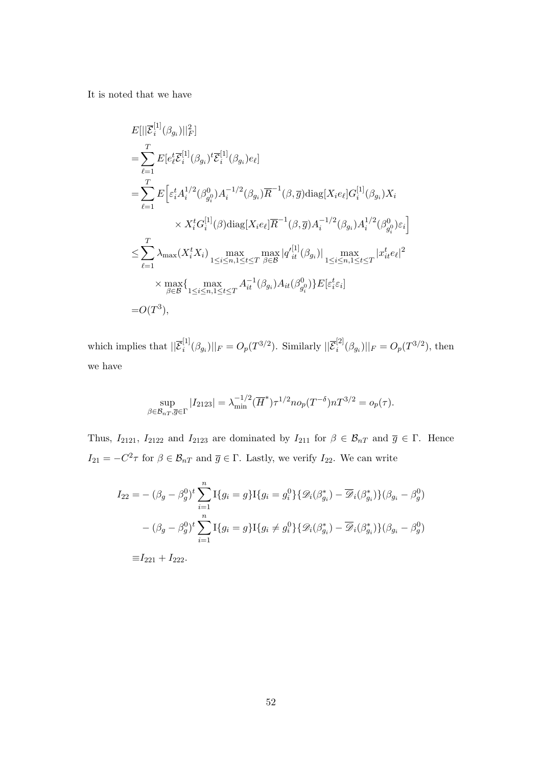It is noted that we have

$$
\begin{aligned}
&E[||\overline{\mathcal{E}}_i^{[1]}(\beta_{g_i})||_F^2] \\
=&\sum_{\ell=1}^{T} E[e_\ell^t \overline{\mathcal{E}}_i^{[1]}(\beta_{g_i})^t \overline{\mathcal{E}}_i^{[1]}(\beta_{g_i}) e_\ell] \\
=&\sum_{\ell=1}^{T} E\Big[\varepsilon_i^t A_i^{1/2}(\beta^0_{g_i^0}) A_i^{-1/2}(\beta_{g_i}) \overline{R}^{-1}(\beta,\overline{g}) \mathrm{diag}[X_i e_\ell] G_i^{[1]}(\beta_{g_i}) X_i \\
&\qquad\qquad \times X_i^t G_i^{[1]}(\beta) \mathrm{diag}[X_i e_\ell] \overline{R}^{-1}(\beta,\overline{g}) A_i^{-1/2}(\beta_{g_i}) A_i^{1/2}(\beta^0_{g_i^0}) \varepsilon_i\Big] \\
\leq&\sum_{\ell=1}^{T} \lambda_{\max}(X_i^t X_i) \max_{1\leq i\leq n, 1\leq t\leq T} \max_{\beta\in\mathcal{B}} |{q'}_{it}^{[1]}(\beta_{g_i})| \max_{1\leq i\leq n, 1\leq t\leq T} |x_{it}^t e_\ell|^2 \\
&\qquad \times \max_{\beta\in\mathcal{B}} \{ \max_{1\leq i\leq n, 1\leq t\leq T} A_{it}^{-1}(\beta_{g_i}) A_{it}(\beta^0_{g_i^0}) \} E[\varepsilon_i^t \varepsilon_i] \\
=&O(T^3),
\end{aligned}
$$

which implies that $||\overline{\mathcal{E}}_i^{[1]}(\beta_{g_i})||_F = O_p(T^{3/2})$. Similarly $||\overline{\mathcal{E}}_i^{[2]}(\beta_{g_i})||_F = O_p(T^{3/2})$, then we have

$$
\sup_{\beta\in\mathcal{B}_{nT}, \overline{g}\in\Gamma} |I_{2123}| = \lambda_{\min}^{-1/2}(\overline{H}^*) \tau^{1/2} n o_p(T^{-\delta}) n T^{3/2} = o_p(\tau).
$$

Thus, $I_{2121}$, $I_{2122}$ and $I_{2123}$ are dominated by $I_{211}$ for $\beta \in \mathcal{B}_{nT}$ and $\overline{g} \in \Gamma$. Hence $I_{21} = -C^2\tau$ for $\beta \in \mathcal{B}_{nT}$ and $\overline{g} \in \Gamma$. Lastly, we verify $I_{22}$. We can write

$$
\begin{aligned}
I_{22} =& -(\beta_g - \beta_g^0)^t \sum_{i=1}^{n} \mathrm{I}\{g_i = g\} \mathrm{I}\{g_i = g_i^0\} \{\mathscr{D}_i(\beta^*_{g_i}) - \overline{\mathscr{D}}_i(\beta^*_{g_i})\}(\beta_{g_i} - \beta_g^0) \\
&- (\beta_g - \beta_g^0)^t \sum_{i=1}^{n} \mathrm{I}\{g_i = g\} \mathrm{I}\{g_i \neq g_i^0\} \{\mathscr{D}_i(\beta^*_{g_i}) - \overline{\mathscr{D}}_i(\beta^*_{g_i})\}(\beta_{g_i} - \beta_g^0) \\
\equiv& I_{221} + I_{222}.
\end{aligned}
$$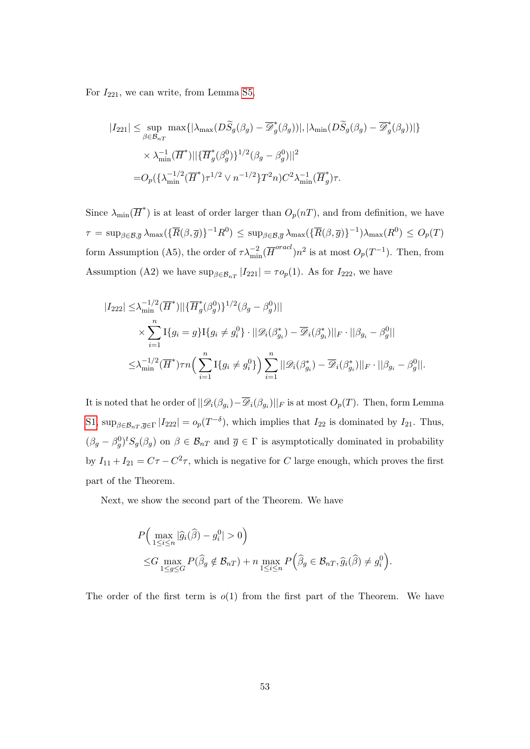For $I_{221}$, we can write, from Lemma S5,

$$
\begin{aligned}
|I_{221}| \leq & \sup_{\beta \in \mathcal{B}_{nT}} \max\{|\lambda_{\max}(D\widetilde{S}_g(\beta_g) - \overline{\mathscr{D}}_g^*(\beta_g))|, |\lambda_{\min}(D\widetilde{S}_g(\beta_g) - \overline{\mathscr{D}}_g^*(\beta_g))|\} \\
& \times \lambda_{\min}^{-1}(\overline{H}^*) || \{\overline{H}_g^*(\beta_g^0)\}^{1/2}(\beta_g - \beta_g^0)||^2 \\
= & O_p(\{\lambda_{\min}^{-1/2}(\overline{H}^*)\tau^{1/2} \vee n^{-1/2}\} T^2 n) C^2 \lambda_{\min}^{-1}(\overline{H}_g^*)\tau.
\end{aligned}
$$

Since $\lambda_{\min}(\overline{H}^*)$ is at least of order larger than $O_p(nT)$, and from definition, we have $\tau = \sup_{\beta \in \mathcal{B}, \overline{g}} \lambda_{\max}(\{\overline{R}(\beta, \overline{g})\}^{-1} R^0) \leq \sup_{\beta \in \mathcal{B}, \overline{g}} \lambda_{\max}(\{\overline{R}(\beta, \overline{g})\}^{-1}) \lambda_{\max}(R^0) \leq O_p(T)$ form Assumption (A5), the order of $\tau \lambda_{\min}^{-2}(\overline{H}^{oracl}) n^2$ is at most $O_p(T^{-1})$. Then, from Assumption (A2) we have $\sup_{\beta \in \mathcal{B}_{nT}} |I_{221}| = \tau o_p(1)$. As for $I_{222}$, we have

$$
\begin{aligned}
|I_{222}| \leq & \lambda_{\min}^{-1/2}(\overline{H}^*) || \{\overline{H}_g^*(\beta_g^0)\}^{1/2}(\beta_g - \beta_g^0)|| \\
& \times \sum_{i=1}^n \mathrm{I}\{g_i = g\} \mathrm{I}\{g_i \neq g_i^0\} \cdot ||\mathscr{D}_i(\beta_{g_i}^*) - \overline{\mathscr{D}}_i(\beta_{g_i}^*)||_F \cdot ||\beta_{g_i} - \beta_g^0|| \\
\leq & \lambda_{\min}^{-1/2}(\overline{H}^*) \tau n \Big( \sum_{i=1}^n \mathrm{I}\{g_i \neq g_i^0\} \Big) \sum_{i=1}^n ||\mathscr{D}_i(\beta_{g_i}^*) - \overline{\mathscr{D}}_i(\beta_{g_i}^*)||_F \cdot ||\beta_{g_i} - \beta_g^0||.
\end{aligned}
$$

It is noted that he order of $||\mathscr{D}_i(\beta_{g_i}) - \overline{\mathscr{D}}_i(\beta_{g_i})||_F$ is at most $O_p(T)$. Then, form Lemma S1, $\sup_{\beta \in \mathcal{B}_{nT}, \overline{g} \in \Gamma} |I_{222}| = o_p(T^{-\delta})$, which implies that $I_{22}$ is dominated by $I_{21}$. Thus, $(\beta_g - \beta_g^0)^t S_g(\beta_g)$ on $\beta \in \mathcal{B}_{nT}$ and $\overline{g} \in \Gamma$ is asymptotically dominated in probability by $I_{11} + I_{21} = C\tau - C^2\tau$, which is negative for $C$ large enough, which proves the first part of the Theorem.

Next, we show the second part of the Theorem. We have

$$
\begin{aligned}
& P\Big( \max_{1 \leq i \leq n} |\widehat{g}_i(\widehat{\beta}) - g_i^0| > 0 \Big) \\
\leq & G \max_{1 \leq g \leq G} P(\widehat{\beta}_g \notin \mathcal{B}_{nT}) + n \max_{1 \leq i \leq n} P\Big( \widehat{\beta}_g \in \mathcal{B}_{nT}, \widehat{g}_i(\widehat{\beta}) \neq g_i^0 \Big).
\end{aligned}
$$

The order of the first term is $o(1)$ from the first part of the Theorem. We have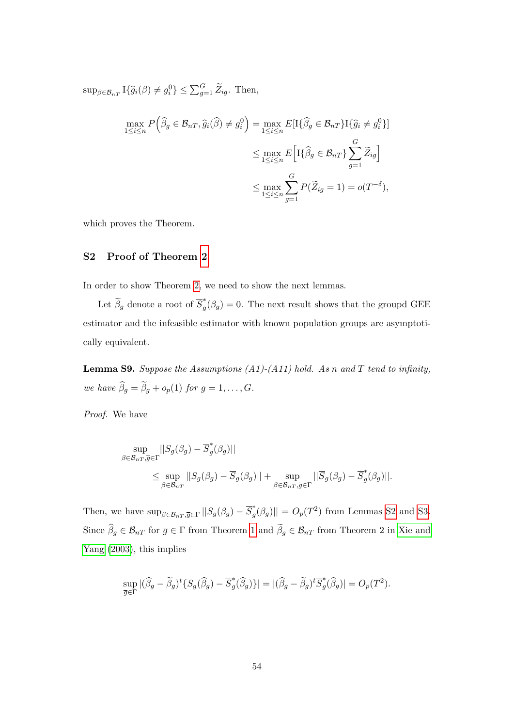$\sup_{\beta \in \mathcal{B}_{nT}} \mathrm{I}\{\widehat{g}_i(\beta) \neq g_i^0\} \leq \sum_{g=1}^{G} \widetilde{Z}_{ig}$. Then,

$$
\begin{aligned}
\max_{1\leq i\leq n} P\Big(\widehat{\beta}_g \in \mathcal{B}_{nT}, \widehat{g}_i(\widehat{\beta}) \neq g_i^0\Big) &= \max_{1\leq i\leq n} E[\mathrm{I}\{\widehat{\beta}_g \in \mathcal{B}_{nT}\}\mathrm{I}\{\widehat{g}_i \neq g_i^0\}] \\
&\leq \max_{1\leq i\leq n} E\Big[\mathrm{I}\{\widehat{\beta}_g \in \mathcal{B}_{nT}\}\sum_{g=1}^{G}\widetilde{Z}_{ig}\Big] \\
&\leq \max_{1\leq i\leq n} \sum_{g=1}^{G} P(\widetilde{Z}_{ig}=1) = o(T^{-\delta}),
\end{aligned}
$$

which proves the Theorem.

## S2 Proof of Theorem 2

In order to show Theorem 2, we need to show the next lemmas.

Let $\widetilde{\beta}_g$ denote a root of $\overline{S}_g^*(\beta_g) = 0$. The next result shows that the groupd GEE estimator and the infeasible estimator with known population groups are asymptotically equivalent.

**Lemma S9.** *Suppose the Assumptions (A1)-(A11) hold. As n and T tend to infinity, we have $\widehat{\beta}_g = \widetilde{\beta}_g + o_p(1)$ for $g = 1, \ldots, G$.*

*Proof.* We have

$$
\begin{aligned}
&\sup_{\beta\in\mathcal{B}_{nT},\overline{g}\in\Gamma} ||S_g(\beta_g) - \overline{S}_g^*(\beta_g)|| \\
&\qquad \leq \sup_{\beta\in\mathcal{B}_{nT}} ||S_g(\beta_g) - \overline{S}_g(\beta_g)|| + \sup_{\beta\in\mathcal{B}_{nT},\overline{g}\in\Gamma} ||\overline{S}_g(\beta_g) - \overline{S}_g^*(\beta_g)||.
\end{aligned}
$$

Then, we have $\sup_{\beta\in\mathcal{B}_{nT},\overline{g}\in\Gamma} ||S_g(\beta_g) - \overline{S}_g^*(\beta_g)|| = O_p(T^2)$ from Lemmas S2 and S3. Since $\widehat{\beta}_g \in \mathcal{B}_{nT}$ for $\overline{g} \in \Gamma$ from Theorem 1 and $\widetilde{\beta}_g \in \mathcal{B}_{nT}$ from Theorem 2 in Xie and Yang (2003), this implies

$$
\sup_{\overline{g}\in\Gamma} |(\widehat{\beta}_g - \widetilde{\beta}_g)^t\{S_g(\widehat{\beta}_g) - \overline{S}_g^*(\widehat{\beta}_g)\}| = |(\widehat{\beta}_g - \widetilde{\beta}_g)^t \overline{S}_g^*(\widehat{\beta}_g)| = O_p(T^2).
$$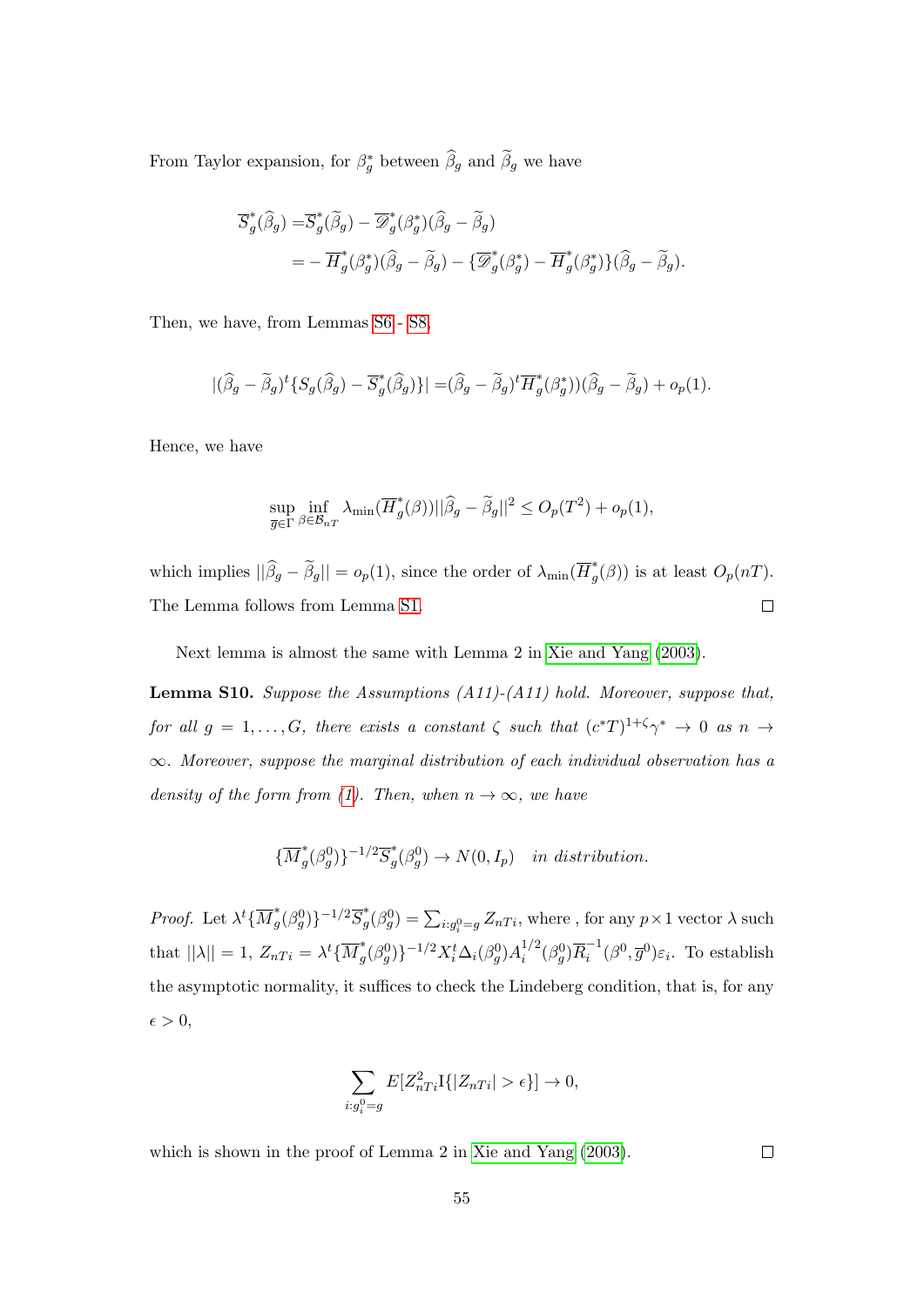From Taylor expansion, for $\beta_g^*$ between $\widehat{\beta}_g$ and $\widetilde{\beta}_g$ we have

$$
\begin{aligned}
\overline{S}_g^*(\widehat{\beta}_g) =& \overline{S}_g^*(\widetilde{\beta}_g) - \overline{\mathscr{D}}_g^*(\beta_g^*)(\widehat{\beta}_g - \widetilde{\beta}_g) \\
=& - \overline{H}_g^*(\beta_g^*)(\widehat{\beta}_g - \widetilde{\beta}_g) - \{\overline{\mathscr{D}}_g^*(\beta_g^*) - \overline{H}_g^*(\beta_g^*)\}(\widehat{\beta}_g - \widetilde{\beta}_g).
\end{aligned}
$$

Then, we have, from Lemmas S6 - S8,

$$
|(\widehat{\beta}_g - \widetilde{\beta}_g)^t\{S_g(\widehat{\beta}_g) - \overline{S}_g^*(\widehat{\beta}_g)\}| = (\widehat{\beta}_g - \widetilde{\beta}_g)^t\overline{H}_g^*(\beta_g^*))(\widehat{\beta}_g - \widetilde{\beta}_g) + o_p(1).
$$

Hence, we have

$$
\sup_{\overline{g}\in\Gamma}\inf_{\beta\in\mathcal{B}_{nT}} \lambda_{\min}(\overline{H}_g^*(\beta))||\widehat{\beta}_g - \widetilde{\beta}_g||^2 \leq O_p(T^2) + o_p(1),
$$

which implies $||\widehat{\beta}_g - \widetilde{\beta}_g|| = o_p(1)$, since the order of $\lambda_{\min}(\overline{H}_g^*(\beta))$ is at least $O_p(nT)$. The Lemma follows from Lemma S1. $\square$

Next lemma is almost the same with Lemma 2 in Xie and Yang (2003).

**Lemma S10.** *Suppose the Assumptions (A11)-(A11) hold. Moreover, suppose that, for all $g = 1, \ldots, G$, there exists a constant $\zeta$ such that $(c^*T)^{1+\zeta}\gamma^* \to 0$ as $n \to \infty$. Moreover, suppose the marginal distribution of each individual observation has a density of the form from (1). Then, when $n \to \infty$, we have*

$$
\{\overline{M}_g^*(\beta_g^0)\}^{-1/2}\overline{S}_g^*(\beta_g^0) \to N(0, I_p) \quad \textit{in distribution.}
$$

*Proof.* Let $\lambda^t\{\overline{M}_g^*(\beta_g^0)\}^{-1/2}\overline{S}_g^*(\beta_g^0) = \sum_{i:g_i^0=g} Z_{nTi}$, where , for any $p\times 1$ vector $\lambda$ such that $||\lambda|| = 1$, $Z_{nTi} = \lambda^t\{\overline{M}_g^*(\beta_g^0)\}^{-1/2}X_i^t\Delta_i(\beta_g^0)A_i^{1/2}(\beta_g^0)\overline{R}_i^{-1}(\beta^0, \overline{g}^0)\varepsilon_i$. To establish the asymptotic normality, it suffices to check the Lindeberg condition, that is, for any $\epsilon > 0$,

$$
\sum_{i:g_i^0=g} E[Z_{nTi}^2 \mathrm{I}\{|Z_{nTi}| > \epsilon\}] \to 0,
$$

which is shown in the proof of Lemma 2 in Xie and Yang (2003). $\square$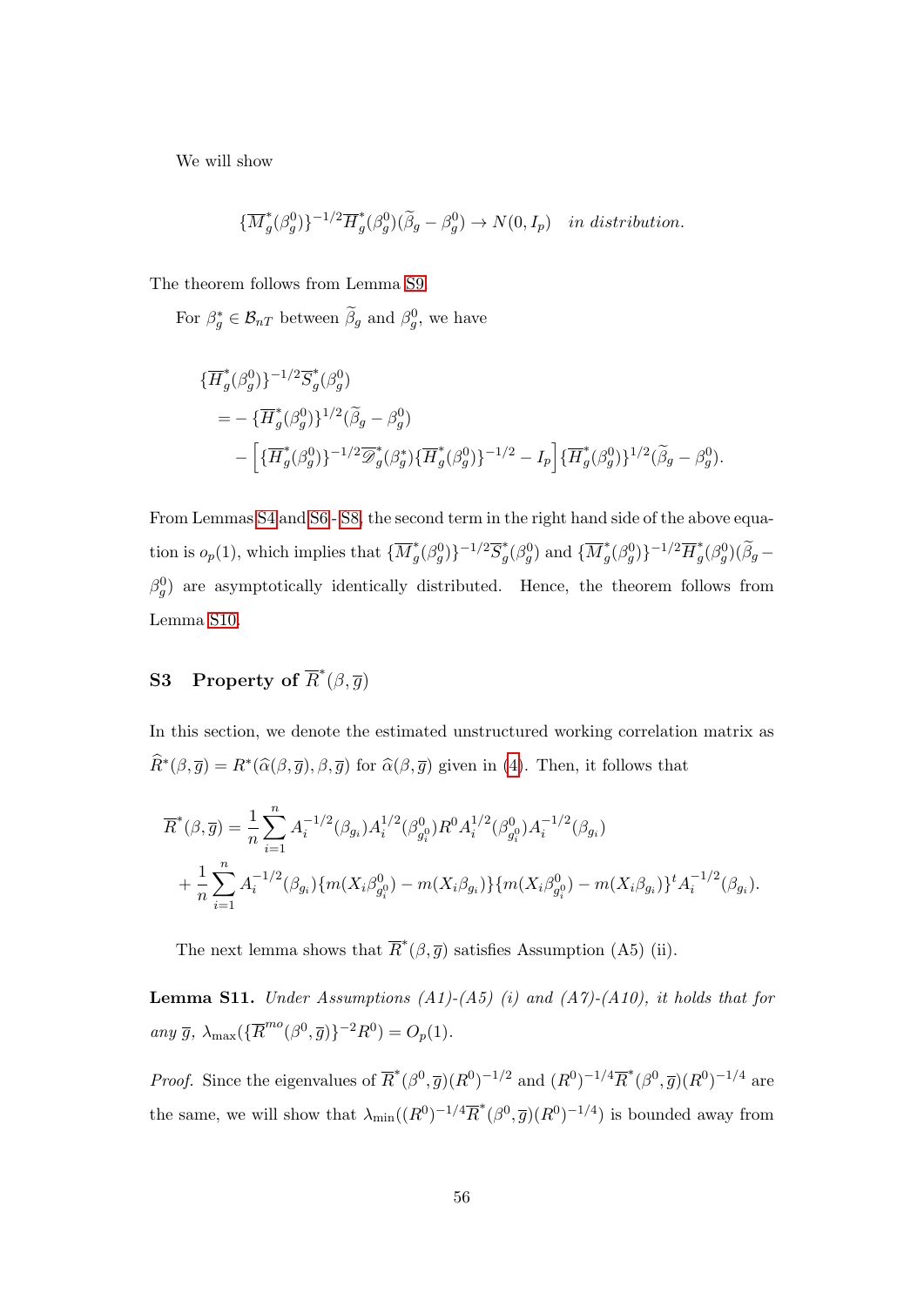We will show

$$\{\overline{M}^*_g(\beta^0_g)\}^{-1/2}\overline{H}^*_g(\beta^0_g)(\widetilde{\beta}_g - \beta^0_g) \to N(0, I_p) \quad \textit{in distribution.}$$

The theorem follows from Lemma S9.

For $\beta^*_g \in \mathcal{B}_{nT}$ between $\widetilde{\beta}_g$ and $\beta^0_g$, we have

$$\begin{aligned}
&\{\overline{H}^*_g(\beta^0_g)\}^{-1/2}\overline{S}^*_g(\beta^0_g) \\
&= -\{\overline{H}^*_g(\beta^0_g)\}^{1/2}(\widetilde{\beta}_g - \beta^0_g) \\
&\quad - \Big[\{\overline{H}^*_g(\beta^0_g)\}^{-1/2}\overline{\mathscr{D}}^*_g(\beta^*_g)\{\overline{H}^*_g(\beta^0_g)\}^{-1/2} - I_p\Big]\{\overline{H}^*_g(\beta^0_g)\}^{1/2}(\widetilde{\beta}_g - \beta^0_g).
\end{aligned}$$

From Lemmas S4 and S6 - S8, the second term in the right hand side of the above equation is $o_p(1)$, which implies that $\{\overline{M}^*_g(\beta^0_g)\}^{-1/2}\overline{S}^*_g(\beta^0_g)$ and $\{\overline{M}^*_g(\beta^0_g)\}^{-1/2}\overline{H}^*_g(\beta^0_g)(\widetilde{\beta}_g - \beta^0_g)$ are asymptotically identically distributed. Hence, the theorem follows from Lemma S10.

## S3 Property of $\overline{R}^*(\beta, \overline{g})$

In this section, we denote the estimated unstructured working correlation matrix as $\widehat{R}^*(\beta, \overline{g}) = R^*(\widehat{\alpha}(\beta, \overline{g}), \beta, \overline{g})$ for $\widehat{\alpha}(\beta, \overline{g})$ given in (4). Then, it follows that

$$\begin{aligned}
\overline{R}^*(\beta, \overline{g}) &= \frac{1}{n}\sum_{i=1}^n A_i^{-1/2}(\beta_{g_i})A_i^{1/2}(\beta^0_{g_i^0})R^0 A_i^{1/2}(\beta^0_{g_i^0})A_i^{-1/2}(\beta_{g_i}) \\
&+ \frac{1}{n}\sum_{i=1}^n A_i^{-1/2}(\beta_{g_i})\{m(X_i\beta^0_{g_i^0}) - m(X_i\beta_{g_i})\}\{m(X_i\beta^0_{g_i^0}) - m(X_i\beta_{g_i})\}^t A_i^{-1/2}(\beta_{g_i}).
\end{aligned}$$

The next lemma shows that $\overline{R}^*(\beta, \overline{g})$ satisfies Assumption (A5) (ii).

**Lemma S11.** *Under Assumptions (A1)-(A5) (i) and (A7)-(A10), it holds that for any $\overline{g}$, $\lambda_{\max}(\{\overline{R}^{mo}(\beta^0, \overline{g})\}^{-2}R^0) = O_p(1)$.*

*Proof.* Since the eigenvalues of $\overline{R}^*(\beta^0, \overline{g})(R^0)^{-1/2}$ and $(R^0)^{-1/4}\overline{R}^*(\beta^0, \overline{g})(R^0)^{-1/4}$ are the same, we will show that $\lambda_{\min}((R^0)^{-1/4}\overline{R}^*(\beta^0, \overline{g})(R^0)^{-1/4})$ is bounded away from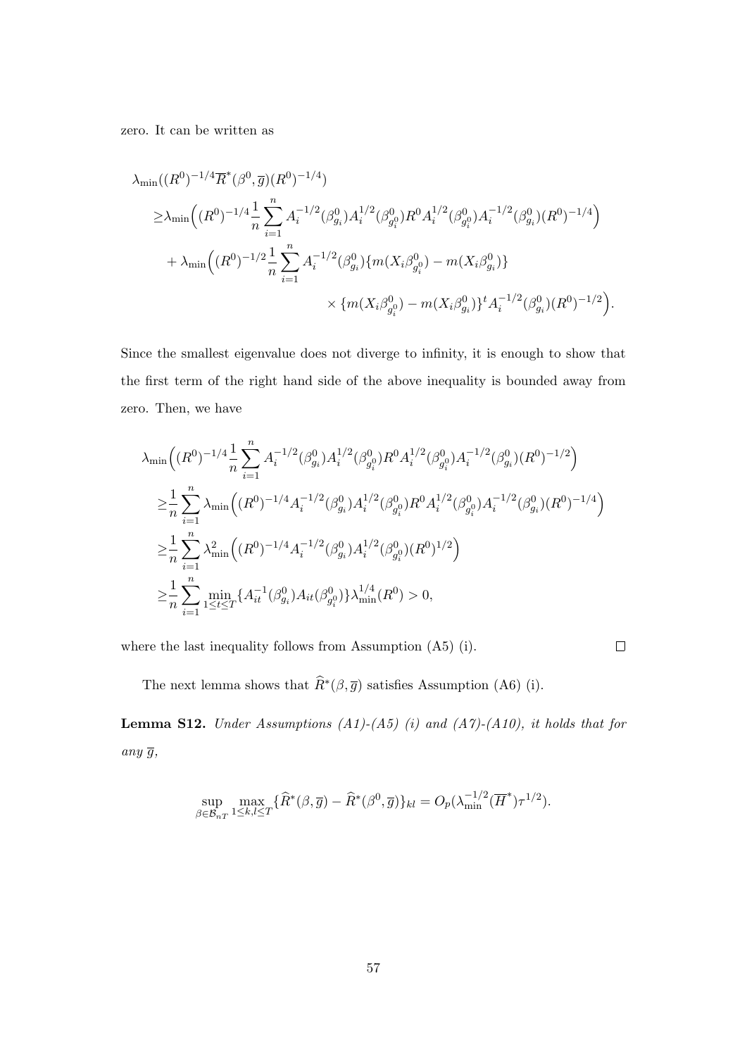zero. It can be written as

$$
\begin{aligned}
&\lambda_{\min}((R^0)^{-1/4}\overline{R}^*(\beta^0,\overline{g})(R^0)^{-1/4}) \\
&\geq \lambda_{\min}\Big((R^0)^{-1/4}\frac{1}{n}\sum_{i=1}^n A_i^{-1/2}(\beta^0_{g_i})A_i^{1/2}(\beta^0_{g_i^0})R^0A_i^{1/2}(\beta^0_{g_i^0})A_i^{-1/2}(\beta^0_{g_i})(R^0)^{-1/4}\Big) \\
&\quad + \lambda_{\min}\Big((R^0)^{-1/2}\frac{1}{n}\sum_{i=1}^n A_i^{-1/2}(\beta^0_{g_i})\{m(X_i\beta^0_{g_i^0}) - m(X_i\beta^0_{g_i})\} \\
&\qquad\qquad\qquad\qquad \times \{m(X_i\beta^0_{g_i^0}) - m(X_i\beta^0_{g_i})\}^t A_i^{-1/2}(\beta^0_{g_i})(R^0)^{-1/2}\Big).
\end{aligned}
$$

Since the smallest eigenvalue does not diverge to infinity, it is enough to show that the first term of the right hand side of the above inequality is bounded away from zero. Then, we have

$$
\begin{aligned}
&\lambda_{\min}\Big((R^0)^{-1/4}\frac{1}{n}\sum_{i=1}^n A_i^{-1/2}(\beta^0_{g_i})A_i^{1/2}(\beta^0_{g_i^0})R^0A_i^{1/2}(\beta^0_{g_i^0})A_i^{-1/2}(\beta^0_{g_i})(R^0)^{-1/2}\Big) \\
&\geq \frac{1}{n}\sum_{i=1}^n \lambda_{\min}\Big((R^0)^{-1/4}A_i^{-1/2}(\beta^0_{g_i})A_i^{1/2}(\beta^0_{g_i^0})R^0A_i^{1/2}(\beta^0_{g_i^0})A_i^{-1/2}(\beta^0_{g_i})(R^0)^{-1/4}\Big) \\
&\geq \frac{1}{n}\sum_{i=1}^n \lambda^2_{\min}\Big((R^0)^{-1/4}A_i^{-1/2}(\beta^0_{g_i})A_i^{1/2}(\beta^0_{g_i^0})(R^0)^{1/2}\Big) \\
&\geq \frac{1}{n}\sum_{i=1}^n \min_{1\leq t\leq T}\{A_{it}^{-1}(\beta^0_{g_i})A_{it}(\beta^0_{g_i^0})\}\lambda^{1/4}_{\min}(R^0) > 0,
\end{aligned}
$$

where the last inequality follows from Assumption (A5) (i). □

The next lemma shows that $\widehat{R}^*(\beta,\overline{g})$ satisfies Assumption (A6) (i).

**Lemma S12.** *Under Assumptions (A1)-(A5) (i) and (A7)-(A10), it holds that for any $\overline{g}$,*

$$
\sup_{\beta\in\mathcal{B}_{nT}}\max_{1\leq k,l\leq T}\{\widehat{R}^*(\beta,\overline{g}) - \widehat{R}^*(\beta^0,\overline{g})\}_{kl} = O_p(\lambda_{\min}^{-1/2}(\overline{H}^*)\tau^{1/2}).
$$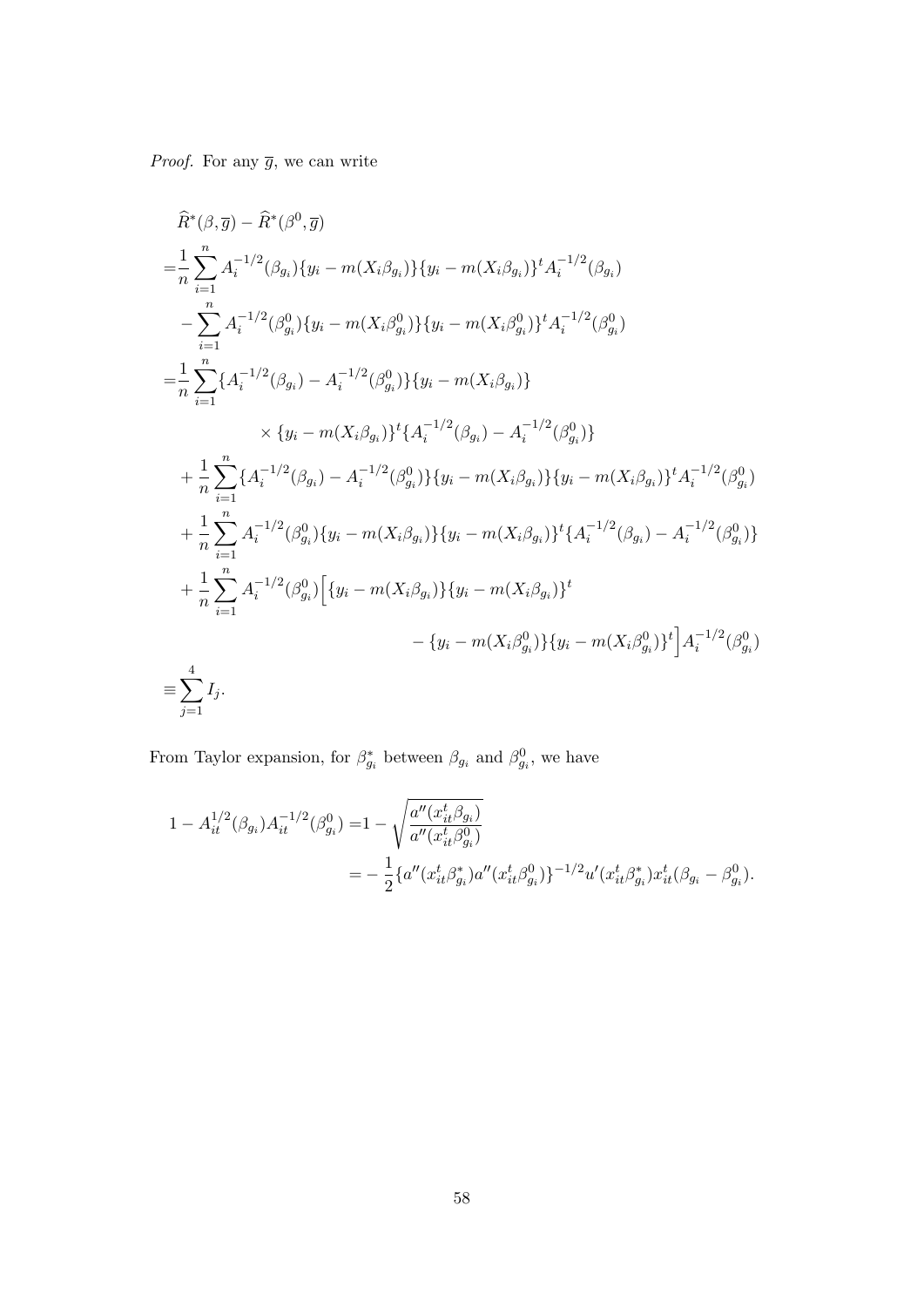*Proof.* For any $\overline{g}$, we can write

$$
\begin{aligned}
&\widehat{R}^*(\beta,\overline{g}) - \widehat{R}^*(\beta^0,\overline{g}) \\
=&\frac{1}{n}\sum_{i=1}^n A_i^{-1/2}(\beta_{g_i})\{y_i - m(X_i\beta_{g_i})\}\{y_i - m(X_i\beta_{g_i})\}^t A_i^{-1/2}(\beta_{g_i}) \\
&-\sum_{i=1}^n A_i^{-1/2}(\beta_{g_i}^0)\{y_i - m(X_i\beta_{g_i}^0)\}\{y_i - m(X_i\beta_{g_i}^0)\}^t A_i^{-1/2}(\beta_{g_i}^0) \\
=&\frac{1}{n}\sum_{i=1}^n \{A_i^{-1/2}(\beta_{g_i}) - A_i^{-1/2}(\beta_{g_i}^0)\}\{y_i - m(X_i\beta_{g_i})\} \\
&\qquad\qquad \times \{y_i - m(X_i\beta_{g_i})\}^t\{A_i^{-1/2}(\beta_{g_i}) - A_i^{-1/2}(\beta_{g_i}^0)\} \\
&+\frac{1}{n}\sum_{i=1}^n \{A_i^{-1/2}(\beta_{g_i}) - A_i^{-1/2}(\beta_{g_i}^0)\}\{y_i - m(X_i\beta_{g_i})\}\{y_i - m(X_i\beta_{g_i})\}^t A_i^{-1/2}(\beta_{g_i}^0) \\
&+\frac{1}{n}\sum_{i=1}^n A_i^{-1/2}(\beta_{g_i}^0)\{y_i - m(X_i\beta_{g_i})\}\{y_i - m(X_i\beta_{g_i})\}^t\{A_i^{-1/2}(\beta_{g_i}) - A_i^{-1/2}(\beta_{g_i}^0)\} \\
&+\frac{1}{n}\sum_{i=1}^n A_i^{-1/2}(\beta_{g_i}^0)\Big[\{y_i - m(X_i\beta_{g_i})\}\{y_i - m(X_i\beta_{g_i})\}^t \\
&\qquad\qquad\qquad\qquad - \{y_i - m(X_i\beta_{g_i}^0)\}\{y_i - m(X_i\beta_{g_i}^0)\}^t\Big] A_i^{-1/2}(\beta_{g_i}^0) \\
\equiv&\sum_{j=1}^4 I_j.
\end{aligned}
$$

From Taylor expansion, for $\beta_{g_i}^*$ between $\beta_{g_i}$ and $\beta_{g_i}^0$, we have

$$
\begin{aligned}
1 - A_{it}^{1/2}(\beta_{g_i})A_{it}^{-1/2}(\beta_{g_i}^0) =& 1 - \sqrt{\frac{a''(x_{it}^t\beta_{g_i})}{a''(x_{it}^t\beta_{g_i}^0)}} \\
=& -\frac{1}{2}\{a''(x_{it}^t\beta_{g_i}^*)a''(x_{it}^t\beta_{g_i}^0)\}^{-1/2}u'(x_{it}^t\beta_{g_i}^*)x_{it}^t(\beta_{g_i} - \beta_{g_i}^0).
\end{aligned}
$$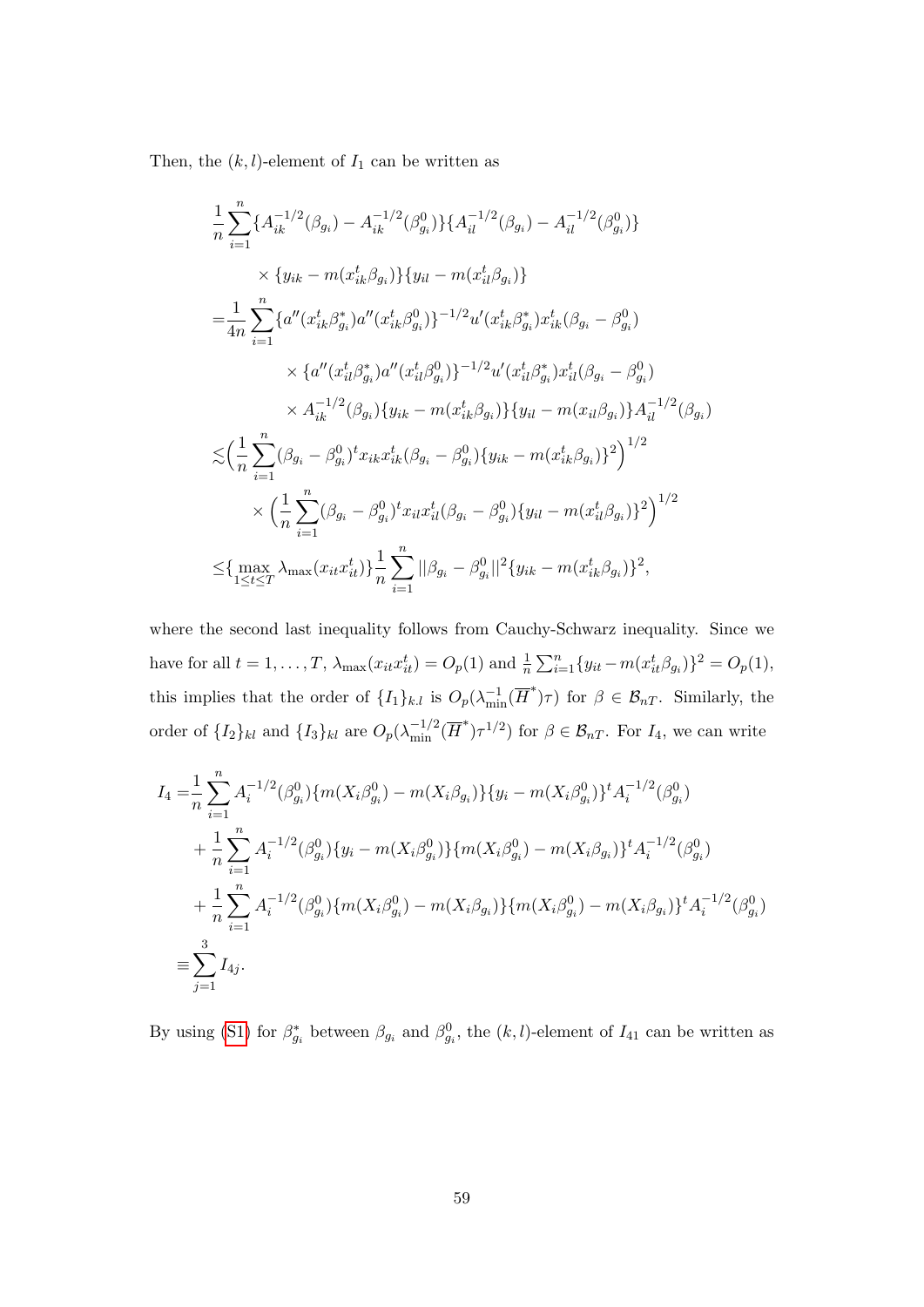Then, the $(k,l)$-element of $I_1$ can be written as

$$
\begin{aligned}
&\frac{1}{n}\sum_{i=1}^{n}\{A_{ik}^{-1/2}(\beta_{g_i}) - A_{ik}^{-1/2}(\beta_{g_i}^0)\}\{A_{il}^{-1/2}(\beta_{g_i}) - A_{il}^{-1/2}(\beta_{g_i}^0)\} \\
&\qquad \times \{y_{ik} - m(x_{ik}^t\beta_{g_i})\}\{y_{il} - m(x_{il}^t\beta_{g_i})\} \\
=&\frac{1}{4n}\sum_{i=1}^{n}\{a''(x_{ik}^t\beta_{g_i}^*)a''(x_{ik}^t\beta_{g_i}^0)\}^{-1/2}u'(x_{ik}^t\beta_{g_i}^*)x_{ik}^t(\beta_{g_i} - \beta_{g_i}^0) \\
&\qquad\qquad \times \{a''(x_{il}^t\beta_{g_i}^*)a''(x_{il}^t\beta_{g_i}^0)\}^{-1/2}u'(x_{il}^t\beta_{g_i}^*)x_{il}^t(\beta_{g_i} - \beta_{g_i}^0) \\
&\qquad\qquad \times A_{ik}^{-1/2}(\beta_{g_i})\{y_{ik} - m(x_{ik}^t\beta_{g_i})\}\{y_{il} - m(x_{il}\beta_{g_i})\}A_{il}^{-1/2}(\beta_{g_i}) \\
\lesssim&\Big(\frac{1}{n}\sum_{i=1}^{n}(\beta_{g_i} - \beta_{g_i}^0)^t x_{ik}x_{ik}^t(\beta_{g_i} - \beta_{g_i}^0)\{y_{ik} - m(x_{ik}^t\beta_{g_i})\}^2\Big)^{1/2} \\
&\quad \times \Big(\frac{1}{n}\sum_{i=1}^{n}(\beta_{g_i} - \beta_{g_i}^0)^t x_{il}x_{il}^t(\beta_{g_i} - \beta_{g_i}^0)\{y_{il} - m(x_{il}^t\beta_{g_i})\}^2\Big)^{1/2} \\
\leq&\{\max_{1\leq t\leq T}\lambda_{\max}(x_{it}x_{it}^t)\}\frac{1}{n}\sum_{i=1}^{n}||\beta_{g_i} - \beta_{g_i}^0||^2\{y_{ik} - m(x_{ik}^t\beta_{g_i})\}^2,
\end{aligned}
$$

where the second last inequality follows from Cauchy-Schwarz inequality. Since we have for all $t = 1,\ldots,T$, $\lambda_{\max}(x_{it}x_{it}^t) = O_p(1)$ and $\frac{1}{n}\sum_{i=1}^{n}\{y_{it} - m(x_{it}^t\beta_{g_i})\}^2 = O_p(1)$, this implies that the order of $\{I_1\}_{k,l}$ is $O_p(\lambda_{\min}^{-1}(\overline{H}^*)\tau)$ for $\beta \in \mathcal{B}_{nT}$. Similarly, the order of $\{I_2\}_{kl}$ and $\{I_3\}_{kl}$ are $O_p(\lambda_{\min}^{-1/2}(\overline{H}^*)\tau^{1/2})$ for $\beta \in \mathcal{B}_{nT}$. For $I_4$, we can write

$$
\begin{aligned}
I_4 =&\frac{1}{n}\sum_{i=1}^{n}A_i^{-1/2}(\beta_{g_i}^0)\{m(X_i\beta_{g_i}^0) - m(X_i\beta_{g_i})\}\{y_i - m(X_i\beta_{g_i}^0)\}^t A_i^{-1/2}(\beta_{g_i}^0) \\
&+ \frac{1}{n}\sum_{i=1}^{n}A_i^{-1/2}(\beta_{g_i}^0)\{y_i - m(X_i\beta_{g_i}^0)\}\{m(X_i\beta_{g_i}^0) - m(X_i\beta_{g_i})\}^t A_i^{-1/2}(\beta_{g_i}^0) \\
&+ \frac{1}{n}\sum_{i=1}^{n}A_i^{-1/2}(\beta_{g_i}^0)\{m(X_i\beta_{g_i}^0) - m(X_i\beta_{g_i})\}\{m(X_i\beta_{g_i}^0) - m(X_i\beta_{g_i})\}^t A_i^{-1/2}(\beta_{g_i}^0) \\
\equiv&\sum_{j=1}^{3}I_{4j}.
\end{aligned}
$$

By using (S1) for $\beta_{g_i}^*$ between $\beta_{g_i}$ and $\beta_{g_i}^0$, the $(k,l)$-element of $I_{41}$ can be written as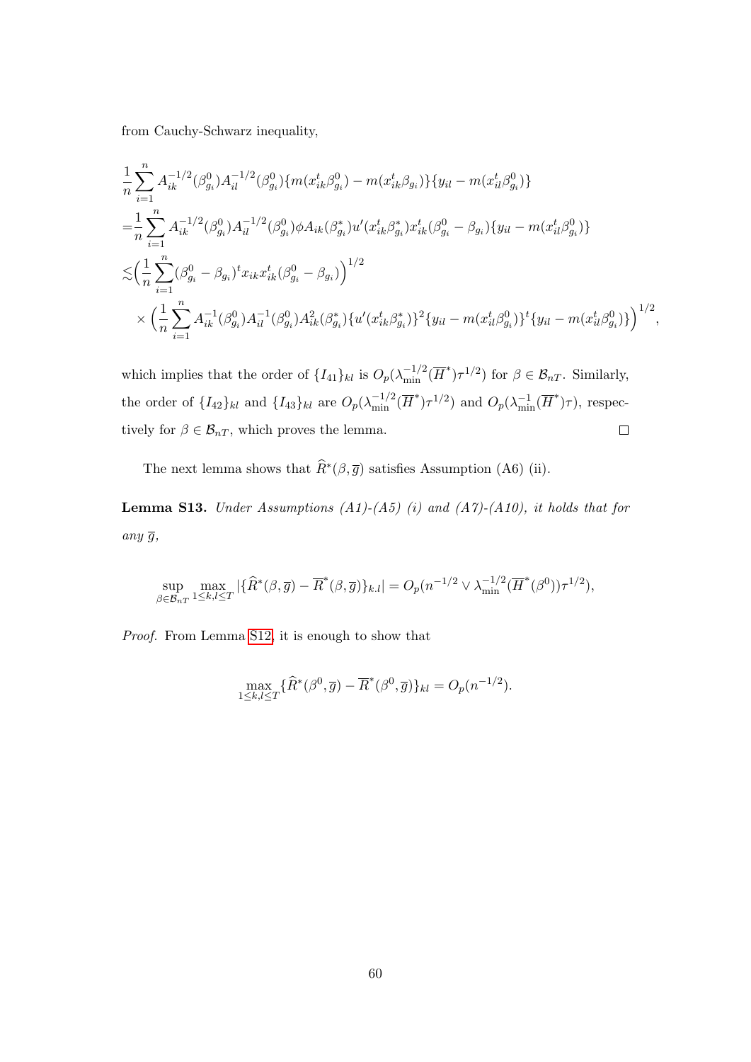from Cauchy-Schwarz inequality,

$$
\begin{aligned}
&\frac{1}{n}\sum_{i=1}^{n} A_{ik}^{-1/2}(\beta_{g_i}^0)A_{il}^{-1/2}(\beta_{g_i}^0)\{m(x_{ik}^t\beta_{g_i}^0) - m(x_{ik}^t\beta_{g_i})\}\{y_{il} - m(x_{il}^t\beta_{g_i}^0)\} \\
=&\frac{1}{n}\sum_{i=1}^{n} A_{ik}^{-1/2}(\beta_{g_i}^0)A_{il}^{-1/2}(\beta_{g_i}^0)\phi A_{ik}(\beta_{g_i}^*)u'(x_{ik}^t\beta_{g_i}^*)x_{ik}^t(\beta_{g_i}^0 - \beta_{g_i})\{y_{il} - m(x_{il}^t\beta_{g_i}^0)\} \\
\lesssim&\Big(\frac{1}{n}\sum_{i=1}^{n}(\beta_{g_i}^0 - \beta_{g_i})^t x_{ik}x_{ik}^t(\beta_{g_i}^0 - \beta_{g_i})\Big)^{1/2} \\
&\times\Big(\frac{1}{n}\sum_{i=1}^{n} A_{ik}^{-1}(\beta_{g_i}^0)A_{il}^{-1}(\beta_{g_i}^0)A_{ik}^2(\beta_{g_i}^*)\{u'(x_{ik}^t\beta_{g_i}^*)\}^2\{y_{il} - m(x_{il}^t\beta_{g_i}^0)\}^t\{y_{il} - m(x_{il}^t\beta_{g_i}^0)\}\Big)^{1/2},
\end{aligned}
$$

which implies that the order of $\{I_{41}\}_{kl}$ is $O_p(\lambda_{\min}^{-1/2}(\overline{H}^*)\tau^{1/2})$ for $\beta \in \mathcal{B}_{nT}$. Similarly, the order of $\{I_{42}\}_{kl}$ and $\{I_{43}\}_{kl}$ are $O_p(\lambda_{\min}^{-1/2}(\overline{H}^*)\tau^{1/2})$ and $O_p(\lambda_{\min}^{-1}(\overline{H}^*)\tau)$, respectively for $\beta \in \mathcal{B}_{nT}$, which proves the lemma. ∎

The next lemma shows that $\widehat{R}^*(\beta, \overline{g})$ satisfies Assumption (A6) (ii).

**Lemma S13.** *Under Assumptions (A1)-(A5) (i) and (A7)-(A10), it holds that for any $\overline{g}$,*

$$
\sup_{\beta\in\mathcal{B}_{nT}} \max_{1\le k,l\le T} |\{\widehat{R}^*(\beta, \overline{g}) - \overline{R}^*(\beta, \overline{g})\}_{k.l}| = O_p(n^{-1/2} \vee \lambda_{\min}^{-1/2}(\overline{H}^*(\beta^0))\tau^{1/2}),
$$

*Proof.* From Lemma S12, it is enough to show that

$$
\max_{1\le k,l\le T}\{\widehat{R}^*(\beta^0, \overline{g}) - \overline{R}^*(\beta^0, \overline{g})\}_{kl} = O_p(n^{-1/2}).
$$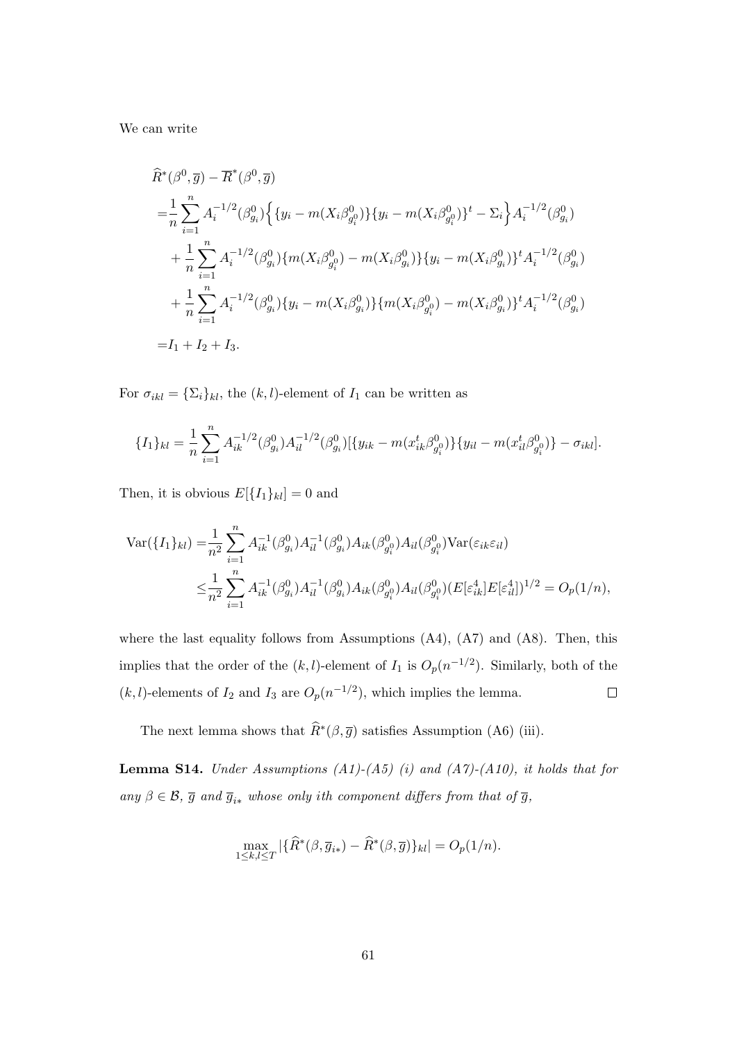We can write

$$
\begin{aligned}
&\widehat{R}^*(\beta^0, \overline{g}) - \overline{R}^*(\beta^0, \overline{g}) \\
=&\frac{1}{n}\sum_{i=1}^n A_i^{-1/2}(\beta^0_{g_i})\Big\{\{y_i - m(X_i\beta^0_{g_i^0})\}\{y_i - m(X_i\beta^0_{g_i^0})\}^t - \Sigma_i\Big\}A_i^{-1/2}(\beta^0_{g_i}) \\
&+ \frac{1}{n}\sum_{i=1}^n A_i^{-1/2}(\beta^0_{g_i})\{m(X_i\beta^0_{g_i^0}) - m(X_i\beta^0_{g_i})\}\{y_i - m(X_i\beta^0_{g_i})\}^t A_i^{-1/2}(\beta^0_{g_i}) \\
&+ \frac{1}{n}\sum_{i=1}^n A_i^{-1/2}(\beta^0_{g_i})\{y_i - m(X_i\beta^0_{g_i})\}\{m(X_i\beta^0_{g_i^0}) - m(X_i\beta^0_{g_i})\}^t A_i^{-1/2}(\beta^0_{g_i}) \\
=&I_1 + I_2 + I_3.
\end{aligned}
$$

For $\sigma_{ikl} = \{\Sigma_i\}_{kl}$, the $(k,l)$-element of $I_1$ can be written as

$$
\{I_1\}_{kl} = \frac{1}{n}\sum_{i=1}^n A_{ik}^{-1/2}(\beta^0_{g_i})A_{il}^{-1/2}(\beta^0_{g_i})[\{y_{ik} - m(x_{ik}^t\beta^0_{g_i^0})\}\{y_{il} - m(x_{il}^t\beta^0_{g_i^0})\} - \sigma_{ikl}].
$$

Then, it is obvious $E[\{I_1\}_{kl}] = 0$ and

$$
\begin{aligned}
\mathrm{Var}(\{I_1\}_{kl}) =& \frac{1}{n^2}\sum_{i=1}^n A_{ik}^{-1}(\beta^0_{g_i})A_{il}^{-1}(\beta^0_{g_i})A_{ik}(\beta^0_{g_i^0})A_{il}(\beta^0_{g_i^0})\mathrm{Var}(\varepsilon_{ik}\varepsilon_{il}) \\
\le& \frac{1}{n^2}\sum_{i=1}^n A_{ik}^{-1}(\beta^0_{g_i})A_{il}^{-1}(\beta^0_{g_i})A_{ik}(\beta^0_{g_i^0})A_{il}(\beta^0_{g_i^0})(E[\varepsilon_{ik}^4]E[\varepsilon_{il}^4])^{1/2} = O_p(1/n),
\end{aligned}
$$

where the last equality follows from Assumptions (A4), (A7) and (A8). Then, this implies that the order of the $(k,l)$-element of $I_1$ is $O_p(n^{-1/2})$. Similarly, both of the $(k,l)$-elements of $I_2$ and $I_3$ are $O_p(n^{-1/2})$, which implies the lemma. □

The next lemma shows that $\widehat{R}^*(\beta, \overline{g})$ satisfies Assumption (A6) (iii).

**Lemma S14.** *Under Assumptions (A1)-(A5) (i) and (A7)-(A10), it holds that for any $\beta \in \mathcal{B}$, $\overline{g}$ and $\overline{g}_{i*}$ whose only $i$th component differs from that of $\overline{g}$,*

$$
\max_{1\le k,l\le T} |\{\widehat{R}^*(\beta, \overline{g}_{i*}) - \widehat{R}^*(\beta, \overline{g})\}_{kl}| = O_p(1/n).
$$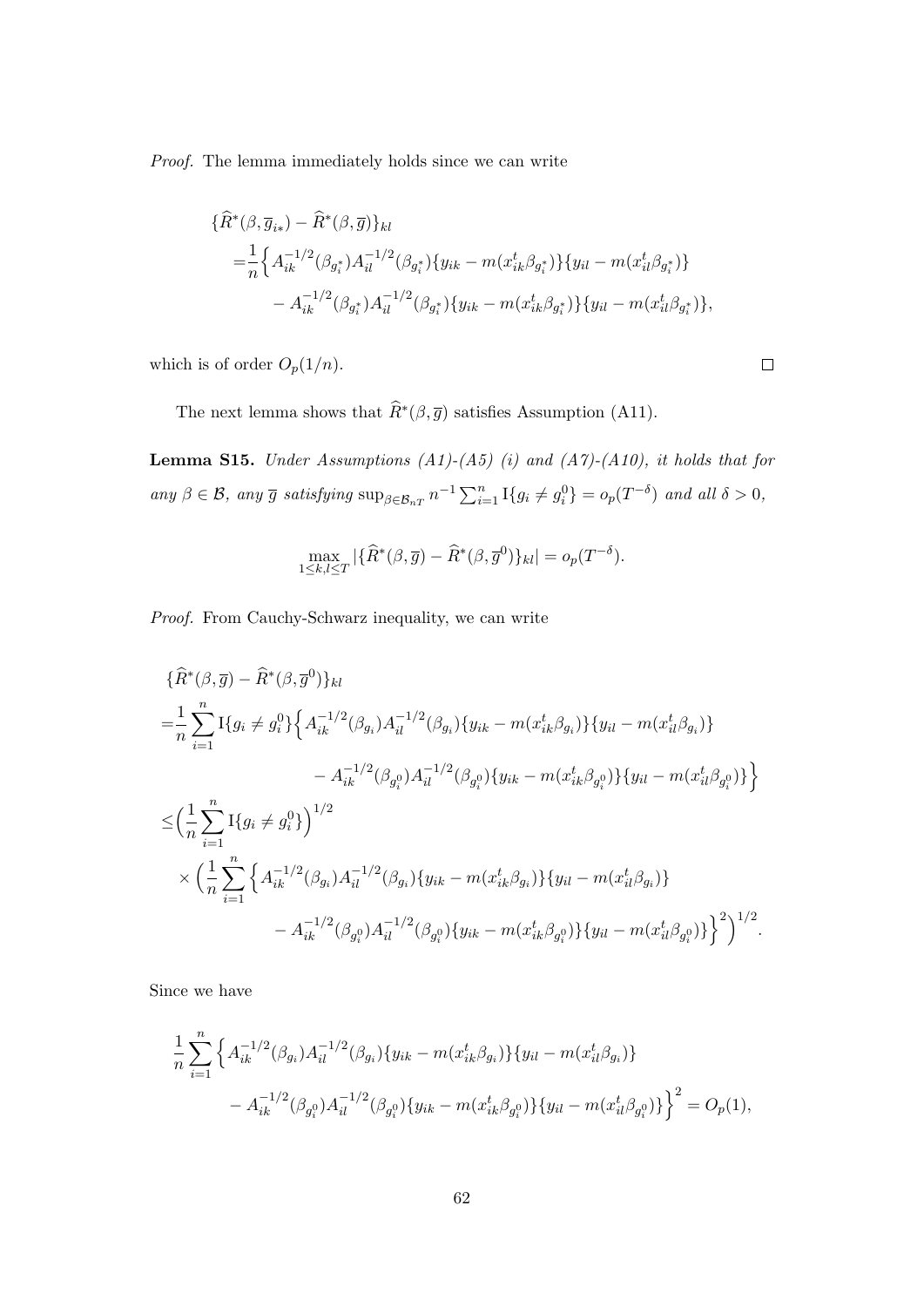*Proof.* The lemma immediately holds since we can write

$$
\begin{aligned}
&\{\widehat{R}^*(\beta, \overline{g}_{i*}) - \widehat{R}^*(\beta, \overline{g})\}_{kl} \\
=&\frac{1}{n}\Big\{ A_{ik}^{-1/2}(\beta_{g_i^*}) A_{il}^{-1/2}(\beta_{g_i^*}) \{y_{ik} - m(x_{ik}^t \beta_{g_i^*})\}\{y_{il} - m(x_{il}^t \beta_{g_i^*})\} \\
&- A_{ik}^{-1/2}(\beta_{g_i^*}) A_{il}^{-1/2}(\beta_{g_i^*}) \{y_{ik} - m(x_{ik}^t \beta_{g_i^*})\}\{y_{il} - m(x_{il}^t \beta_{g_i^*})\},
\end{aligned}
$$

which is of order $O_p(1/n)$. $\square$

The next lemma shows that $\widehat{R}^*(\beta, \overline{g})$ satisfies Assumption (A11).

**Lemma S15.** *Under Assumptions (A1)-(A5) (i) and (A7)-(A10), it holds that for any $\beta \in \mathcal{B}$, any $\overline{g}$ satisfying $\sup_{\beta \in \mathcal{B}_{nT}} n^{-1} \sum_{i=1}^n \mathrm{I}\{g_i \neq g_i^0\} = o_p(T^{-\delta})$ and all $\delta > 0$,*

$$
\max_{1 \le k,l \le T} |\{\widehat{R}^*(\beta, \overline{g}) - \widehat{R}^*(\beta, \overline{g}^0)\}_{kl}| = o_p(T^{-\delta}).
$$

*Proof.* From Cauchy-Schwarz inequality, we can write

$$
\begin{aligned}
&\{\widehat{R}^*(\beta, \overline{g}) - \widehat{R}^*(\beta, \overline{g}^0)\}_{kl} \\
=&\frac{1}{n}\sum_{i=1}^n \mathrm{I}\{g_i \neq g_i^0\}\Big\{ A_{ik}^{-1/2}(\beta_{g_i}) A_{il}^{-1/2}(\beta_{g_i}) \{y_{ik} - m(x_{ik}^t \beta_{g_i})\}\{y_{il} - m(x_{il}^t \beta_{g_i})\} \\
&\qquad - A_{ik}^{-1/2}(\beta_{g_i^0}) A_{il}^{-1/2}(\beta_{g_i^0}) \{y_{ik} - m(x_{ik}^t \beta_{g_i^0})\}\{y_{il} - m(x_{il}^t \beta_{g_i^0})\}\Big\} \\
\le&\Big(\frac{1}{n}\sum_{i=1}^n \mathrm{I}\{g_i \neq g_i^0\}\Big)^{1/2} \\
&\times \Big(\frac{1}{n}\sum_{i=1}^n \Big\{ A_{ik}^{-1/2}(\beta_{g_i}) A_{il}^{-1/2}(\beta_{g_i}) \{y_{ik} - m(x_{ik}^t \beta_{g_i})\}\{y_{il} - m(x_{il}^t \beta_{g_i})\} \\
&\qquad - A_{ik}^{-1/2}(\beta_{g_i^0}) A_{il}^{-1/2}(\beta_{g_i^0}) \{y_{ik} - m(x_{ik}^t \beta_{g_i^0})\}\{y_{il} - m(x_{il}^t \beta_{g_i^0})\}\Big\}^2\Big)^{1/2}.
\end{aligned}
$$

Since we have

$$
\begin{aligned}
&\frac{1}{n}\sum_{i=1}^n \Big\{ A_{ik}^{-1/2}(\beta_{g_i}) A_{il}^{-1/2}(\beta_{g_i}) \{y_{ik} - m(x_{ik}^t \beta_{g_i})\}\{y_{il} - m(x_{il}^t \beta_{g_i})\} \\
&\qquad - A_{ik}^{-1/2}(\beta_{g_i^0}) A_{il}^{-1/2}(\beta_{g_i^0}) \{y_{ik} - m(x_{ik}^t \beta_{g_i^0})\}\{y_{il} - m(x_{il}^t \beta_{g_i^0})\}\Big\}^2 = O_p(1),
\end{aligned}
$$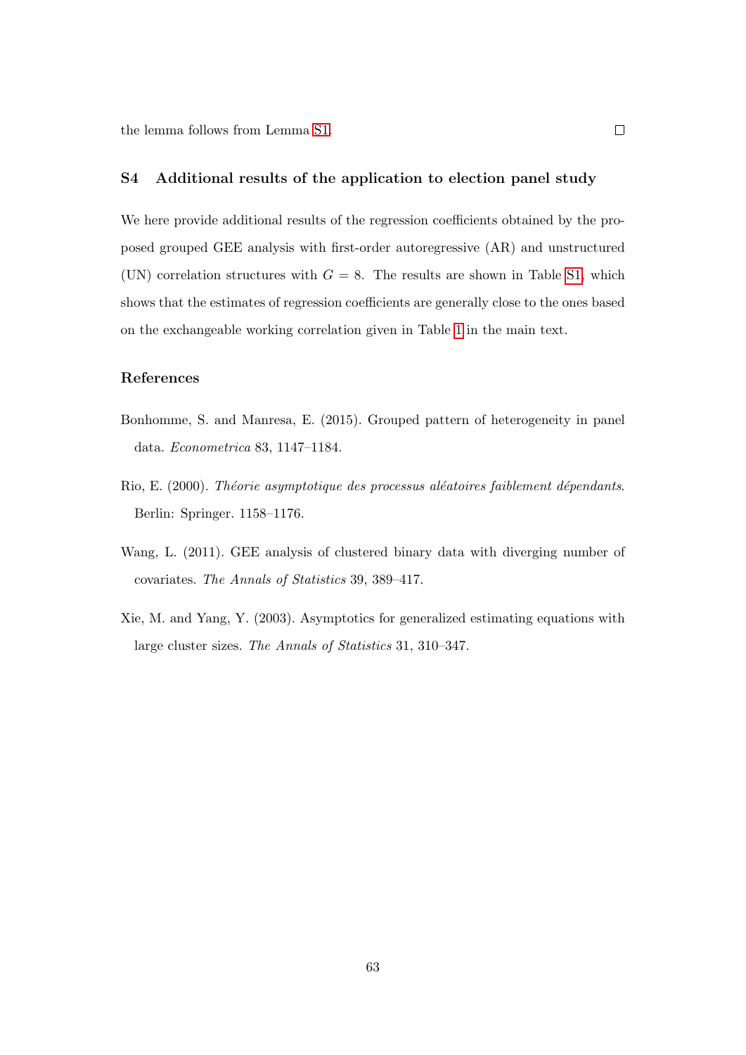the lemma follows from Lemma S1. □

## S4 Additional results of the application to election panel study

We here provide additional results of the regression coefficients obtained by the proposed grouped GEE analysis with first-order autoregressive (AR) and unstructured (UN) correlation structures with $G = 8$. The results are shown in Table S1, which shows that the estimates of regression coefficients are generally close to the ones based on the exchangeable working correlation given in Table 1 in the main text.

### References

Bonhomme, S. and Manresa, E. (2015). Grouped pattern of heterogeneity in panel data. *Econometrica* 83, 1147–1184.

Rio, E. (2000). *Théorie asymptotique des processus aléatoires faiblement dépendants*. Berlin: Springer. 1158–1176.

Wang, L. (2011). GEE analysis of clustered binary data with diverging number of covariates. *The Annals of Statistics* 39, 389–417.

Xie, M. and Yang, Y. (2003). Asymptotics for generalized estimating equations with large cluster sizes. *The Annals of Statistics* 31, 310–347.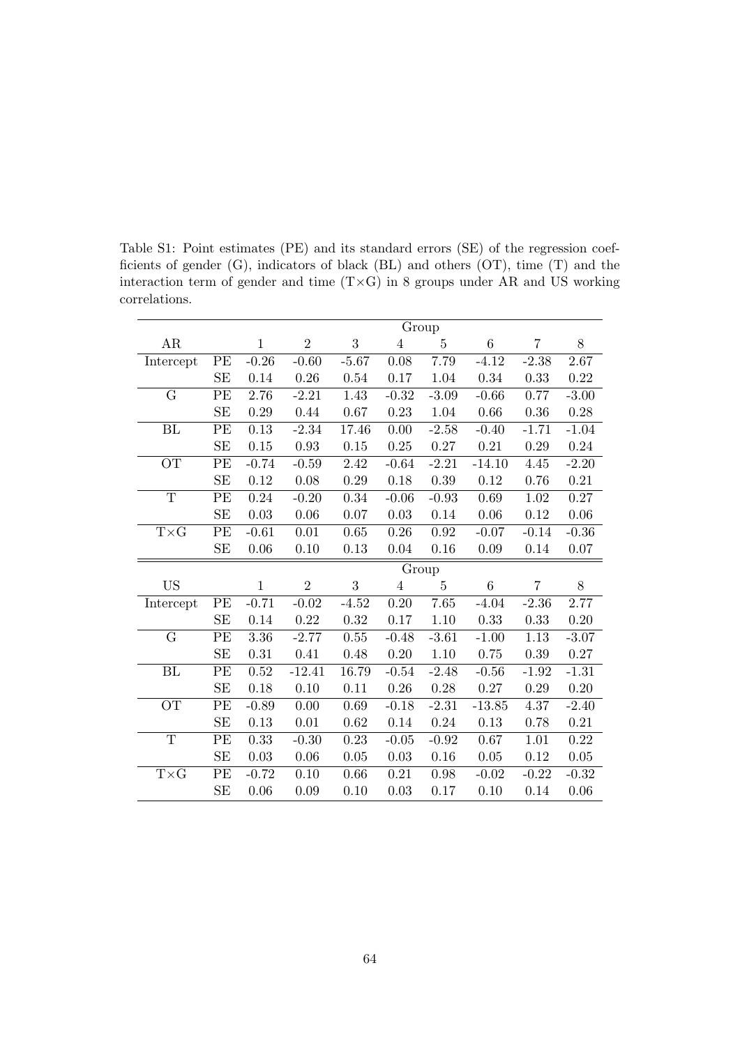Table S1: Point estimates (PE) and its standard errors (SE) of the regression coefficients of gender (G), indicators of black (BL) and others (OT), time (T) and the interaction term of gender and time (T×G) in 8 groups under AR and US working correlations.

| | | Group | | | | | | | |
|---|---|---|---|---|---|---|---|---|---|
| AR | | 1 | 2 | 3 | 4 | 5 | 6 | 7 | 8 |
| Intercept | PE | -0.26 | -0.60 | -5.67 | 0.08 | 7.79 | -4.12 | -2.38 | 2.67 |
| | SE | 0.14 | 0.26 | 0.54 | 0.17 | 1.04 | 0.34 | 0.33 | 0.22 |
| G | PE | 2.76 | -2.21 | 1.43 | -0.32 | -3.09 | -0.66 | 0.77 | -3.00 |
| | SE | 0.29 | 0.44 | 0.67 | 0.23 | 1.04 | 0.66 | 0.36 | 0.28 |
| BL | PE | 0.13 | -2.34 | 17.46 | 0.00 | -2.58 | -0.40 | -1.71 | -1.04 |
| | SE | 0.15 | 0.93 | 0.15 | 0.25 | 0.27 | 0.21 | 0.29 | 0.24 |
| OT | PE | -0.74 | -0.59 | 2.42 | -0.64 | -2.21 | -14.10 | 4.45 | -2.20 |
| | SE | 0.12 | 0.08 | 0.29 | 0.18 | 0.39 | 0.12 | 0.76 | 0.21 |
| T | PE | 0.24 | -0.20 | 0.34 | -0.06 | -0.93 | 0.69 | 1.02 | 0.27 |
| | SE | 0.03 | 0.06 | 0.07 | 0.03 | 0.14 | 0.06 | 0.12 | 0.06 |
| T×G | PE | -0.61 | 0.01 | 0.65 | 0.26 | 0.92 | -0.07 | -0.14 | -0.36 |
| | SE | 0.06 | 0.10 | 0.13 | 0.04 | 0.16 | 0.09 | 0.14 | 0.07 |
| | | Group | | | | | | | |
| US | | 1 | 2 | 3 | 4 | 5 | 6 | 7 | 8 |
| Intercept | PE | -0.71 | -0.02 | -4.52 | 0.20 | 7.65 | -4.04 | -2.36 | 2.77 |
| | SE | 0.14 | 0.22 | 0.32 | 0.17 | 1.10 | 0.33 | 0.33 | 0.20 |
| G | PE | 3.36 | -2.77 | 0.55 | -0.48 | -3.61 | -1.00 | 1.13 | -3.07 |
| | SE | 0.31 | 0.41 | 0.48 | 0.20 | 1.10 | 0.75 | 0.39 | 0.27 |
| BL | PE | 0.52 | -12.41 | 16.79 | -0.54 | -2.48 | -0.56 | -1.92 | -1.31 |
| | SE | 0.18 | 0.10 | 0.11 | 0.26 | 0.28 | 0.27 | 0.29 | 0.20 |
| OT | PE | -0.89 | 0.00 | 0.69 | -0.18 | -2.31 | -13.85 | 4.37 | -2.40 |
| | SE | 0.13 | 0.01 | 0.62 | 0.14 | 0.24 | 0.13 | 0.78 | 0.21 |
| T | PE | 0.33 | -0.30 | 0.23 | -0.05 | -0.92 | 0.67 | 1.01 | 0.22 |
| | SE | 0.03 | 0.06 | 0.05 | 0.03 | 0.16 | 0.05 | 0.12 | 0.05 |
| T×G | PE | -0.72 | 0.10 | 0.66 | 0.21 | 0.98 | -0.02 | -0.22 | -0.32 |
| | SE | 0.06 | 0.09 | 0.10 | 0.03 | 0.17 | 0.10 | 0.14 | 0.06 |